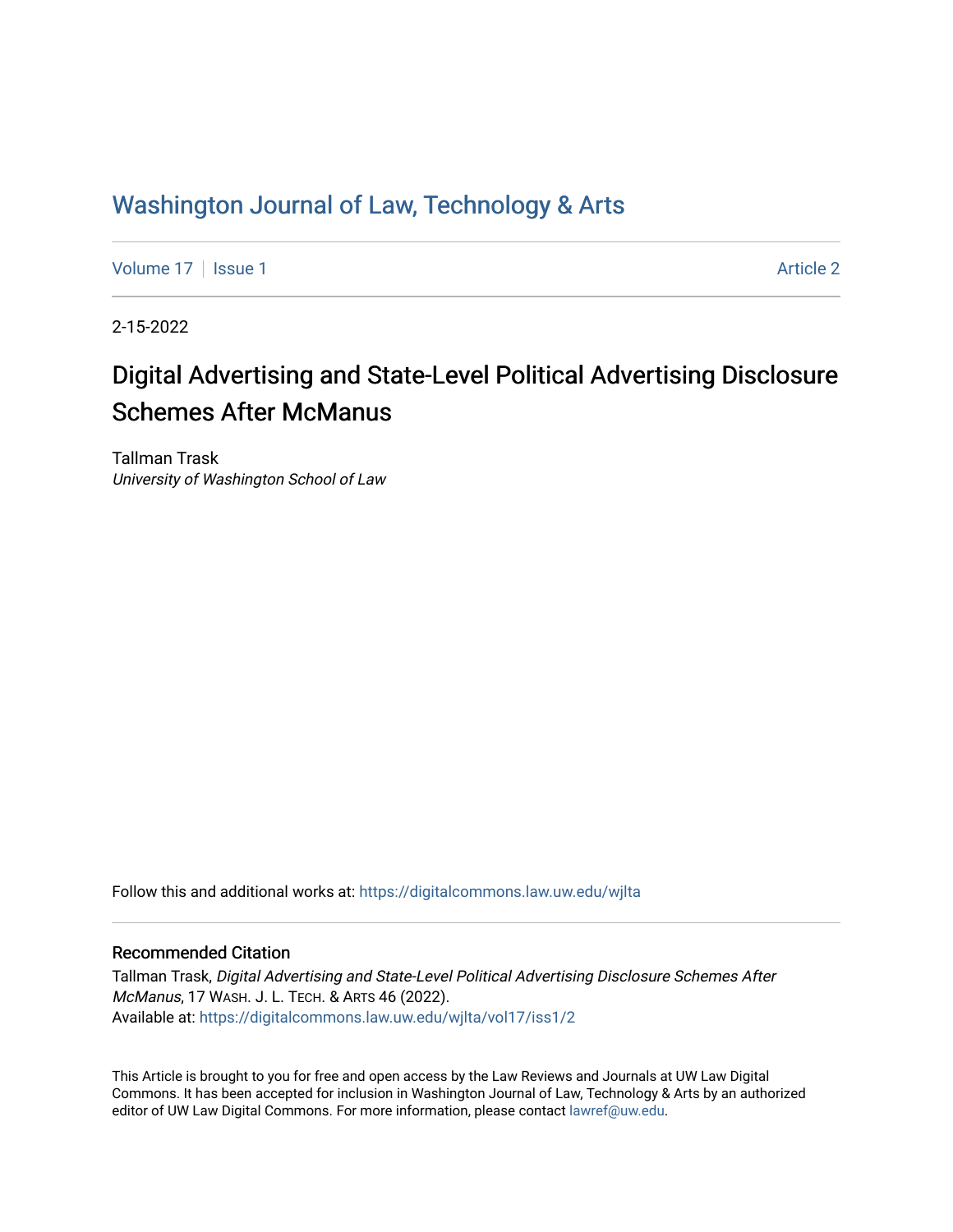# Washington Journal of Law, Technology & Arts

Volume 17 | Issue 1 | Article 2

2-15-2022

## Digital Advertising and State-Level Political Advertising Disclosure Schemes After McManus

Tallman Trask
*University of Washington School of Law*

Follow this and additional works at: https://digitalcommons.law.uw.edu/wjlta

### Recommended Citation

Tallman Trask, *Digital Advertising and State-Level Political Advertising Disclosure Schemes After McManus*, 17 WASH. J. L. TECH. & ARTS 46 (2022).
Available at: https://digitalcommons.law.uw.edu/wjlta/vol17/iss1/2

This Article is brought to you for free and open access by the Law Reviews and Journals at UW Law Digital Commons. It has been accepted for inclusion in Washington Journal of Law, Technology & Arts by an authorized editor of UW Law Digital Commons. For more information, please contact lawref@uw.edu.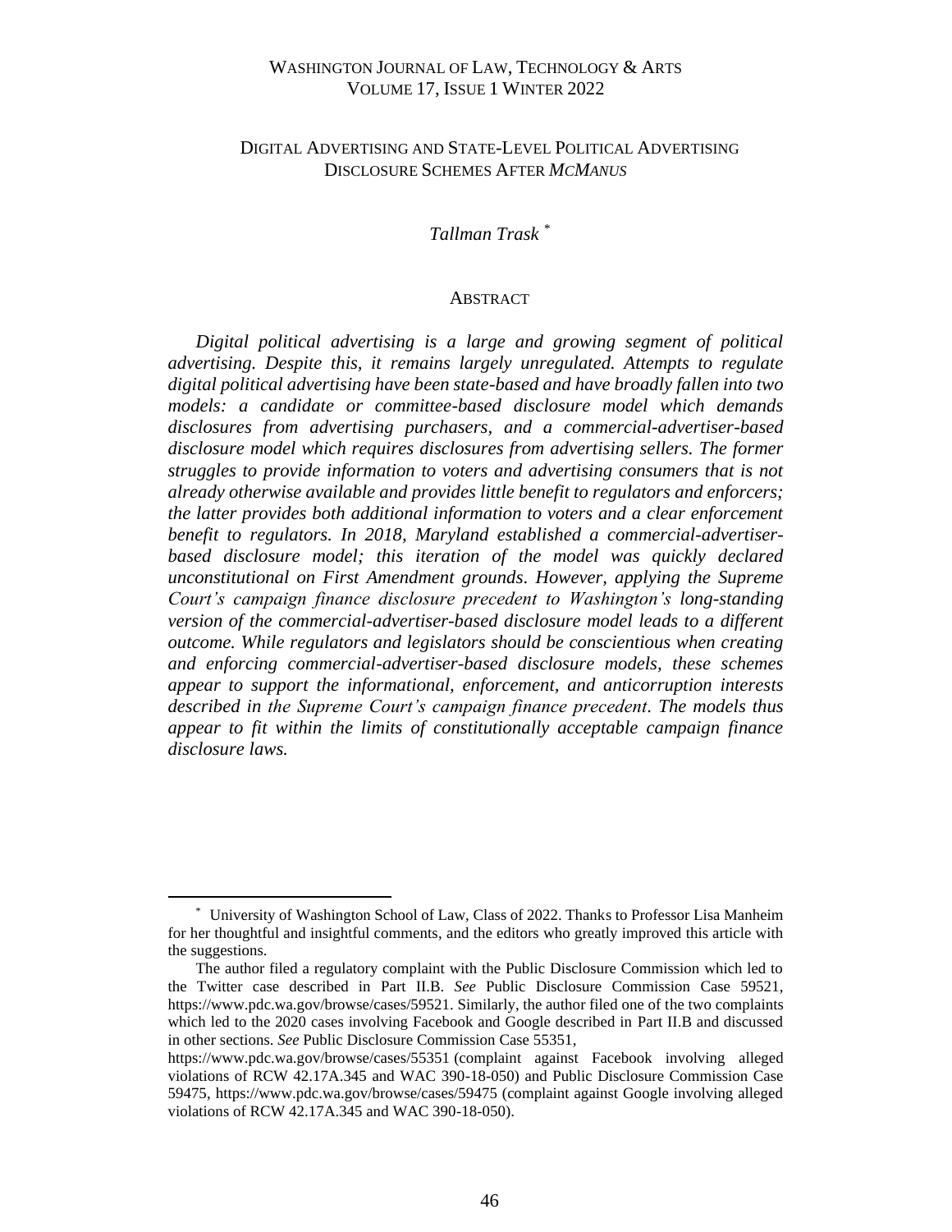WASHINGTON JOURNAL OF LAW, TECHNOLOGY & ARTS
VOLUME 17, ISSUE 1 WINTER 2022

# DIGITAL ADVERTISING AND STATE-LEVEL POLITICAL ADVERTISING DISCLOSURE SCHEMES AFTER *MCMANUS*

*Tallman Trask* *

## ABSTRACT

***Digital political advertising is a large and growing segment of political advertising. Despite this, it remains largely unregulated. Attempts to regulate digital political advertising have been state-based and have broadly fallen into two models: a candidate or committee-based disclosure model which demands disclosures from advertising purchasers, and a commercial-advertiser-based disclosure model which requires disclosures from advertising sellers. The former struggles to provide information to voters and advertising consumers that is not already otherwise available and provides little benefit to regulators and enforcers; the latter provides both additional information to voters and a clear enforcement benefit to regulators. In 2018, Maryland established a commercial-advertiser-based disclosure model; this iteration of the model was quickly declared unconstitutional on First Amendment grounds. However, applying the Supreme Court's campaign finance disclosure precedent to Washington's long-standing version of the commercial-advertiser-based disclosure model leads to a different outcome. While regulators and legislators should be conscientious when creating and enforcing commercial-advertiser-based disclosure models, these schemes appear to support the informational, enforcement, and anticorruption interests described in the Supreme Court's campaign finance precedent. The models thus appear to fit within the limits of constitutionally acceptable campaign finance disclosure laws.***

---

\* University of Washington School of Law, Class of 2022. Thanks to Professor Lisa Manheim for her thoughtful and insightful comments, and the editors who greatly improved this article with the suggestions.

The author filed a regulatory complaint with the Public Disclosure Commission which led to the Twitter case described in Part II.B. *See* Public Disclosure Commission Case 59521, https://www.pdc.wa.gov/browse/cases/59521. Similarly, the author filed one of the two complaints which led to the 2020 cases involving Facebook and Google described in Part II.B and discussed in other sections. *See* Public Disclosure Commission Case 55351, https://www.pdc.wa.gov/browse/cases/55351 (complaint against Facebook involving alleged violations of RCW 42.17A.345 and WAC 390-18-050) and Public Disclosure Commission Case 59475, https://www.pdc.wa.gov/browse/cases/59475 (complaint against Google involving alleged violations of RCW 42.17A.345 and WAC 390-18-050).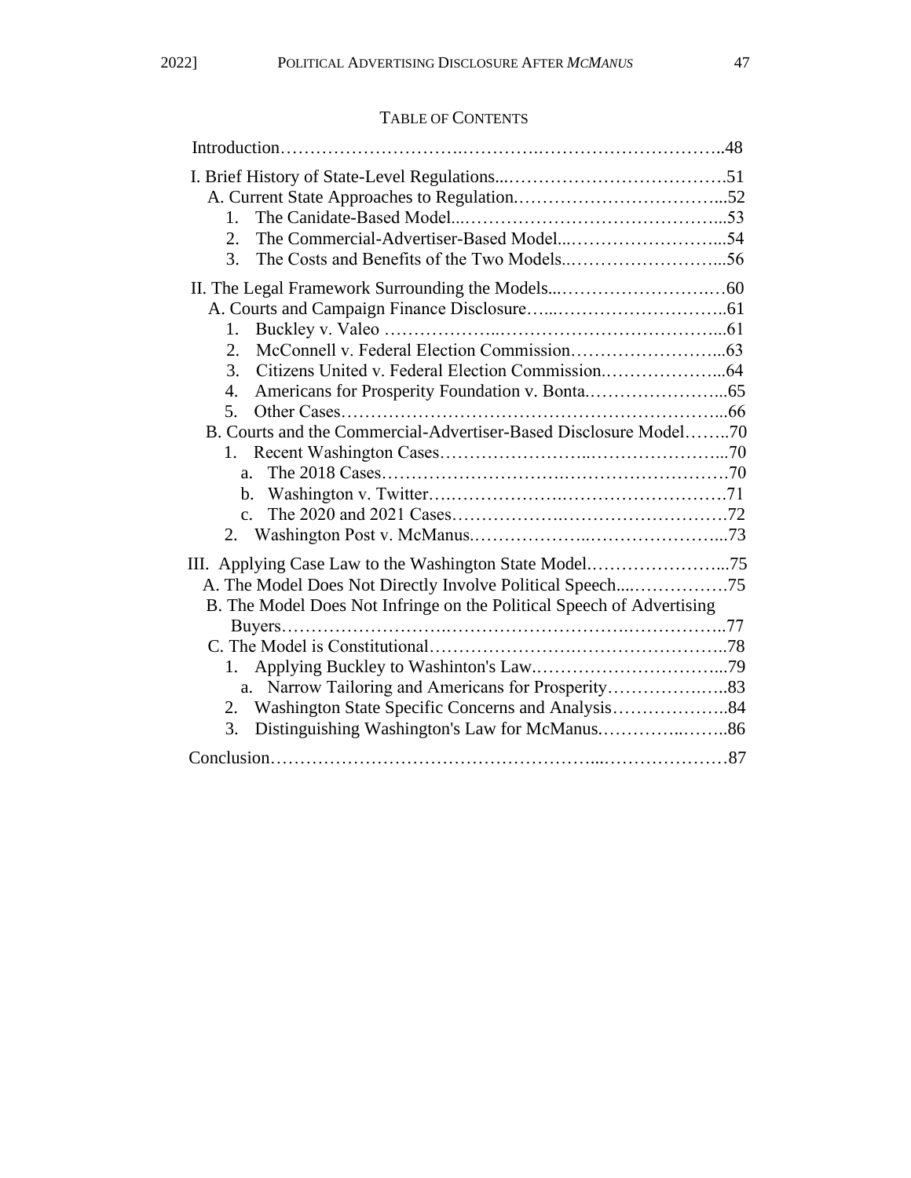## TABLE OF CONTENTS

Introduction……………………….………….…………………………..48

I. Brief History of State-Level Regulations...……………………………….51
- A. Current State Approaches to Regulation.……………………………...52
  - 1. The Canidate-Based Model...……………………………………...53
  - 2. The Commercial-Advertiser-Based Model...……………………...54
  - 3. The Costs and Benefits of the Two Models.……………………...56

II. The Legal Framework Surrounding the Models...…………………….…60
- A. Courts and Campaign Finance Disclosure…...………………………..61
  - 1. Buckley v. Valeo ………………..……………………………...61
  - 2. McConnell v. Federal Election Commission……………………...63
  - 3. Citizens United v. Federal Election Commission.………………...64
  - 4. Americans for Prosperity Foundation v. Bonta.…………………...65
  - 5. Other Cases………………………………………………………...66
- B. Courts and the Commercial-Advertiser-Based Disclosure Model……..70
  - 1. Recent Washington Cases……………………..…………………...70
    - a. The 2018 Cases……………………….……………………….70
    - b. Washington v. Twitter….………………….…………………….71
    - c. The 2020 and 2021 Cases……………….……………………….72
  - 2. Washington Post v. McManus.………………..…………………...73

III. Applying Case Law to the Washington State Model.…………………...75
- A. The Model Does Not Directly Involve Political Speech....…………….75
- B. The Model Does Not Infringe on the Political Speech of Advertising Buyers…………………….……………………….……………..77
- C. The Model is Constitutional…………………….……………………..78
  - 1. Applying Buckley to Washinton's Law.…………………………...79
    - a. Narrow Tailoring and Americans for Prosperity……………….…..83
  - 2. Washington State Specific Concerns and Analysis………………..84
  - 3. Distinguishing Washington's Law for McManus.…………..……..86

Conclusion……………………………………………...…………………87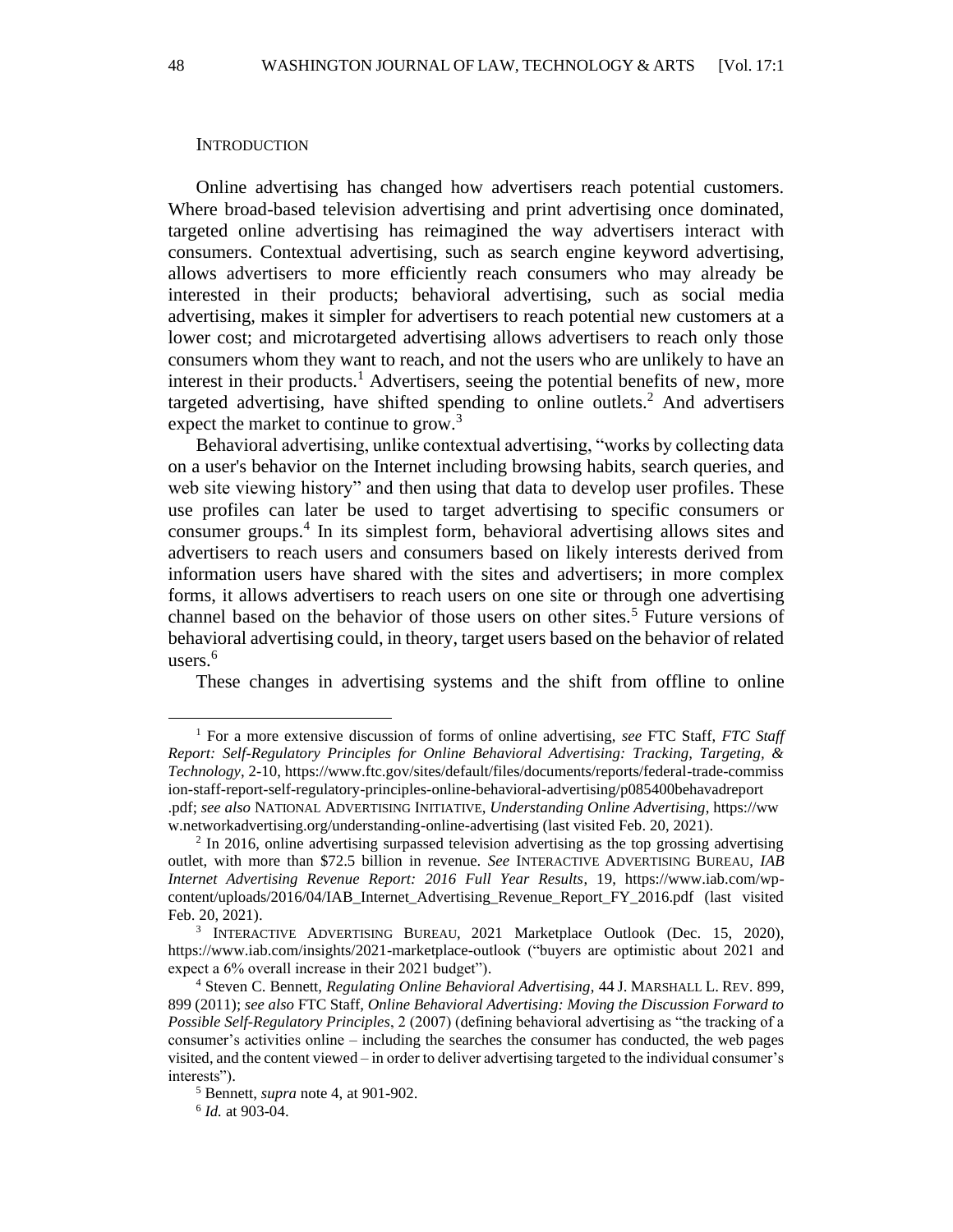## INTRODUCTION

Online advertising has changed how advertisers reach potential customers. Where broad-based television advertising and print advertising once dominated, targeted online advertising has reimagined the way advertisers interact with consumers. Contextual advertising, such as search engine keyword advertising, allows advertisers to more efficiently reach consumers who may already be interested in their products; behavioral advertising, such as social media advertising, makes it simpler for advertisers to reach potential new customers at a lower cost; and microtargeted advertising allows advertisers to reach only those consumers whom they want to reach, and not the users who are unlikely to have an interest in their products.[1] Advertisers, seeing the potential benefits of new, more targeted advertising, have shifted spending to online outlets.[2] And advertisers expect the market to continue to grow.[3]

Behavioral advertising, unlike contextual advertising, "works by collecting data on a user's behavior on the Internet including browsing habits, search queries, and web site viewing history" and then using that data to develop user profiles. These use profiles can later be used to target advertising to specific consumers or consumer groups.[4] In its simplest form, behavioral advertising allows sites and advertisers to reach users and consumers based on likely interests derived from information users have shared with the sites and advertisers; in more complex forms, it allows advertisers to reach users on one site or through one advertising channel based on the behavior of those users on other sites.[5] Future versions of behavioral advertising could, in theory, target users based on the behavior of related users.[6]

These changes in advertising systems and the shift from offline to online

---

[1] For a more extensive discussion of forms of online advertising, *see* FTC Staff, *FTC Staff Report: Self-Regulatory Principles for Online Behavioral Advertising: Tracking, Targeting, & Technology*, 2-10, https://www.ftc.gov/sites/default/files/documents/reports/federal-trade-commission-staff-report-self-regulatory-principles-online-behavioral-advertising/p085400behavadreport.pdf; *see also* NATIONAL ADVERTISING INITIATIVE, *Understanding Online Advertising*, https://www.networkadvertising.org/understanding-online-advertising (last visited Feb. 20, 2021).

[2] In 2016, online advertising surpassed television advertising as the top grossing advertising outlet, with more than $72.5 billion in revenue. *See* INTERACTIVE ADVERTISING BUREAU, *IAB Internet Advertising Revenue Report: 2016 Full Year Results*, 19, https://www.iab.com/wp-content/uploads/2016/04/IAB_Internet_Advertising_Revenue_Report_FY_2016.pdf (last visited Feb. 20, 2021).

[3] INTERACTIVE ADVERTISING BUREAU, 2021 Marketplace Outlook (Dec. 15, 2020), https://www.iab.com/insights/2021-marketplace-outlook ("buyers are optimistic about 2021 and expect a 6% overall increase in their 2021 budget").

[4] Steven C. Bennett, *Regulating Online Behavioral Advertising*, 44 J. MARSHALL L. REV. 899, 899 (2011); *see also* FTC Staff, *Online Behavioral Advertising: Moving the Discussion Forward to Possible Self-Regulatory Principles*, 2 (2007) (defining behavioral advertising as "the tracking of a consumer's activities online – including the searches the consumer has conducted, the web pages visited, and the content viewed – in order to deliver advertising targeted to the individual consumer's interests").

[5] Bennett, *supra* note 4, at 901-902.

[6] *Id.* at 903-04.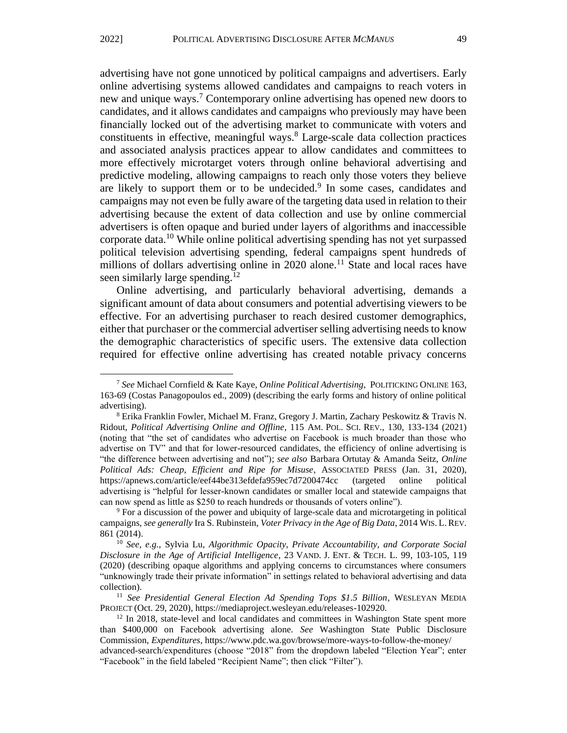advertising have not gone unnoticed by political campaigns and advertisers. Early online advertising systems allowed candidates and campaigns to reach voters in new and unique ways.[7] Contemporary online advertising has opened new doors to candidates, and it allows candidates and campaigns who previously may have been financially locked out of the advertising market to communicate with voters and constituents in effective, meaningful ways.[8] Large-scale data collection practices and associated analysis practices appear to allow candidates and committees to more effectively microtarget voters through online behavioral advertising and predictive modeling, allowing campaigns to reach only those voters they believe are likely to support them or to be undecided.[9] In some cases, candidates and campaigns may not even be fully aware of the targeting data used in relation to their advertising because the extent of data collection and use by online commercial advertisers is often opaque and buried under layers of algorithms and inaccessible corporate data.[10] While online political advertising spending has not yet surpassed political television advertising spending, federal campaigns spent hundreds of millions of dollars advertising online in 2020 alone.[11] State and local races have seen similarly large spending.[12]

Online advertising, and particularly behavioral advertising, demands a significant amount of data about consumers and potential advertising viewers to be effective. For an advertising purchaser to reach desired customer demographics, either that purchaser or the commercial advertiser selling advertising needs to know the demographic characteristics of specific users. The extensive data collection required for effective online advertising has created notable privacy concerns

---

[7] *See* Michael Cornfield & Kate Kaye, *Online Political Advertising*, POLITICKING ONLINE 163, 163-69 (Costas Panagopoulos ed., 2009) (describing the early forms and history of online political advertising).

[8] Erika Franklin Fowler, Michael M. Franz, Gregory J. Martin, Zachary Peskowitz & Travis N. Ridout, *Political Advertising Online and Offline*, 115 AM. POL. SCI. REV., 130, 133-134 (2021) (noting that "the set of candidates who advertise on Facebook is much broader than those who advertise on TV" and that for lower-resourced candidates, the efficiency of online advertising is "the difference between advertising and not"); *see also* Barbara Ortutay & Amanda Seitz, *Online Political Ads: Cheap, Efficient and Ripe for Misuse*, ASSOCIATED PRESS (Jan. 31, 2020), https://apnews.com/article/eef44be313efdefa959ec7d7200474cc (targeted online political advertising is "helpful for lesser-known candidates or smaller local and statewide campaigns that can now spend as little as $250 to reach hundreds or thousands of voters online").

[9] For a discussion of the power and ubiquity of large-scale data and microtargeting in political campaigns, *see generally* Ira S. Rubinstein, *Voter Privacy in the Age of Big Data*, 2014 WIS. L. REV. 861 (2014).

[10] *See, e.g.*, Sylvia Lu, *Algorithmic Opacity, Private Accountability, and Corporate Social Disclosure in the Age of Artificial Intelligence*, 23 VAND. J. ENT. & TECH. L. 99, 103-105, 119 (2020) (describing opaque algorithms and applying concerns to circumstances where consumers "unknowingly trade their private information" in settings related to behavioral advertising and data collection).

[11] *See Presidential General Election Ad Spending Tops $1.5 Billion*, WESLEYAN MEDIA PROJECT (Oct. 29, 2020), https://mediaproject.wesleyan.edu/releases-102920.

[12] In 2018, state-level and local candidates and committees in Washington State spent more than $400,000 on Facebook advertising alone. *See* Washington State Public Disclosure Commission, *Expenditures*, https://www.pdc.wa.gov/browse/more-ways-to-follow-the-money/advanced-search/expenditures (choose "2018" from the dropdown labeled "Election Year"; enter "Facebook" in the field labeled "Recipient Name"; then click "Filter").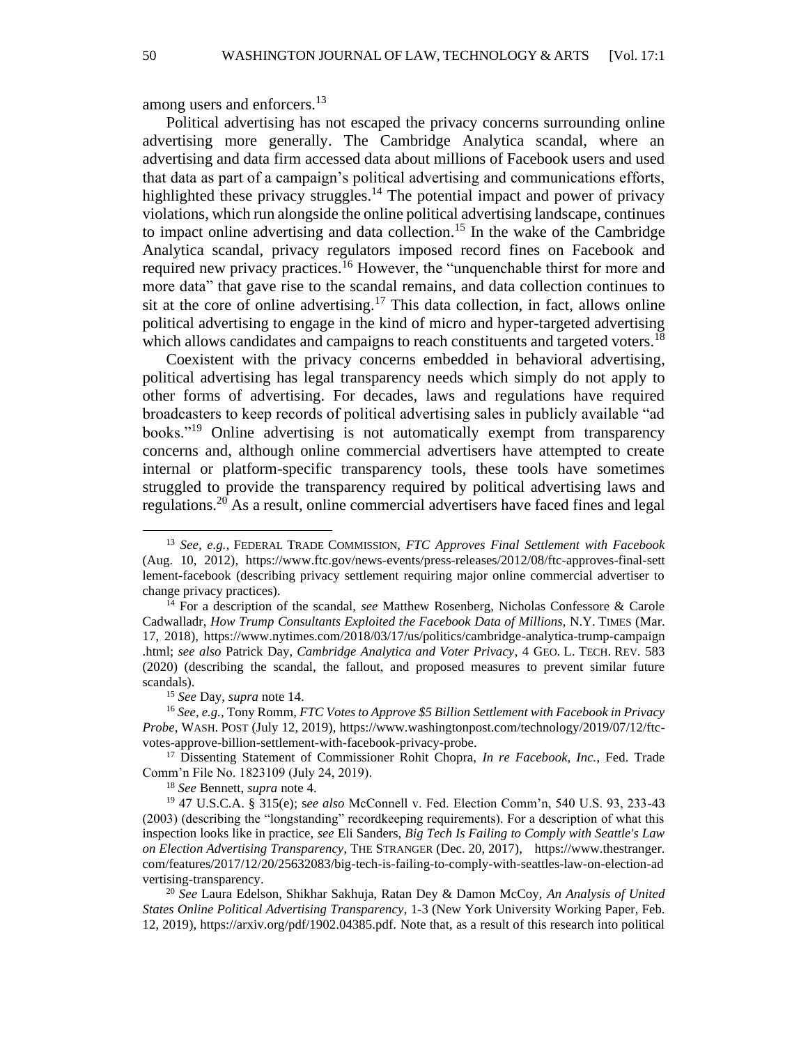among users and enforcers.[13]

Political advertising has not escaped the privacy concerns surrounding online advertising more generally. The Cambridge Analytica scandal, where an advertising and data firm accessed data about millions of Facebook users and used that data as part of a campaign's political advertising and communications efforts, highlighted these privacy struggles.[14] The potential impact and power of privacy violations, which run alongside the online political advertising landscape, continues to impact online advertising and data collection.[15] In the wake of the Cambridge Analytica scandal, privacy regulators imposed record fines on Facebook and required new privacy practices.[16] However, the "unquenchable thirst for more and more data" that gave rise to the scandal remains, and data collection continues to sit at the core of online advertising.[17] This data collection, in fact, allows online political advertising to engage in the kind of micro and hyper-targeted advertising which allows candidates and campaigns to reach constituents and targeted voters.[18]

Coexistent with the privacy concerns embedded in behavioral advertising, political advertising has legal transparency needs which simply do not apply to other forms of advertising. For decades, laws and regulations have required broadcasters to keep records of political advertising sales in publicly available "ad books."[19] Online advertising is not automatically exempt from transparency concerns and, although online commercial advertisers have attempted to create internal or platform-specific transparency tools, these tools have sometimes struggled to provide the transparency required by political advertising laws and regulations.[20] As a result, online commercial advertisers have faced fines and legal

---

[13] *See, e.g.*, FEDERAL TRADE COMMISSION, *FTC Approves Final Settlement with Facebook* (Aug. 10, 2012), https://www.ftc.gov/news-events/press-releases/2012/08/ftc-approves-final-settlement-facebook (describing privacy settlement requiring major online commercial advertiser to change privacy practices).

[14] For a description of the scandal, *see* Matthew Rosenberg, Nicholas Confessore & Carole Cadwalladr, *How Trump Consultants Exploited the Facebook Data of Millions*, N.Y. TIMES (Mar. 17, 2018), https://www.nytimes.com/2018/03/17/us/politics/cambridge-analytica-trump-campaign.html; *see also* Patrick Day, *Cambridge Analytica and Voter Privacy*, 4 GEO. L. TECH. REV. 583 (2020) (describing the scandal, the fallout, and proposed measures to prevent similar future scandals).

[15] *See* Day, *supra* note 14.

[16] *See, e.g.*, Tony Romm, *FTC Votes to Approve $5 Billion Settlement with Facebook in Privacy Probe*, WASH. POST (July 12, 2019), https://www.washingtonpost.com/technology/2019/07/12/ftc-votes-approve-billion-settlement-with-facebook-privacy-probe.

[17] Dissenting Statement of Commissioner Rohit Chopra, *In re Facebook, Inc.*, Fed. Trade Comm'n File No. 1823109 (July 24, 2019).

[18] *See* Bennett, *supra* note 4.

[19] 47 U.S.C.A. § 315(e); *see also* McConnell v. Fed. Election Comm'n, 540 U.S. 93, 233-43 (2003) (describing the "longstanding" recordkeeping requirements). For a description of what this inspection looks like in practice, *see* Eli Sanders, *Big Tech Is Failing to Comply with Seattle's Law on Election Advertising Transparency*, THE STRANGER (Dec. 20, 2017), https://www.thestranger.com/features/2017/12/20/25632083/big-tech-is-failing-to-comply-with-seattles-law-on-election-advertising-transparency.

[20] *See* Laura Edelson, Shikhar Sakhuja, Ratan Dey & Damon McCoy, *An Analysis of United States Online Political Advertising Transparency*, 1-3 (New York University Working Paper, Feb. 12, 2019), https://arxiv.org/pdf/1902.04385.pdf. Note that, as a result of this research into political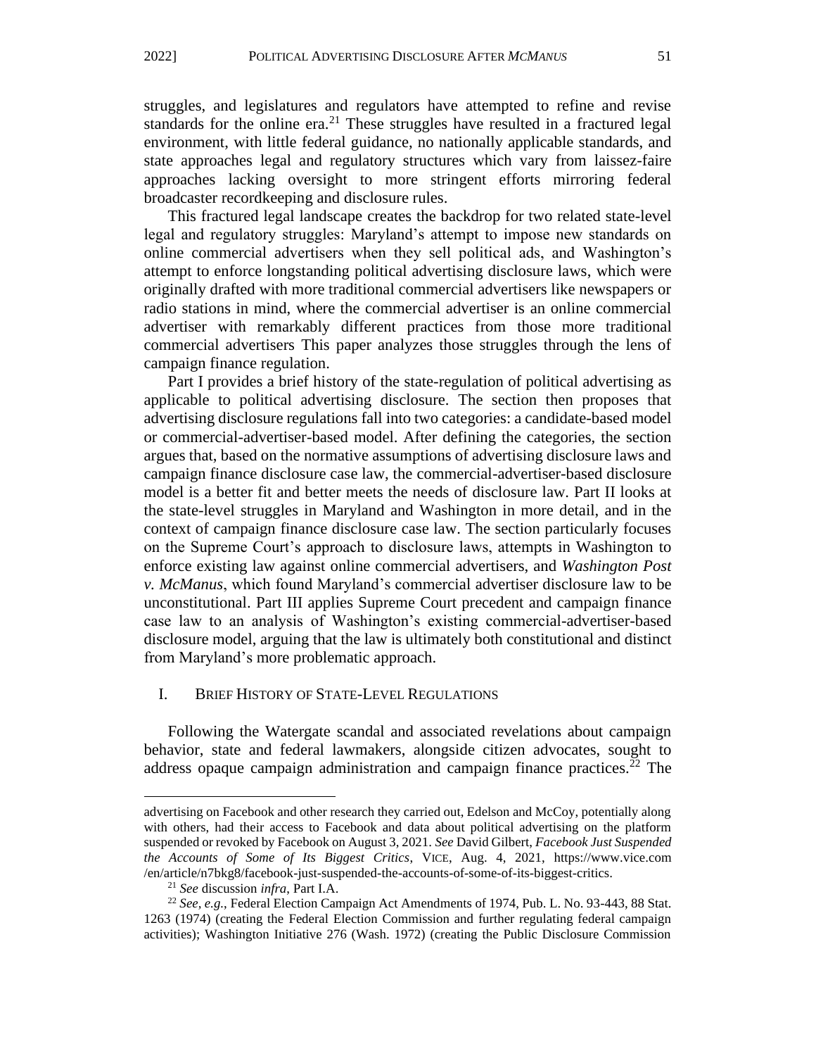struggles, and legislatures and regulators have attempted to refine and revise standards for the online era.[21] These struggles have resulted in a fractured legal environment, with little federal guidance, no nationally applicable standards, and state approaches legal and regulatory structures which vary from laissez-faire approaches lacking oversight to more stringent efforts mirroring federal broadcaster recordkeeping and disclosure rules.

This fractured legal landscape creates the backdrop for two related state-level legal and regulatory struggles: Maryland's attempt to impose new standards on online commercial advertisers when they sell political ads, and Washington's attempt to enforce longstanding political advertising disclosure laws, which were originally drafted with more traditional commercial advertisers like newspapers or radio stations in mind, where the commercial advertiser is an online commercial advertiser with remarkably different practices from those more traditional commercial advertisers This paper analyzes those struggles through the lens of campaign finance regulation.

Part I provides a brief history of the state-regulation of political advertising as applicable to political advertising disclosure. The section then proposes that advertising disclosure regulations fall into two categories: a candidate-based model or commercial-advertiser-based model. After defining the categories, the section argues that, based on the normative assumptions of advertising disclosure laws and campaign finance disclosure case law, the commercial-advertiser-based disclosure model is a better fit and better meets the needs of disclosure law. Part II looks at the state-level struggles in Maryland and Washington in more detail, and in the context of campaign finance disclosure case law. The section particularly focuses on the Supreme Court's approach to disclosure laws, attempts in Washington to enforce existing law against online commercial advertisers, and *Washington Post v. McManus*, which found Maryland's commercial advertiser disclosure law to be unconstitutional. Part III applies Supreme Court precedent and campaign finance case law to an analysis of Washington's existing commercial-advertiser-based disclosure model, arguing that the law is ultimately both constitutional and distinct from Maryland's more problematic approach.

## I. Brief History of State-Level Regulations

Following the Watergate scandal and associated revelations about campaign behavior, state and federal lawmakers, alongside citizen advocates, sought to address opaque campaign administration and campaign finance practices.[22] The

---

advertising on Facebook and other research they carried out, Edelson and McCoy, potentially along with others, had their access to Facebook and data about political advertising on the platform suspended or revoked by Facebook on August 3, 2021. *See* David Gilbert, *Facebook Just Suspended the Accounts of Some of Its Biggest Critics*, VICE, Aug. 4, 2021, https://www.vice.com/en/article/n7bkg8/facebook-just-suspended-the-accounts-of-some-of-its-biggest-critics.

[21] *See* discussion *infra*, Part I.A.

[22] *See, e.g.*, Federal Election Campaign Act Amendments of 1974, Pub. L. No. 93-443, 88 Stat. 1263 (1974) (creating the Federal Election Commission and further regulating federal campaign activities); Washington Initiative 276 (Wash. 1972) (creating the Public Disclosure Commission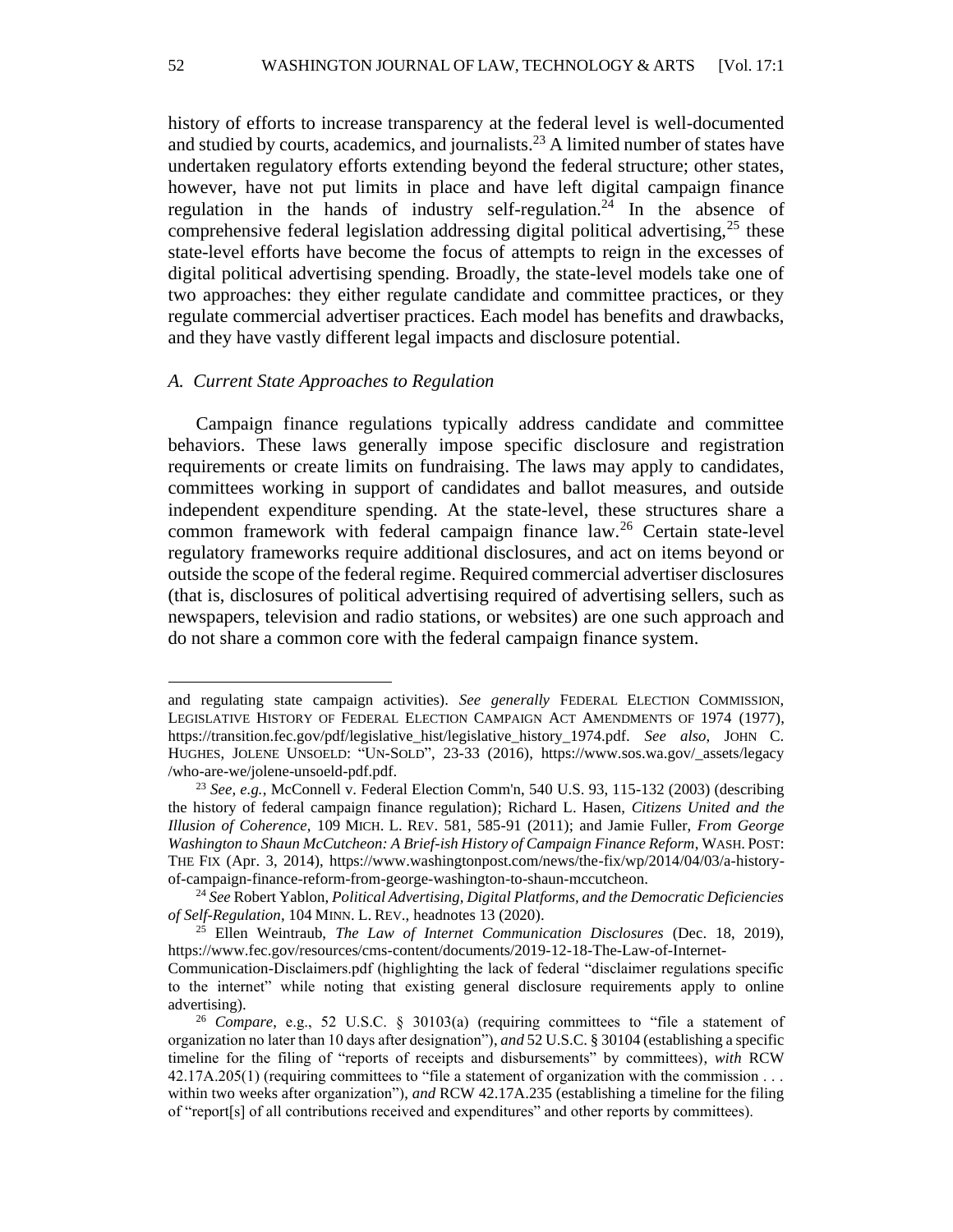history of efforts to increase transparency at the federal level is well-documented and studied by courts, academics, and journalists.[23] A limited number of states have undertaken regulatory efforts extending beyond the federal structure; other states, however, have not put limits in place and have left digital campaign finance regulation in the hands of industry self-regulation.[24] In the absence of comprehensive federal legislation addressing digital political advertising,[25] these state-level efforts have become the focus of attempts to reign in the excesses of digital political advertising spending. Broadly, the state-level models take one of two approaches: they either regulate candidate and committee practices, or they regulate commercial advertiser practices. Each model has benefits and drawbacks, and they have vastly different legal impacts and disclosure potential.

### *A. Current State Approaches to Regulation*

Campaign finance regulations typically address candidate and committee behaviors. These laws generally impose specific disclosure and registration requirements or create limits on fundraising. The laws may apply to candidates, committees working in support of candidates and ballot measures, and outside independent expenditure spending. At the state-level, these structures share a common framework with federal campaign finance law.[26] Certain state-level regulatory frameworks require additional disclosures, and act on items beyond or outside the scope of the federal regime. Required commercial advertiser disclosures (that is, disclosures of political advertising required of advertising sellers, such as newspapers, television and radio stations, or websites) are one such approach and do not share a common core with the federal campaign finance system.

---

and regulating state campaign activities). *See generally* FEDERAL ELECTION COMMISSION, LEGISLATIVE HISTORY OF FEDERAL ELECTION CAMPAIGN ACT AMENDMENTS OF 1974 (1977), https://transition.fec.gov/pdf/legislative_hist/legislative_history_1974.pdf. *See also*, JOHN C. HUGHES, JOLENE UNSOELD: "UN-SOLD", 23-33 (2016), https://www.sos.wa.gov/_assets/legacy /who-are-we/jolene-unsoeld-pdf.pdf.

[23] *See, e.g.*, McConnell v. Federal Election Comm'n, 540 U.S. 93, 115-132 (2003) (describing the history of federal campaign finance regulation); Richard L. Hasen, *Citizens United and the Illusion of Coherence*, 109 MICH. L. REV. 581, 585-91 (2011); and Jamie Fuller, *From George Washington to Shaun McCutcheon: A Brief-ish History of Campaign Finance Reform*, WASH. POST: THE FIX (Apr. 3, 2014), https://www.washingtonpost.com/news/the-fix/wp/2014/04/03/a-history-of-campaign-finance-reform-from-george-washington-to-shaun-mccutcheon.

[24] *See* Robert Yablon, *Political Advertising, Digital Platforms, and the Democratic Deficiencies of Self-Regulation*, 104 MINN. L. REV., headnotes 13 (2020).

[25] Ellen Weintraub, *The Law of Internet Communication Disclosures* (Dec. 18, 2019), https://www.fec.gov/resources/cms-content/documents/2019-12-18-The-Law-of-Internet-Communication-Disclaimers.pdf (highlighting the lack of federal "disclaimer regulations specific to the internet" while noting that existing general disclosure requirements apply to online advertising).

[26] *Compare*, e.g., 52 U.S.C. § 30103(a) (requiring committees to "file a statement of organization no later than 10 days after designation"), *and* 52 U.S.C. § 30104 (establishing a specific timeline for the filing of "reports of receipts and disbursements" by committees), *with* RCW 42.17A.205(1) (requiring committees to "file a statement of organization with the commission . . . within two weeks after organization"), *and* RCW 42.17A.235 (establishing a timeline for the filing of "report[s] of all contributions received and expenditures" and other reports by committees).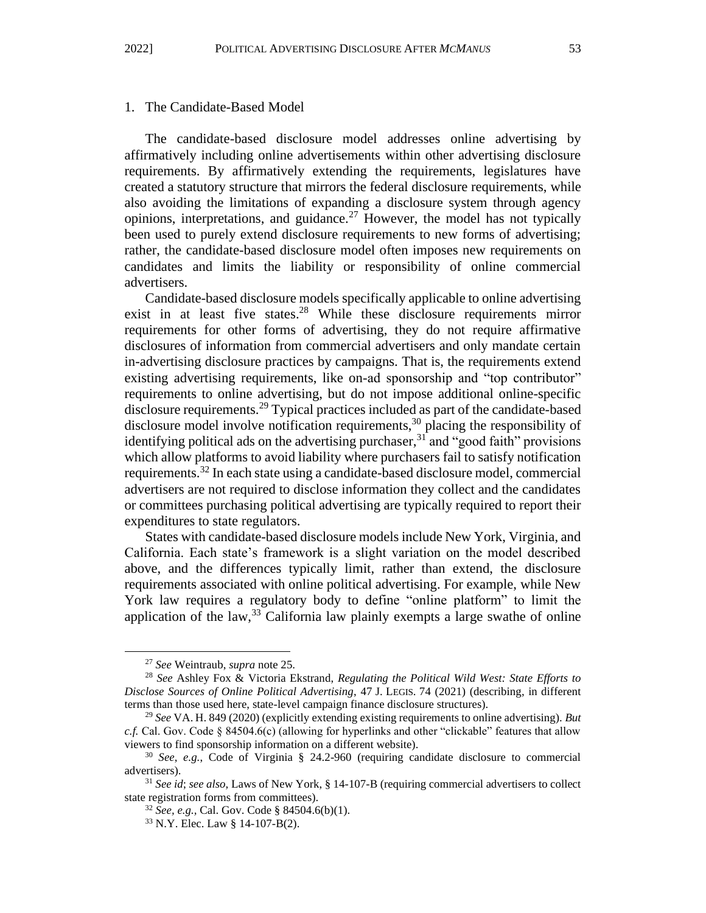### 1. The Candidate-Based Model

The candidate-based disclosure model addresses online advertising by affirmatively including online advertisements within other advertising disclosure requirements. By affirmatively extending the requirements, legislatures have created a statutory structure that mirrors the federal disclosure requirements, while also avoiding the limitations of expanding a disclosure system through agency opinions, interpretations, and guidance.[27] However, the model has not typically been used to purely extend disclosure requirements to new forms of advertising; rather, the candidate-based disclosure model often imposes new requirements on candidates and limits the liability or responsibility of online commercial advertisers.

Candidate-based disclosure models specifically applicable to online advertising exist in at least five states.[28] While these disclosure requirements mirror requirements for other forms of advertising, they do not require affirmative disclosures of information from commercial advertisers and only mandate certain in-advertising disclosure practices by campaigns. That is, the requirements extend existing advertising requirements, like on-ad sponsorship and "top contributor" requirements to online advertising, but do not impose additional online-specific disclosure requirements.[29] Typical practices included as part of the candidate-based disclosure model involve notification requirements,[30] placing the responsibility of identifying political ads on the advertising purchaser,[31] and "good faith" provisions which allow platforms to avoid liability where purchasers fail to satisfy notification requirements.[32] In each state using a candidate-based disclosure model, commercial advertisers are not required to disclose information they collect and the candidates or committees purchasing political advertising are typically required to report their expenditures to state regulators.

States with candidate-based disclosure models include New York, Virginia, and California. Each state's framework is a slight variation on the model described above, and the differences typically limit, rather than extend, the disclosure requirements associated with online political advertising. For example, while New York law requires a regulatory body to define "online platform" to limit the application of the law,[33] California law plainly exempts a large swathe of online

---

[27] *See* Weintraub, *supra* note 25.

[28] *See* Ashley Fox & Victoria Ekstrand, *Regulating the Political Wild West: State Efforts to Disclose Sources of Online Political Advertising*, 47 J. LEGIS. 74 (2021) (describing, in different terms than those used here, state-level campaign finance disclosure structures).

[29] *See* VA. H. 849 (2020) (explicitly extending existing requirements to online advertising). *But c.f.* Cal. Gov. Code § 84504.6(c) (allowing for hyperlinks and other "clickable" features that allow viewers to find sponsorship information on a different website).

[30] *See, e.g.*, Code of Virginia § 24.2-960 (requiring candidate disclosure to commercial advertisers).

[31] *See id*; *see also,* Laws of New York, § 14-107-B (requiring commercial advertisers to collect state registration forms from committees).

[32] *See, e.g.*, Cal. Gov. Code § 84504.6(b)(1).

[33] N.Y. Elec. Law § 14-107-B(2).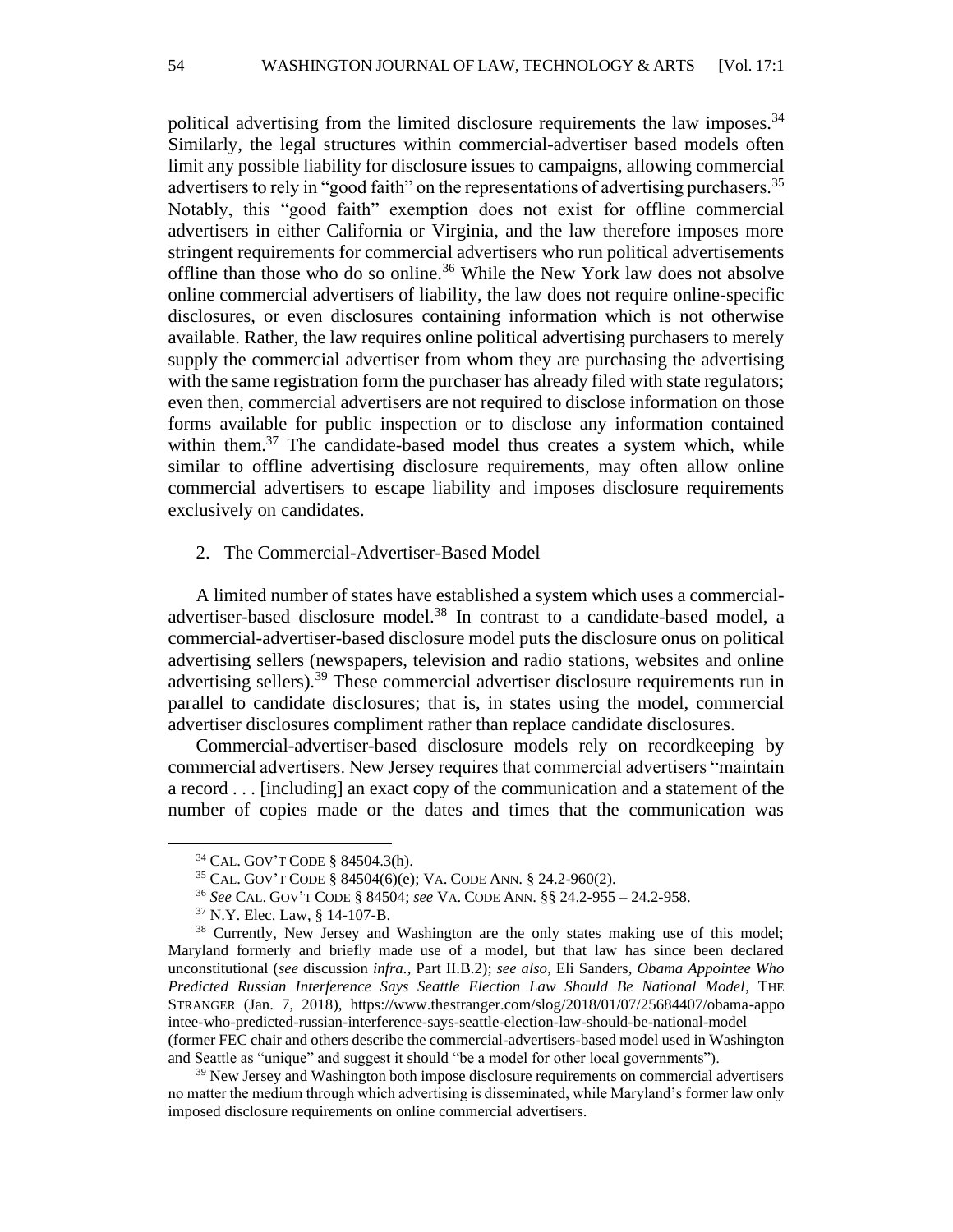political advertising from the limited disclosure requirements the law imposes.[34] Similarly, the legal structures within commercial-advertiser based models often limit any possible liability for disclosure issues to campaigns, allowing commercial advertisers to rely in "good faith" on the representations of advertising purchasers.[35] Notably, this "good faith" exemption does not exist for offline commercial advertisers in either California or Virginia, and the law therefore imposes more stringent requirements for commercial advertisers who run political advertisements offline than those who do so online.[36] While the New York law does not absolve online commercial advertisers of liability, the law does not require online-specific disclosures, or even disclosures containing information which is not otherwise available. Rather, the law requires online political advertising purchasers to merely supply the commercial advertiser from whom they are purchasing the advertising with the same registration form the purchaser has already filed with state regulators; even then, commercial advertisers are not required to disclose information on those forms available for public inspection or to disclose any information contained within them.[37] The candidate-based model thus creates a system which, while similar to offline advertising disclosure requirements, may often allow online commercial advertisers to escape liability and imposes disclosure requirements exclusively on candidates.

### 2. The Commercial-Advertiser-Based Model

A limited number of states have established a system which uses a commercial-advertiser-based disclosure model.[38] In contrast to a candidate-based model, a commercial-advertiser-based disclosure model puts the disclosure onus on political advertising sellers (newspapers, television and radio stations, websites and online advertising sellers).[39] These commercial advertiser disclosure requirements run in parallel to candidate disclosures; that is, in states using the model, commercial advertiser disclosures compliment rather than replace candidate disclosures.

Commercial-advertiser-based disclosure models rely on recordkeeping by commercial advertisers. New Jersey requires that commercial advertisers "maintain a record . . . [including] an exact copy of the communication and a statement of the number of copies made or the dates and times that the communication was

---

[34] CAL. GOV'T CODE § 84504.3(h).

[35] CAL. GOV'T CODE § 84504(6)(e); VA. CODE ANN. § 24.2-960(2).

[36] *See* CAL. GOV'T CODE § 84504; *see* VA. CODE ANN. §§ 24.2-955 – 24.2-958.

[37] N.Y. Elec. Law, § 14-107-B.

[38] Currently, New Jersey and Washington are the only states making use of this model; Maryland formerly and briefly made use of a model, but that law has since been declared unconstitutional (*see* discussion *infra.*, Part II.B.2); *see also*, Eli Sanders, *Obama Appointee Who Predicted Russian Interference Says Seattle Election Law Should Be National Model*, THE STRANGER (Jan. 7, 2018), https://www.thestranger.com/slog/2018/01/07/25684407/obama-appointee-who-predicted-russian-interference-says-seattle-election-law-should-be-national-model (former FEC chair and others describe the commercial-advertisers-based model used in Washington and Seattle as "unique" and suggest it should "be a model for other local governments").

[39] New Jersey and Washington both impose disclosure requirements on commercial advertisers no matter the medium through which advertising is disseminated, while Maryland's former law only imposed disclosure requirements on online commercial advertisers.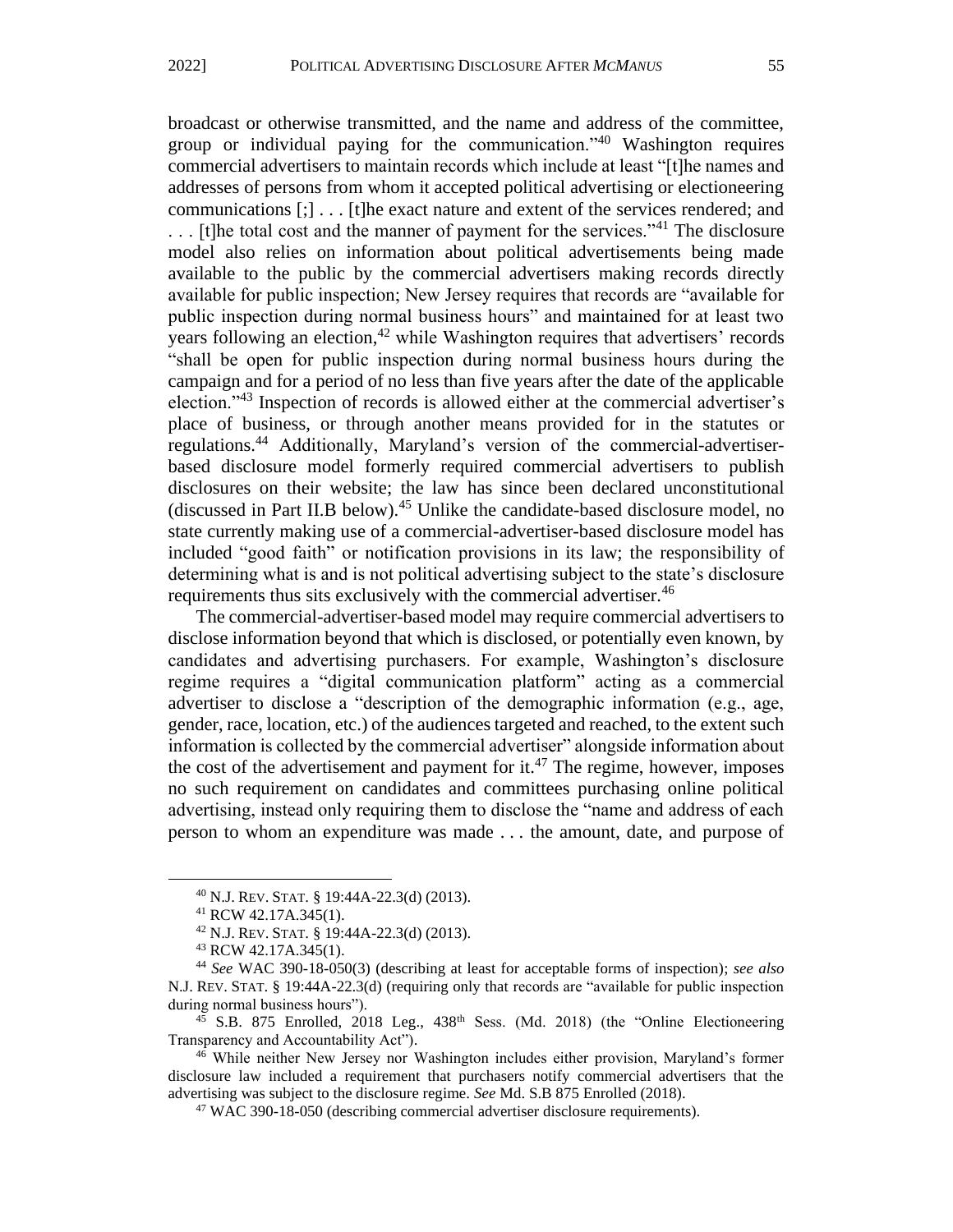broadcast or otherwise transmitted, and the name and address of the committee, group or individual paying for the communication."[40] Washington requires commercial advertisers to maintain records which include at least "[t]he names and addresses of persons from whom it accepted political advertising or electioneering communications [;] . . . [t]he exact nature and extent of the services rendered; and . . . [t]he total cost and the manner of payment for the services."[41] The disclosure model also relies on information about political advertisements being made available to the public by the commercial advertisers making records directly available for public inspection; New Jersey requires that records are "available for public inspection during normal business hours" and maintained for at least two years following an election,[42] while Washington requires that advertisers' records "shall be open for public inspection during normal business hours during the campaign and for a period of no less than five years after the date of the applicable election."[43] Inspection of records is allowed either at the commercial advertiser's place of business, or through another means provided for in the statutes or regulations.[44] Additionally, Maryland's version of the commercial-advertiser-based disclosure model formerly required commercial advertisers to publish disclosures on their website; the law has since been declared unconstitutional (discussed in Part II.B below).[45] Unlike the candidate-based disclosure model, no state currently making use of a commercial-advertiser-based disclosure model has included "good faith" or notification provisions in its law; the responsibility of determining what is and is not political advertising subject to the state's disclosure requirements thus sits exclusively with the commercial advertiser.[46]

The commercial-advertiser-based model may require commercial advertisers to disclose information beyond that which is disclosed, or potentially even known, by candidates and advertising purchasers. For example, Washington's disclosure regime requires a "digital communication platform" acting as a commercial advertiser to disclose a "description of the demographic information (e.g., age, gender, race, location, etc.) of the audiences targeted and reached, to the extent such information is collected by the commercial advertiser" alongside information about the cost of the advertisement and payment for it.[47] The regime, however, imposes no such requirement on candidates and committees purchasing online political advertising, instead only requiring them to disclose the "name and address of each person to whom an expenditure was made . . . the amount, date, and purpose of

---

[40] N.J. REV. STAT. § 19:44A-22.3(d) (2013).

[41] RCW 42.17A.345(1).

[42] N.J. REV. STAT. § 19:44A-22.3(d) (2013).

[43] RCW 42.17A.345(1).

[44] *See* WAC 390-18-050(3) (describing at least for acceptable forms of inspection); *see also* N.J. REV. STAT. § 19:44A-22.3(d) (requiring only that records are "available for public inspection during normal business hours").

[45] S.B. 875 Enrolled, 2018 Leg., 438th Sess. (Md. 2018) (the "Online Electioneering Transparency and Accountability Act").

[46] While neither New Jersey nor Washington includes either provision, Maryland's former disclosure law included a requirement that purchasers notify commercial advertisers that the advertising was subject to the disclosure regime. *See* Md. S.B 875 Enrolled (2018).

[47] WAC 390-18-050 (describing commercial advertiser disclosure requirements).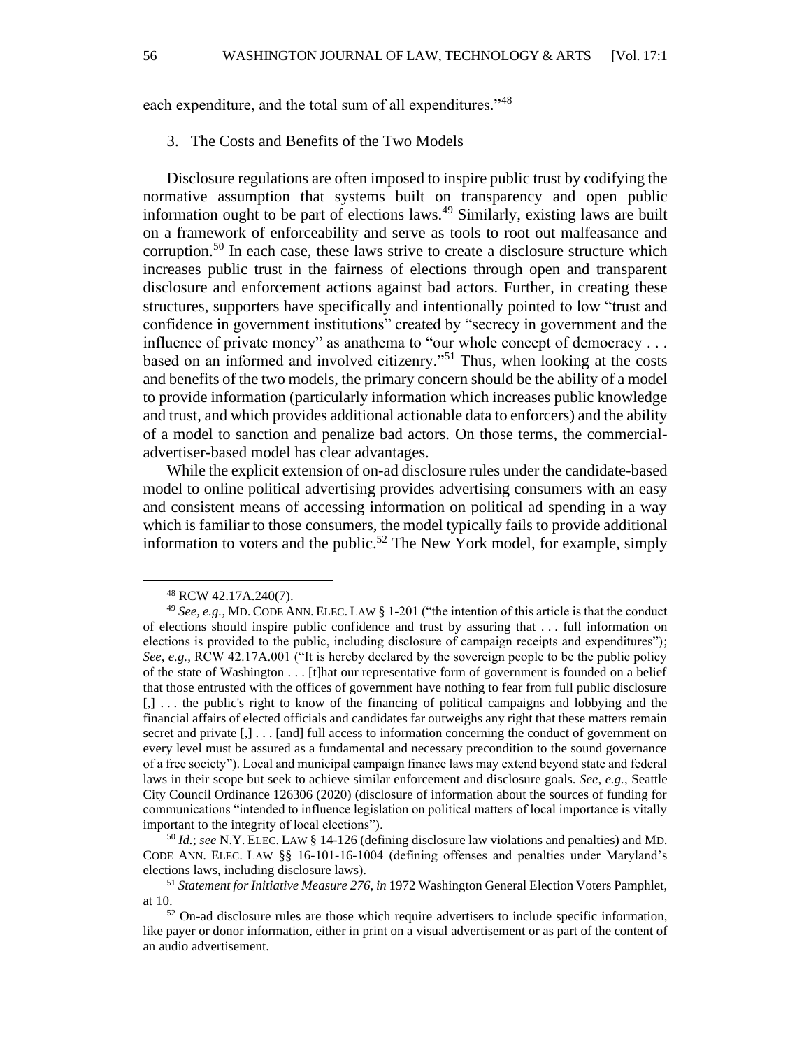each expenditure, and the total sum of all expenditures."[48]

### 3. The Costs and Benefits of the Two Models

Disclosure regulations are often imposed to inspire public trust by codifying the normative assumption that systems built on transparency and open public information ought to be part of elections laws.[49] Similarly, existing laws are built on a framework of enforceability and serve as tools to root out malfeasance and corruption.[50] In each case, these laws strive to create a disclosure structure which increases public trust in the fairness of elections through open and transparent disclosure and enforcement actions against bad actors. Further, in creating these structures, supporters have specifically and intentionally pointed to low "trust and confidence in government institutions" created by "secrecy in government and the influence of private money" as anathema to "our whole concept of democracy . . . based on an informed and involved citizenry."[51] Thus, when looking at the costs and benefits of the two models, the primary concern should be the ability of a model to provide information (particularly information which increases public knowledge and trust, and which provides additional actionable data to enforcers) and the ability of a model to sanction and penalize bad actors. On those terms, the commercial-advertiser-based model has clear advantages.

While the explicit extension of on-ad disclosure rules under the candidate-based model to online political advertising provides advertising consumers with an easy and consistent means of accessing information on political ad spending in a way which is familiar to those consumers, the model typically fails to provide additional information to voters and the public.[52] The New York model, for example, simply

---

[48] RCW 42.17A.240(7).

[49] *See, e.g.*, MD. CODE ANN. ELEC. LAW § 1-201 ("the intention of this article is that the conduct of elections should inspire public confidence and trust by assuring that . . . full information on elections is provided to the public, including disclosure of campaign receipts and expenditures"); *See, e.g.*, RCW 42.17A.001 ("It is hereby declared by the sovereign people to be the public policy of the state of Washington . . . [t]hat our representative form of government is founded on a belief that those entrusted with the offices of government have nothing to fear from full public disclosure [,] . . . the public's right to know of the financing of political campaigns and lobbying and the financial affairs of elected officials and candidates far outweighs any right that these matters remain secret and private [,] . . . [and] full access to information concerning the conduct of government on every level must be assured as a fundamental and necessary precondition to the sound governance of a free society"). Local and municipal campaign finance laws may extend beyond state and federal laws in their scope but seek to achieve similar enforcement and disclosure goals. *See, e.g.*, Seattle City Council Ordinance 126306 (2020) (disclosure of information about the sources of funding for communications "intended to influence legislation on political matters of local importance is vitally important to the integrity of local elections").

[50] *Id.*; *see* N.Y. ELEC. LAW § 14-126 (defining disclosure law violations and penalties) and MD. CODE ANN. ELEC. LAW §§ 16-101-16-1004 (defining offenses and penalties under Maryland's elections laws, including disclosure laws).

[51] *Statement for Initiative Measure 276*, *in* 1972 Washington General Election Voters Pamphlet, at 10.

[52] On-ad disclosure rules are those which require advertisers to include specific information, like payer or donor information, either in print on a visual advertisement or as part of the content of an audio advertisement.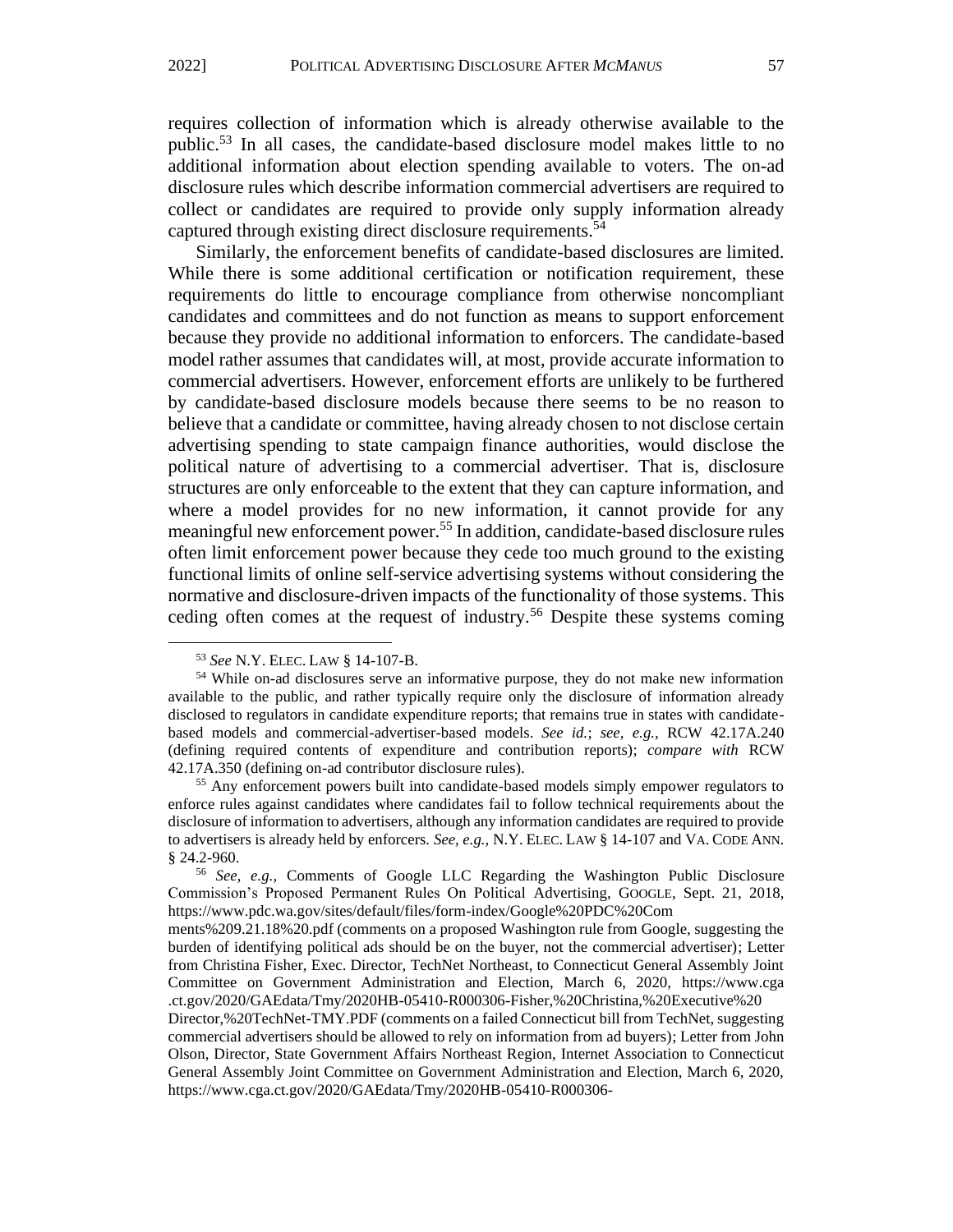requires collection of information which is already otherwise available to the public.[53] In all cases, the candidate-based disclosure model makes little to no additional information about election spending available to voters. The on-ad disclosure rules which describe information commercial advertisers are required to collect or candidates are required to provide only supply information already captured through existing direct disclosure requirements.[54]

Similarly, the enforcement benefits of candidate-based disclosures are limited. While there is some additional certification or notification requirement, these requirements do little to encourage compliance from otherwise noncompliant candidates and committees and do not function as means to support enforcement because they provide no additional information to enforcers. The candidate-based model rather assumes that candidates will, at most, provide accurate information to commercial advertisers. However, enforcement efforts are unlikely to be furthered by candidate-based disclosure models because there seems to be no reason to believe that a candidate or committee, having already chosen to not disclose certain advertising spending to state campaign finance authorities, would disclose the political nature of advertising to a commercial advertiser. That is, disclosure structures are only enforceable to the extent that they can capture information, and where a model provides for no new information, it cannot provide for any meaningful new enforcement power.[55] In addition, candidate-based disclosure rules often limit enforcement power because they cede too much ground to the existing functional limits of online self-service advertising systems without considering the normative and disclosure-driven impacts of the functionality of those systems. This ceding often comes at the request of industry.[56] Despite these systems coming

---

[53] *See* N.Y. ELEC. LAW § 14-107-B.

[54] While on-ad disclosures serve an informative purpose, they do not make new information available to the public, and rather typically require only the disclosure of information already disclosed to regulators in candidate expenditure reports; that remains true in states with candidate-based models and commercial-advertiser-based models. *See id.*; *see, e.g.,* RCW 42.17A.240 (defining required contents of expenditure and contribution reports); *compare with* RCW 42.17A.350 (defining on-ad contributor disclosure rules).

[55] Any enforcement powers built into candidate-based models simply empower regulators to enforce rules against candidates where candidates fail to follow technical requirements about the disclosure of information to advertisers, although any information candidates are required to provide to advertisers is already held by enforcers. *See, e.g.,* N.Y. ELEC. LAW § 14-107 and VA. CODE ANN. § 24.2-960.

[56] *See, e.g.,* Comments of Google LLC Regarding the Washington Public Disclosure Commission's Proposed Permanent Rules On Political Advertising, GOOGLE, Sept. 21, 2018, https://www.pdc.wa.gov/sites/default/files/form-index/Google%20PDC%20Comments%209.21.18%20.pdf (comments on a proposed Washington rule from Google, suggesting the burden of identifying political ads should be on the buyer, not the commercial advertiser); Letter from Christina Fisher, Exec. Director, TechNet Northeast, to Connecticut General Assembly Joint Committee on Government Administration and Election, March 6, 2020, https://www.cga.ct.gov/2020/GAEdata/Tmy/2020HB-05410-R000306-Fisher,%20Christina,%20Executive%20Director,%20TechNet-TMY.PDF (comments on a failed Connecticut bill from TechNet, suggesting commercial advertisers should be allowed to rely on information from ad buyers); Letter from John Olson, Director, State Government Affairs Northeast Region, Internet Association to Connecticut General Assembly Joint Committee on Government Administration and Election, March 6, 2020, https://www.cga.ct.gov/2020/GAEdata/Tmy/2020HB-05410-R000306-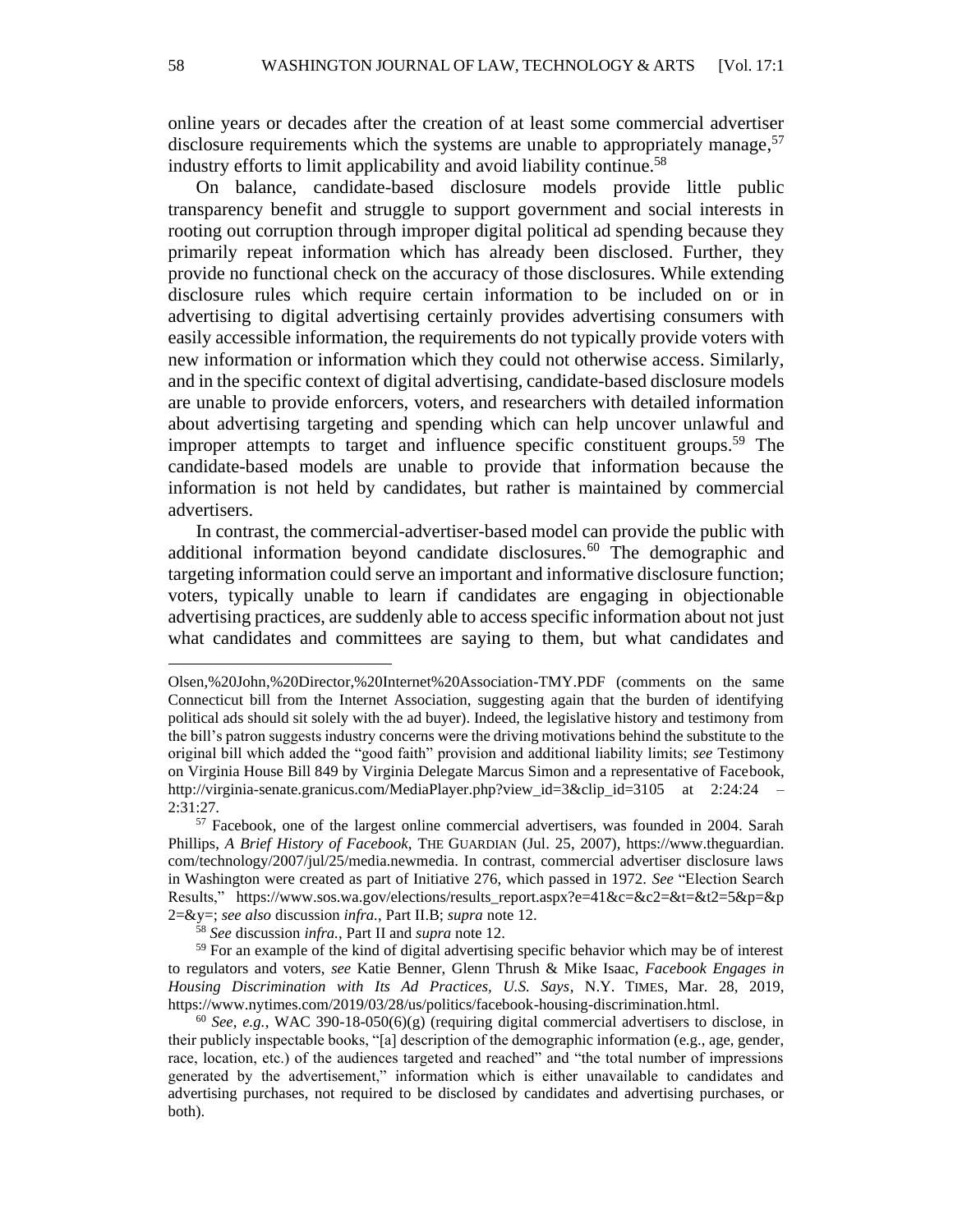online years or decades after the creation of at least some commercial advertiser disclosure requirements which the systems are unable to appropriately manage,[57] industry efforts to limit applicability and avoid liability continue.[58]

On balance, candidate-based disclosure models provide little public transparency benefit and struggle to support government and social interests in rooting out corruption through improper digital political ad spending because they primarily repeat information which has already been disclosed. Further, they provide no functional check on the accuracy of those disclosures. While extending disclosure rules which require certain information to be included on or in advertising to digital advertising certainly provides advertising consumers with easily accessible information, the requirements do not typically provide voters with new information or information which they could not otherwise access. Similarly, and in the specific context of digital advertising, candidate-based disclosure models are unable to provide enforcers, voters, and researchers with detailed information about advertising targeting and spending which can help uncover unlawful and improper attempts to target and influence specific constituent groups.[59] The candidate-based models are unable to provide that information because the information is not held by candidates, but rather is maintained by commercial advertisers.

In contrast, the commercial-advertiser-based model can provide the public with additional information beyond candidate disclosures.[60] The demographic and targeting information could serve an important and informative disclosure function; voters, typically unable to learn if candidates are engaging in objectionable advertising practices, are suddenly able to access specific information about not just what candidates and committees are saying to them, but what candidates and

---

Olsen,%20John,%20Director,%20Internet%20Association-TMY.PDF (comments on the same Connecticut bill from the Internet Association, suggesting again that the burden of identifying political ads should sit solely with the ad buyer). Indeed, the legislative history and testimony from the bill's patron suggests industry concerns were the driving motivations behind the substitute to the original bill which added the "good faith" provision and additional liability limits; *see* Testimony on Virginia House Bill 849 by Virginia Delegate Marcus Simon and a representative of Facebook, http://virginia-senate.granicus.com/MediaPlayer.php?view_id=3&clip_id=3105 at 2:24:24 – 2:31:27.

[57] Facebook, one of the largest online commercial advertisers, was founded in 2004. Sarah Phillips, *A Brief History of Facebook*, THE GUARDIAN (Jul. 25, 2007), https://www.theguardian.com/technology/2007/jul/25/media.newmedia. In contrast, commercial advertiser disclosure laws in Washington were created as part of Initiative 276, which passed in 1972. *See* "Election Search Results," https://www.sos.wa.gov/elections/results_report.aspx?e=41&c=&c2=&t=&t2=5&p=&p2=&y=; *see also* discussion *infra.*, Part II.B; *supra* note 12.

[58] *See* discussion *infra.*, Part II and *supra* note 12.

[59] For an example of the kind of digital advertising specific behavior which may be of interest to regulators and voters, *see* Katie Benner, Glenn Thrush & Mike Isaac, *Facebook Engages in Housing Discrimination with Its Ad Practices, U.S. Says*, N.Y. TIMES, Mar. 28, 2019, https://www.nytimes.com/2019/03/28/us/politics/facebook-housing-discrimination.html.

[60] *See*, *e.g.*, WAC 390-18-050(6)(g) (requiring digital commercial advertisers to disclose, in their publicly inspectable books, "[a] description of the demographic information (e.g., age, gender, race, location, etc.) of the audiences targeted and reached" and "the total number of impressions generated by the advertisement," information which is either unavailable to candidates and advertising purchases, not required to be disclosed by candidates and advertising purchases, or both).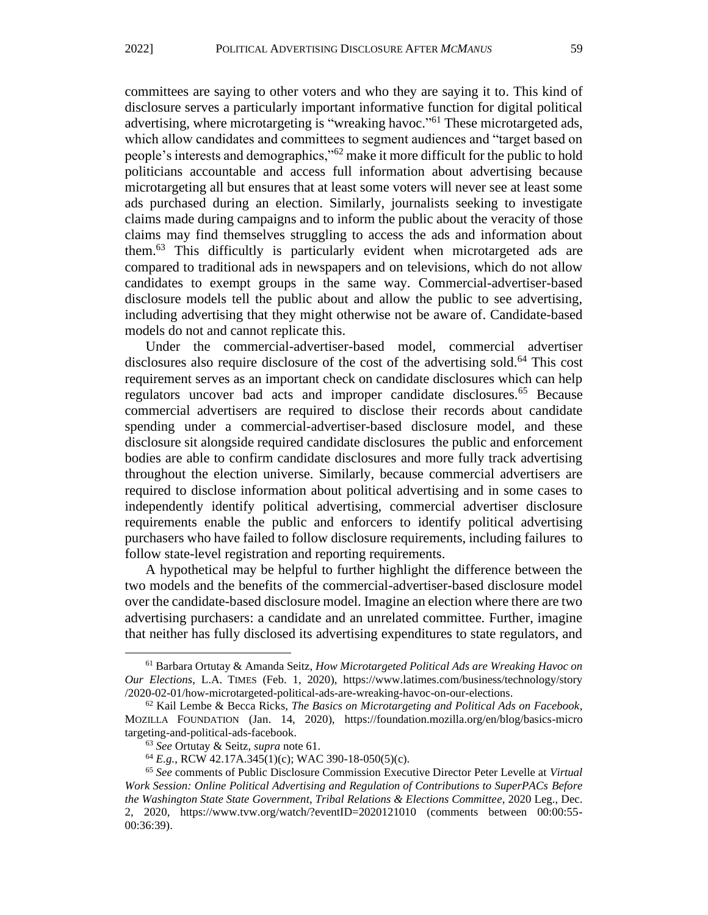committees are saying to other voters and who they are saying it to. This kind of disclosure serves a particularly important informative function for digital political advertising, where microtargeting is "wreaking havoc."[61] These microtargeted ads, which allow candidates and committees to segment audiences and "target based on people's interests and demographics,"[62] make it more difficult for the public to hold politicians accountable and access full information about advertising because microtargeting all but ensures that at least some voters will never see at least some ads purchased during an election. Similarly, journalists seeking to investigate claims made during campaigns and to inform the public about the veracity of those claims may find themselves struggling to access the ads and information about them.[63] This difficultly is particularly evident when microtargeted ads are compared to traditional ads in newspapers and on televisions, which do not allow candidates to exempt groups in the same way. Commercial-advertiser-based disclosure models tell the public about and allow the public to see advertising, including advertising that they might otherwise not be aware of. Candidate-based models do not and cannot replicate this.

Under the commercial-advertiser-based model, commercial advertiser disclosures also require disclosure of the cost of the advertising sold.[64] This cost requirement serves as an important check on candidate disclosures which can help regulators uncover bad acts and improper candidate disclosures.[65] Because commercial advertisers are required to disclose their records about candidate spending under a commercial-advertiser-based disclosure model, and these disclosure sit alongside required candidate disclosures the public and enforcement bodies are able to confirm candidate disclosures and more fully track advertising throughout the election universe. Similarly, because commercial advertisers are required to disclose information about political advertising and in some cases to independently identify political advertising, commercial advertiser disclosure requirements enable the public and enforcers to identify political advertising purchasers who have failed to follow disclosure requirements, including failures to follow state-level registration and reporting requirements.

A hypothetical may be helpful to further highlight the difference between the two models and the benefits of the commercial-advertiser-based disclosure model over the candidate-based disclosure model. Imagine an election where there are two advertising purchasers: a candidate and an unrelated committee. Further, imagine that neither has fully disclosed its advertising expenditures to state regulators, and

---

[61] Barbara Ortutay & Amanda Seitz, *How Microtargeted Political Ads are Wreaking Havoc on Our Elections*, L.A. TIMES (Feb. 1, 2020), https://www.latimes.com/business/technology/story/2020-02-01/how-microtargeted-political-ads-are-wreaking-havoc-on-our-elections.

[62] Kail Lembe & Becca Ricks, *The Basics on Microtargeting and Political Ads on Facebook*, MOZILLA FOUNDATION (Jan. 14, 2020), https://foundation.mozilla.org/en/blog/basics-microtargeting-and-political-ads-facebook.

[63] *See* Ortutay & Seitz, *supra* note 61.

[64] *E.g.*, RCW 42.17A.345(1)(c); WAC 390-18-050(5)(c).

[65] *See* comments of Public Disclosure Commission Executive Director Peter Levelle at *Virtual Work Session: Online Political Advertising and Regulation of Contributions to SuperPACs Before the Washington State State Government, Tribal Relations & Elections Committee*, 2020 Leg., Dec. 2, 2020, https://www.tvw.org/watch/?eventID=2020121010 (comments between 00:00:55-00:36:39).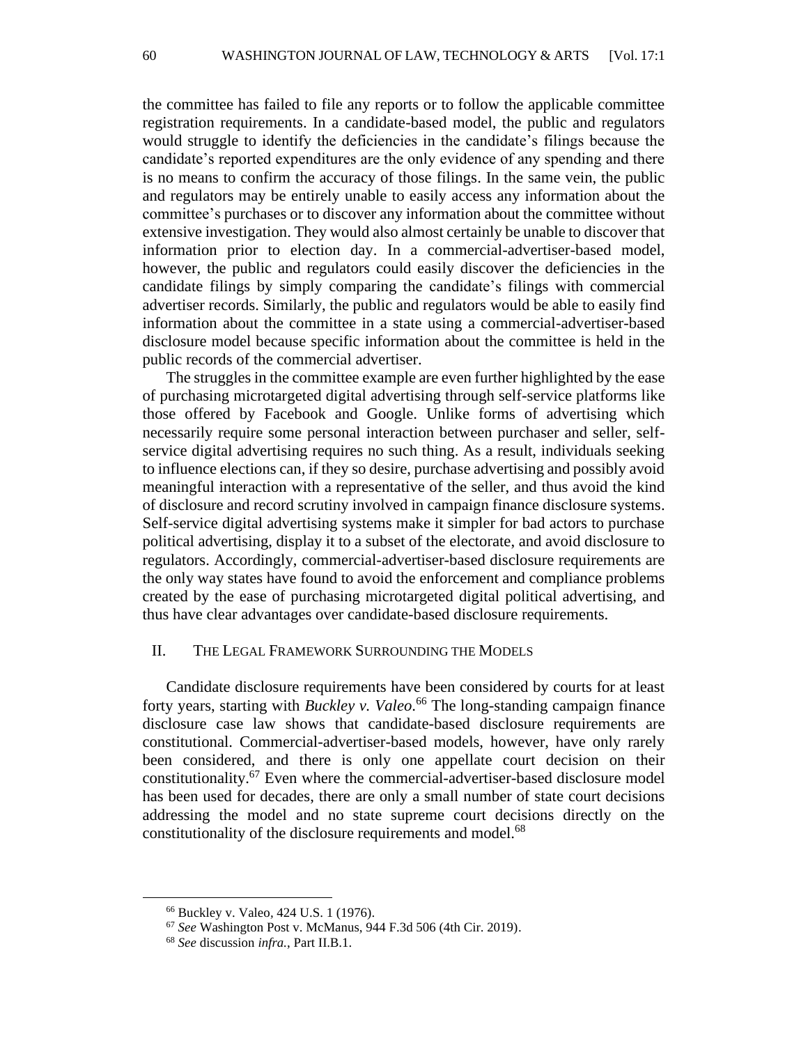the committee has failed to file any reports or to follow the applicable committee registration requirements. In a candidate-based model, the public and regulators would struggle to identify the deficiencies in the candidate's filings because the candidate's reported expenditures are the only evidence of any spending and there is no means to confirm the accuracy of those filings. In the same vein, the public and regulators may be entirely unable to easily access any information about the committee's purchases or to discover any information about the committee without extensive investigation. They would also almost certainly be unable to discover that information prior to election day. In a commercial-advertiser-based model, however, the public and regulators could easily discover the deficiencies in the candidate filings by simply comparing the candidate's filings with commercial advertiser records. Similarly, the public and regulators would be able to easily find information about the committee in a state using a commercial-advertiser-based disclosure model because specific information about the committee is held in the public records of the commercial advertiser.

The struggles in the committee example are even further highlighted by the ease of purchasing microtargeted digital advertising through self-service platforms like those offered by Facebook and Google. Unlike forms of advertising which necessarily require some personal interaction between purchaser and seller, self-service digital advertising requires no such thing. As a result, individuals seeking to influence elections can, if they so desire, purchase advertising and possibly avoid meaningful interaction with a representative of the seller, and thus avoid the kind of disclosure and record scrutiny involved in campaign finance disclosure systems. Self-service digital advertising systems make it simpler for bad actors to purchase political advertising, display it to a subset of the electorate, and avoid disclosure to regulators. Accordingly, commercial-advertiser-based disclosure requirements are the only way states have found to avoid the enforcement and compliance problems created by the ease of purchasing microtargeted digital political advertising, and thus have clear advantages over candidate-based disclosure requirements.

## II. The Legal Framework Surrounding the Models

Candidate disclosure requirements have been considered by courts for at least forty years, starting with *Buckley v. Valeo*.[66] The long-standing campaign finance disclosure case law shows that candidate-based disclosure requirements are constitutional. Commercial-advertiser-based models, however, have only rarely been considered, and there is only one appellate court decision on their constitutionality.[67] Even where the commercial-advertiser-based disclosure model has been used for decades, there are only a small number of state court decisions addressing the model and no state supreme court decisions directly on the constitutionality of the disclosure requirements and model.[68]

---

[66] Buckley v. Valeo, 424 U.S. 1 (1976).

[67] *See* Washington Post v. McManus, 944 F.3d 506 (4th Cir. 2019).

[68] *See* discussion *infra.*, Part II.B.1.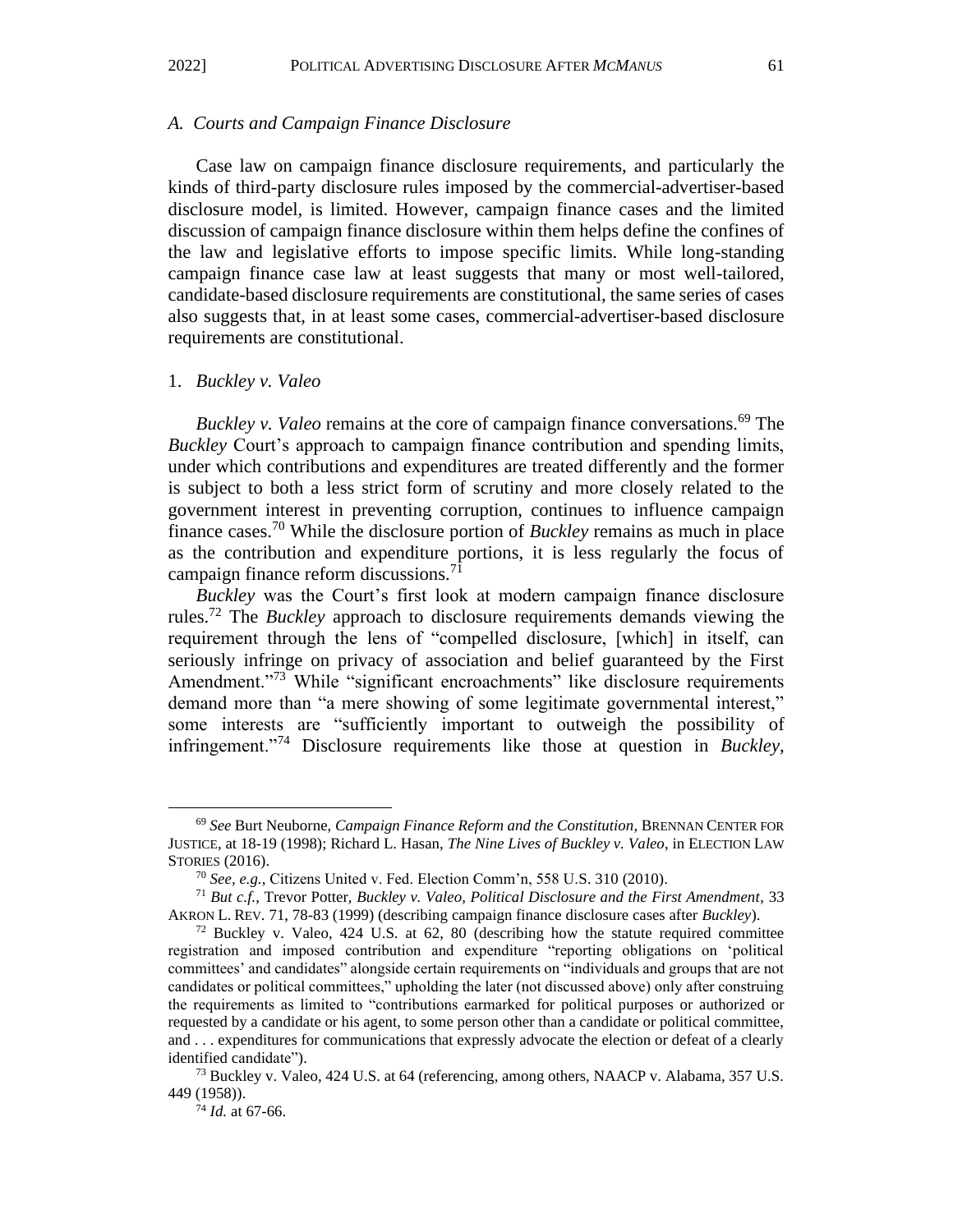### A. *Courts and Campaign Finance Disclosure*

Case law on campaign finance disclosure requirements, and particularly the kinds of third-party disclosure rules imposed by the commercial-advertiser-based disclosure model, is limited. However, campaign finance cases and the limited discussion of campaign finance disclosure within them helps define the confines of the law and legislative efforts to impose specific limits. While long-standing campaign finance case law at least suggests that many or most well-tailored, candidate-based disclosure requirements are constitutional, the same series of cases also suggests that, in at least some cases, commercial-advertiser-based disclosure requirements are constitutional.

#### 1. *Buckley v. Valeo*

*Buckley v. Valeo* remains at the core of campaign finance conversations.[69] The *Buckley* Court's approach to campaign finance contribution and spending limits, under which contributions and expenditures are treated differently and the former is subject to both a less strict form of scrutiny and more closely related to the government interest in preventing corruption, continues to influence campaign finance cases.[70] While the disclosure portion of *Buckley* remains as much in place as the contribution and expenditure portions, it is less regularly the focus of campaign finance reform discussions.[71]

*Buckley* was the Court's first look at modern campaign finance disclosure rules.[72] The *Buckley* approach to disclosure requirements demands viewing the requirement through the lens of "compelled disclosure, [which] in itself, can seriously infringe on privacy of association and belief guaranteed by the First Amendment."[73] While "significant encroachments" like disclosure requirements demand more than "a mere showing of some legitimate governmental interest," some interests are "sufficiently important to outweigh the possibility of infringement."[74] Disclosure requirements like those at question in *Buckley*,

---

[69] *See* Burt Neuborne, *Campaign Finance Reform and the Constitution*, BRENNAN CENTER FOR JUSTICE, at 18-19 (1998); Richard L. Hasan, *The Nine Lives of Buckley v. Valeo*, in ELECTION LAW STORIES (2016).

[70] *See, e.g.*, Citizens United v. Fed. Election Comm'n, 558 U.S. 310 (2010).

[71] *But c.f.*, Trevor Potter, *Buckley v. Valeo, Political Disclosure and the First Amendment*, 33 AKRON L. REV. 71, 78-83 (1999) (describing campaign finance disclosure cases after *Buckley*).

[72] Buckley v. Valeo, 424 U.S. at 62, 80 (describing how the statute required committee registration and imposed contribution and expenditure "reporting obligations on 'political committees' and candidates" alongside certain requirements on "individuals and groups that are not candidates or political committees," upholding the later (not discussed above) only after construing the requirements as limited to "contributions earmarked for political purposes or authorized or requested by a candidate or his agent, to some person other than a candidate or political committee, and . . . expenditures for communications that expressly advocate the election or defeat of a clearly identified candidate").

[73] Buckley v. Valeo, 424 U.S. at 64 (referencing, among others, NAACP v. Alabama, 357 U.S. 449 (1958)).

[74] *Id.* at 67-66.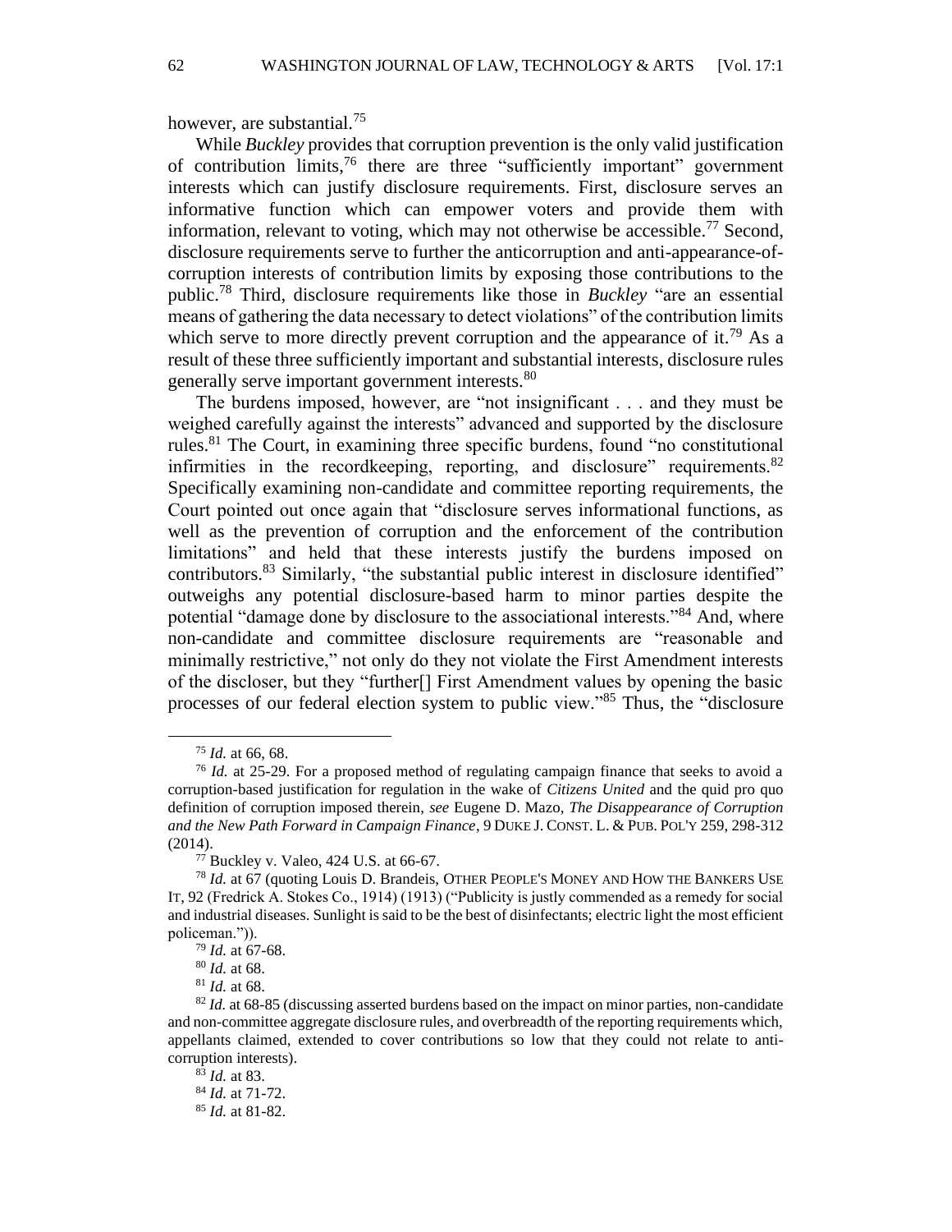however, are substantial.[75]

While *Buckley* provides that corruption prevention is the only valid justification of contribution limits,[76] there are three "sufficiently important" government interests which can justify disclosure requirements. First, disclosure serves an informative function which can empower voters and provide them with information, relevant to voting, which may not otherwise be accessible.[77] Second, disclosure requirements serve to further the anticorruption and anti-appearance-of-corruption interests of contribution limits by exposing those contributions to the public.[78] Third, disclosure requirements like those in *Buckley* "are an essential means of gathering the data necessary to detect violations" of the contribution limits which serve to more directly prevent corruption and the appearance of it.[79] As a result of these three sufficiently important and substantial interests, disclosure rules generally serve important government interests.[80]

The burdens imposed, however, are "not insignificant . . . and they must be weighed carefully against the interests" advanced and supported by the disclosure rules.[81] The Court, in examining three specific burdens, found "no constitutional infirmities in the recordkeeping, reporting, and disclosure" requirements.[82] Specifically examining non-candidate and committee reporting requirements, the Court pointed out once again that "disclosure serves informational functions, as well as the prevention of corruption and the enforcement of the contribution limitations" and held that these interests justify the burdens imposed on contributors.[83] Similarly, "the substantial public interest in disclosure identified" outweighs any potential disclosure-based harm to minor parties despite the potential "damage done by disclosure to the associational interests."[84] And, where non-candidate and committee disclosure requirements are "reasonable and minimally restrictive," not only do they not violate the First Amendment interests of the discloser, but they "further[] First Amendment values by opening the basic processes of our federal election system to public view."[85] Thus, the "disclosure

---

[75] *Id.* at 66, 68.

[76] *Id.* at 25-29. For a proposed method of regulating campaign finance that seeks to avoid a corruption-based justification for regulation in the wake of *Citizens United* and the quid pro quo definition of corruption imposed therein, *see* Eugene D. Mazo, *The Disappearance of Corruption and the New Path Forward in Campaign Finance*, 9 DUKE J. CONST. L. & PUB. POL'Y 259, 298-312 (2014).

[77] Buckley v. Valeo, 424 U.S. at 66-67.

[78] *Id.* at 67 (quoting Louis D. Brandeis, OTHER PEOPLE'S MONEY AND HOW THE BANKERS USE IT, 92 (Fredrick A. Stokes Co., 1914) (1913) ("Publicity is justly commended as a remedy for social and industrial diseases. Sunlight is said to be the best of disinfectants; electric light the most efficient policeman.")).

[79] *Id.* at 67-68.

[80] *Id.* at 68.

[81] *Id.* at 68.

[82] *Id.* at 68-85 (discussing asserted burdens based on the impact on minor parties, non-candidate and non-committee aggregate disclosure rules, and overbreadth of the reporting requirements which, appellants claimed, extended to cover contributions so low that they could not relate to anti-corruption interests).

[83] *Id.* at 83.

[84] *Id.* at 71-72.

[85] *Id.* at 81-82.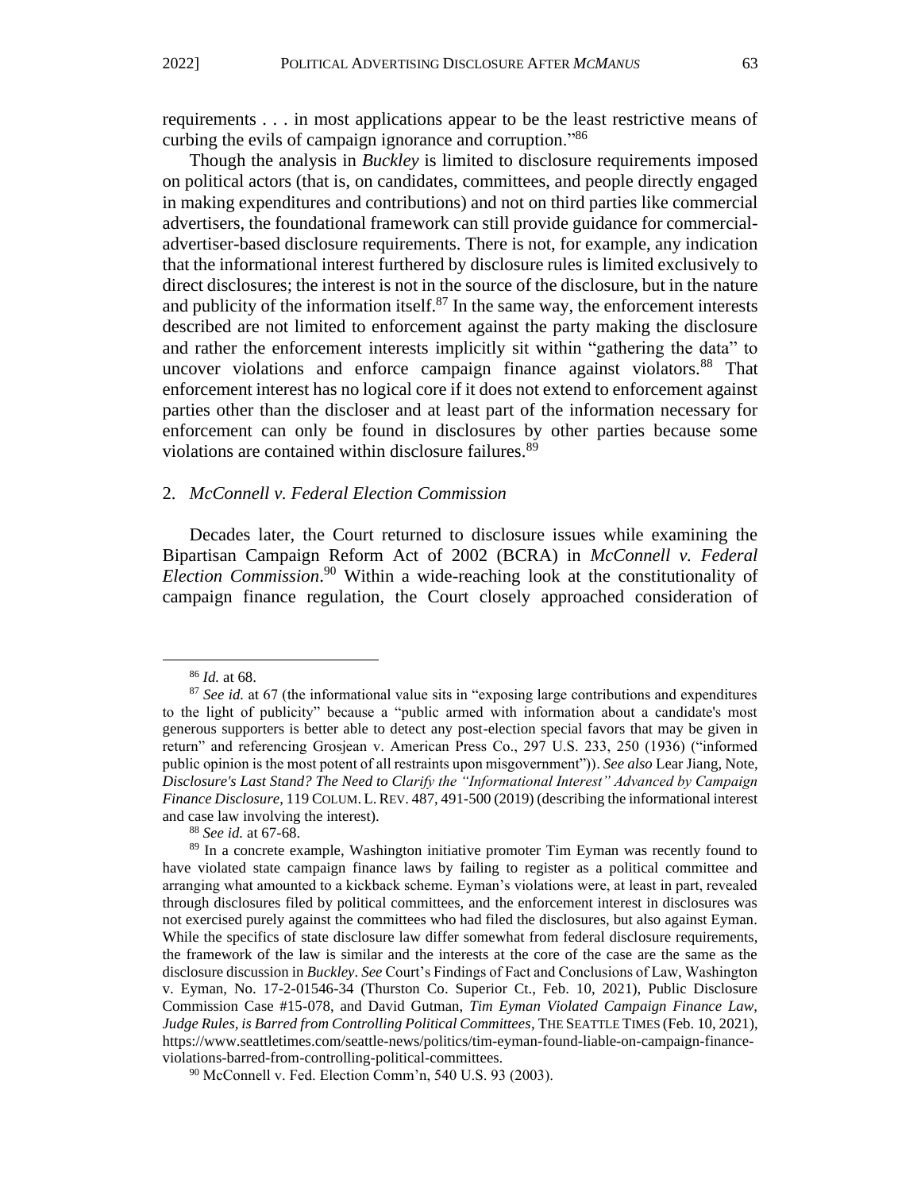requirements . . . in most applications appear to be the least restrictive means of curbing the evils of campaign ignorance and corruption."[86]

Though the analysis in *Buckley* is limited to disclosure requirements imposed on political actors (that is, on candidates, committees, and people directly engaged in making expenditures and contributions) and not on third parties like commercial advertisers, the foundational framework can still provide guidance for commercial-advertiser-based disclosure requirements. There is not, for example, any indication that the informational interest furthered by disclosure rules is limited exclusively to direct disclosures; the interest is not in the source of the disclosure, but in the nature and publicity of the information itself.[87] In the same way, the enforcement interests described are not limited to enforcement against the party making the disclosure and rather the enforcement interests implicitly sit within "gathering the data" to uncover violations and enforce campaign finance against violators.[88] That enforcement interest has no logical core if it does not extend to enforcement against parties other than the discloser and at least part of the information necessary for enforcement can only be found in disclosures by other parties because some violations are contained within disclosure failures.[89]

## 2. *McConnell v. Federal Election Commission*

Decades later, the Court returned to disclosure issues while examining the Bipartisan Campaign Reform Act of 2002 (BCRA) in *McConnell v. Federal Election Commission*.[90] Within a wide-reaching look at the constitutionality of campaign finance regulation, the Court closely approached consideration of

---

[86] *Id.* at 68.

[87] *See id.* at 67 (the informational value sits in "exposing large contributions and expenditures to the light of publicity" because a "public armed with information about a candidate's most generous supporters is better able to detect any post-election special favors that may be given in return" and referencing Grosjean v. American Press Co., 297 U.S. 233, 250 (1936) ("informed public opinion is the most potent of all restraints upon misgovernment")). *See also* Lear Jiang, Note, *Disclosure's Last Stand? The Need to Clarify the "Informational Interest" Advanced by Campaign Finance Disclosure*, 119 COLUM. L. REV. 487, 491-500 (2019) (describing the informational interest and case law involving the interest).

[88] *See id.* at 67-68.

[89] In a concrete example, Washington initiative promoter Tim Eyman was recently found to have violated state campaign finance laws by failing to register as a political committee and arranging what amounted to a kickback scheme. Eyman's violations were, at least in part, revealed through disclosures filed by political committees, and the enforcement interest in disclosures was not exercised purely against the committees who had filed the disclosures, but also against Eyman. While the specifics of state disclosure law differ somewhat from federal disclosure requirements, the framework of the law is similar and the interests at the core of the case are the same as the disclosure discussion in *Buckley*. *See* Court's Findings of Fact and Conclusions of Law, Washington v. Eyman, No. 17-2-01546-34 (Thurston Co. Superior Ct., Feb. 10, 2021), Public Disclosure Commission Case #15-078, and David Gutman, *Tim Eyman Violated Campaign Finance Law, Judge Rules, is Barred from Controlling Political Committees*, THE SEATTLE TIMES (Feb. 10, 2021), https://www.seattletimes.com/seattle-news/politics/tim-eyman-found-liable-on-campaign-finance-violations-barred-from-controlling-political-committees.

[90] McConnell v. Fed. Election Comm'n, 540 U.S. 93 (2003).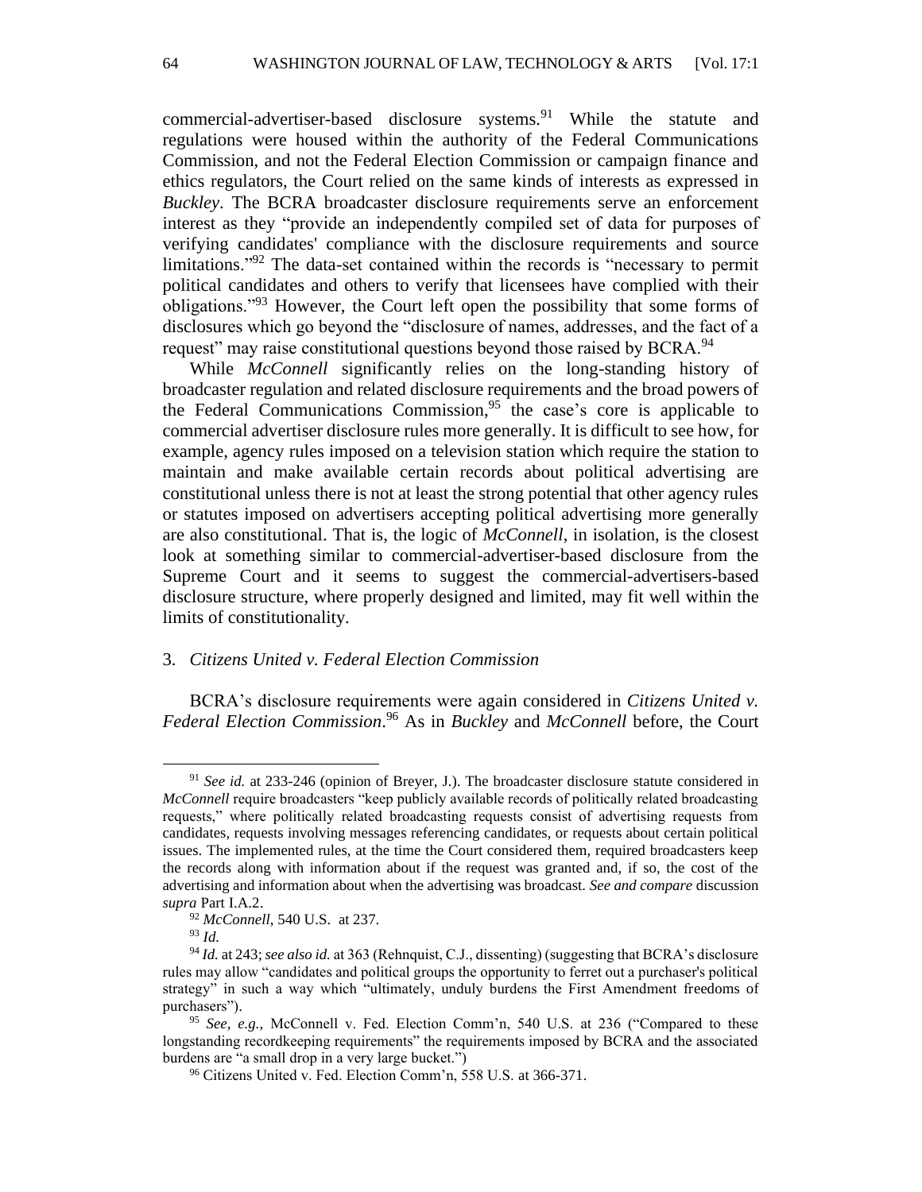commercial-advertiser-based disclosure systems.[91] While the statute and regulations were housed within the authority of the Federal Communications Commission, and not the Federal Election Commission or campaign finance and ethics regulators, the Court relied on the same kinds of interests as expressed in *Buckley*. The BCRA broadcaster disclosure requirements serve an enforcement interest as they "provide an independently compiled set of data for purposes of verifying candidates' compliance with the disclosure requirements and source limitations."[92] The data-set contained within the records is "necessary to permit political candidates and others to verify that licensees have complied with their obligations."[93] However, the Court left open the possibility that some forms of disclosures which go beyond the "disclosure of names, addresses, and the fact of a request" may raise constitutional questions beyond those raised by BCRA.[94]

While *McConnell* significantly relies on the long-standing history of broadcaster regulation and related disclosure requirements and the broad powers of the Federal Communications Commission,[95] the case's core is applicable to commercial advertiser disclosure rules more generally. It is difficult to see how, for example, agency rules imposed on a television station which require the station to maintain and make available certain records about political advertising are constitutional unless there is not at least the strong potential that other agency rules or statutes imposed on advertisers accepting political advertising more generally are also constitutional. That is, the logic of *McConnell*, in isolation, is the closest look at something similar to commercial-advertiser-based disclosure from the Supreme Court and it seems to suggest the commercial-advertisers-based disclosure structure, where properly designed and limited, may fit well within the limits of constitutionality.

### 3. *Citizens United v. Federal Election Commission*

BCRA's disclosure requirements were again considered in *Citizens United v. Federal Election Commission*.[96] As in *Buckley* and *McConnell* before, the Court

---

[91] *See id.* at 233-246 (opinion of Breyer, J.). The broadcaster disclosure statute considered in *McConnell* require broadcasters "keep publicly available records of politically related broadcasting requests," where politically related broadcasting requests consist of advertising requests from candidates, requests involving messages referencing candidates, or requests about certain political issues. The implemented rules, at the time the Court considered them, required broadcasters keep the records along with information about if the request was granted and, if so, the cost of the advertising and information about when the advertising was broadcast. *See and compare* discussion *supra* Part I.A.2.

[92] *McConnell*, 540 U.S. at 237.

[93] *Id.*

[94] *Id.* at 243; *see also id.* at 363 (Rehnquist, C.J., dissenting) (suggesting that BCRA's disclosure rules may allow "candidates and political groups the opportunity to ferret out a purchaser's political strategy" in such a way which "ultimately, unduly burdens the First Amendment freedoms of purchasers").

[95] *See, e.g.,* McConnell v. Fed. Election Comm'n, 540 U.S. at 236 ("Compared to these longstanding recordkeeping requirements" the requirements imposed by BCRA and the associated burdens are "a small drop in a very large bucket.")

[96] Citizens United v. Fed. Election Comm'n, 558 U.S. at 366-371.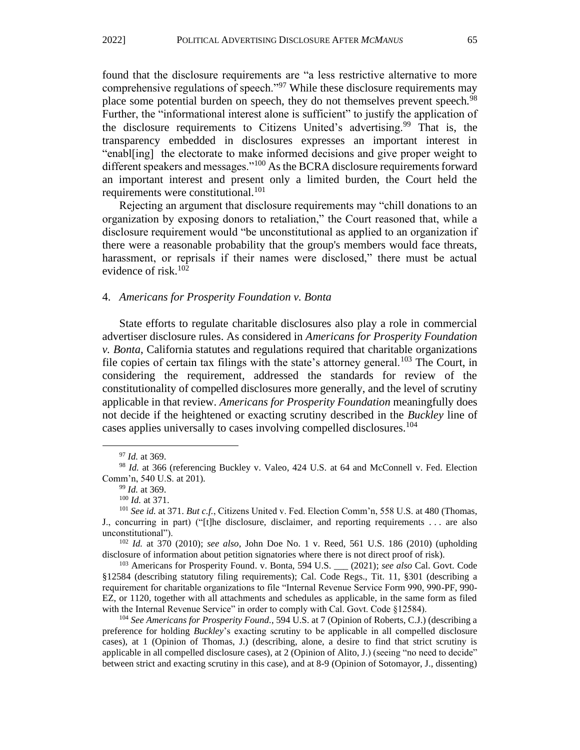found that the disclosure requirements are "a less restrictive alternative to more comprehensive regulations of speech."[97] While these disclosure requirements may place some potential burden on speech, they do not themselves prevent speech.[98] Further, the "informational interest alone is sufficient" to justify the application of the disclosure requirements to Citizens United's advertising.[99] That is, the transparency embedded in disclosures expresses an important interest in "enabl[ing] the electorate to make informed decisions and give proper weight to different speakers and messages."[100] As the BCRA disclosure requirements forward an important interest and present only a limited burden, the Court held the requirements were constitutional.[101]

Rejecting an argument that disclosure requirements may "chill donations to an organization by exposing donors to retaliation," the Court reasoned that, while a disclosure requirement would "be unconstitutional as applied to an organization if there were a reasonable probability that the group's members would face threats, harassment, or reprisals if their names were disclosed," there must be actual evidence of risk.[102]

#### 4. *Americans for Prosperity Foundation v. Bonta*

State efforts to regulate charitable disclosures also play a role in commercial advertiser disclosure rules. As considered in *Americans for Prosperity Foundation v. Bonta*, California statutes and regulations required that charitable organizations file copies of certain tax filings with the state's attorney general.[103] The Court, in considering the requirement, addressed the standards for review of the constitutionality of compelled disclosures more generally, and the level of scrutiny applicable in that review. *Americans for Prosperity Foundation* meaningfully does not decide if the heightened or exacting scrutiny described in the *Buckley* line of cases applies universally to cases involving compelled disclosures.[104]

---

[97] *Id.* at 369.

[98] *Id.* at 366 (referencing Buckley v. Valeo, 424 U.S. at 64 and McConnell v. Fed. Election Comm'n, 540 U.S. at 201).

[99] *Id.* at 369.

[100] *Id.* at 371.

[101] *See id.* at 371. *But c.f.*, Citizens United v. Fed. Election Comm'n, 558 U.S. at 480 (Thomas, J., concurring in part) ("[t]he disclosure, disclaimer, and reporting requirements . . . are also unconstitutional").

[102] *Id.* at 370 (2010); *see also*, John Doe No. 1 v. Reed, 561 U.S. 186 (2010) (upholding disclosure of information about petition signatories where there is not direct proof of risk).

[103] Americans for Prosperity Found. v. Bonta, 594 U.S. ___ (2021); *see also* Cal. Govt. Code §12584 (describing statutory filing requirements); Cal. Code Regs., Tit. 11, §301 (describing a requirement for charitable organizations to file "Internal Revenue Service Form 990, 990-PF, 990-EZ, or 1120, together with all attachments and schedules as applicable, in the same form as filed with the Internal Revenue Service" in order to comply with Cal. Govt. Code §12584).

[104] *See Americans for Prosperity Found.*, 594 U.S. at 7 (Opinion of Roberts, C.J.) (describing a preference for holding *Buckley*'s exacting scrutiny to be applicable in all compelled disclosure cases), at 1 (Opinion of Thomas, J.) (describing, alone, a desire to find that strict scrutiny is applicable in all compelled disclosure cases), at 2 (Opinion of Alito, J.) (seeing "no need to decide" between strict and exacting scrutiny in this case), and at 8-9 (Opinion of Sotomayor, J., dissenting)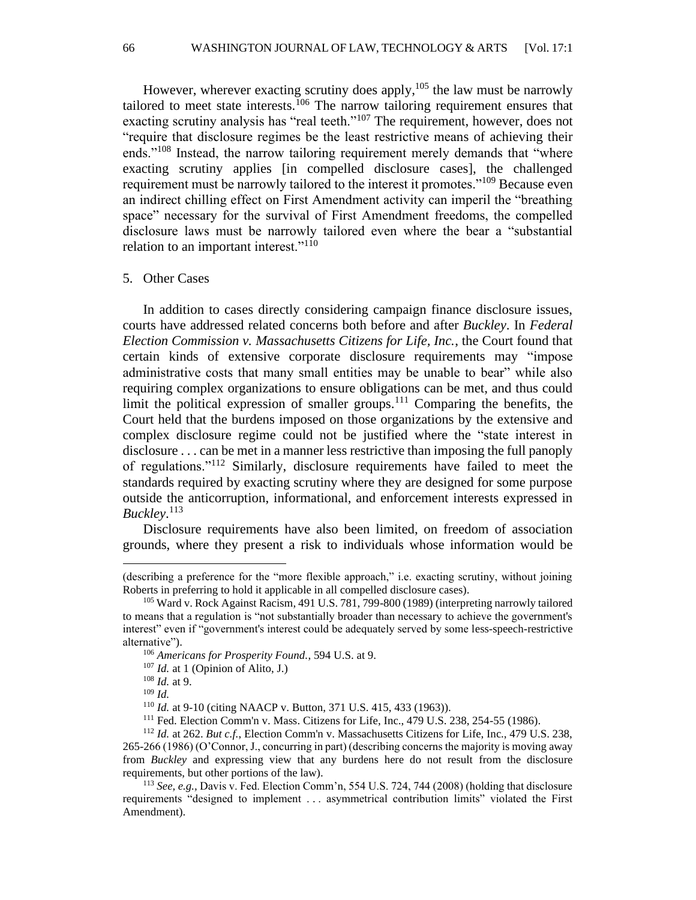However, wherever exacting scrutiny does apply,[105] the law must be narrowly tailored to meet state interests.[106] The narrow tailoring requirement ensures that exacting scrutiny analysis has "real teeth."[107] The requirement, however, does not "require that disclosure regimes be the least restrictive means of achieving their ends."[108] Instead, the narrow tailoring requirement merely demands that "where exacting scrutiny applies [in compelled disclosure cases], the challenged requirement must be narrowly tailored to the interest it promotes."[109] Because even an indirect chilling effect on First Amendment activity can imperil the "breathing space" necessary for the survival of First Amendment freedoms, the compelled disclosure laws must be narrowly tailored even where the bear a "substantial relation to an important interest."[110]

5. Other Cases

In addition to cases directly considering campaign finance disclosure issues, courts have addressed related concerns both before and after *Buckley*. In *Federal Election Commission v. Massachusetts Citizens for Life, Inc.*, the Court found that certain kinds of extensive corporate disclosure requirements may "impose administrative costs that many small entities may be unable to bear" while also requiring complex organizations to ensure obligations can be met, and thus could limit the political expression of smaller groups.[111] Comparing the benefits, the Court held that the burdens imposed on those organizations by the extensive and complex disclosure regime could not be justified where the "state interest in disclosure . . . can be met in a manner less restrictive than imposing the full panoply of regulations."[112] Similarly, disclosure requirements have failed to meet the standards required by exacting scrutiny where they are designed for some purpose outside the anticorruption, informational, and enforcement interests expressed in *Buckley*.[113]

Disclosure requirements have also been limited, on freedom of association grounds, where they present a risk to individuals whose information would be

---

(describing a preference for the "more flexible approach," i.e. exacting scrutiny, without joining Roberts in preferring to hold it applicable in all compelled disclosure cases).

[105] Ward v. Rock Against Racism, 491 U.S. 781, 799-800 (1989) (interpreting narrowly tailored to means that a regulation is "not substantially broader than necessary to achieve the government's interest" even if "government's interest could be adequately served by some less-speech-restrictive alternative").

[106] *Americans for Prosperity Found.*, 594 U.S. at 9.

[107] *Id.* at 1 (Opinion of Alito, J.)

[108] *Id.* at 9.

[109] *Id.*

[110] *Id.* at 9-10 (citing NAACP v. Button, 371 U.S. 415, 433 (1963)).

[111] Fed. Election Comm'n v. Mass. Citizens for Life, Inc., 479 U.S. 238, 254-55 (1986).

[112] *Id.* at 262. *But c.f.*, Election Comm'n v. Massachusetts Citizens for Life, Inc., 479 U.S. 238, 265-266 (1986) (O'Connor, J., concurring in part) (describing concerns the majority is moving away from *Buckley* and expressing view that any burdens here do not result from the disclosure requirements, but other portions of the law).

[113] *See, e.g.*, Davis v. Fed. Election Comm'n, 554 U.S. 724, 744 (2008) (holding that disclosure requirements "designed to implement . . . asymmetrical contribution limits" violated the First Amendment).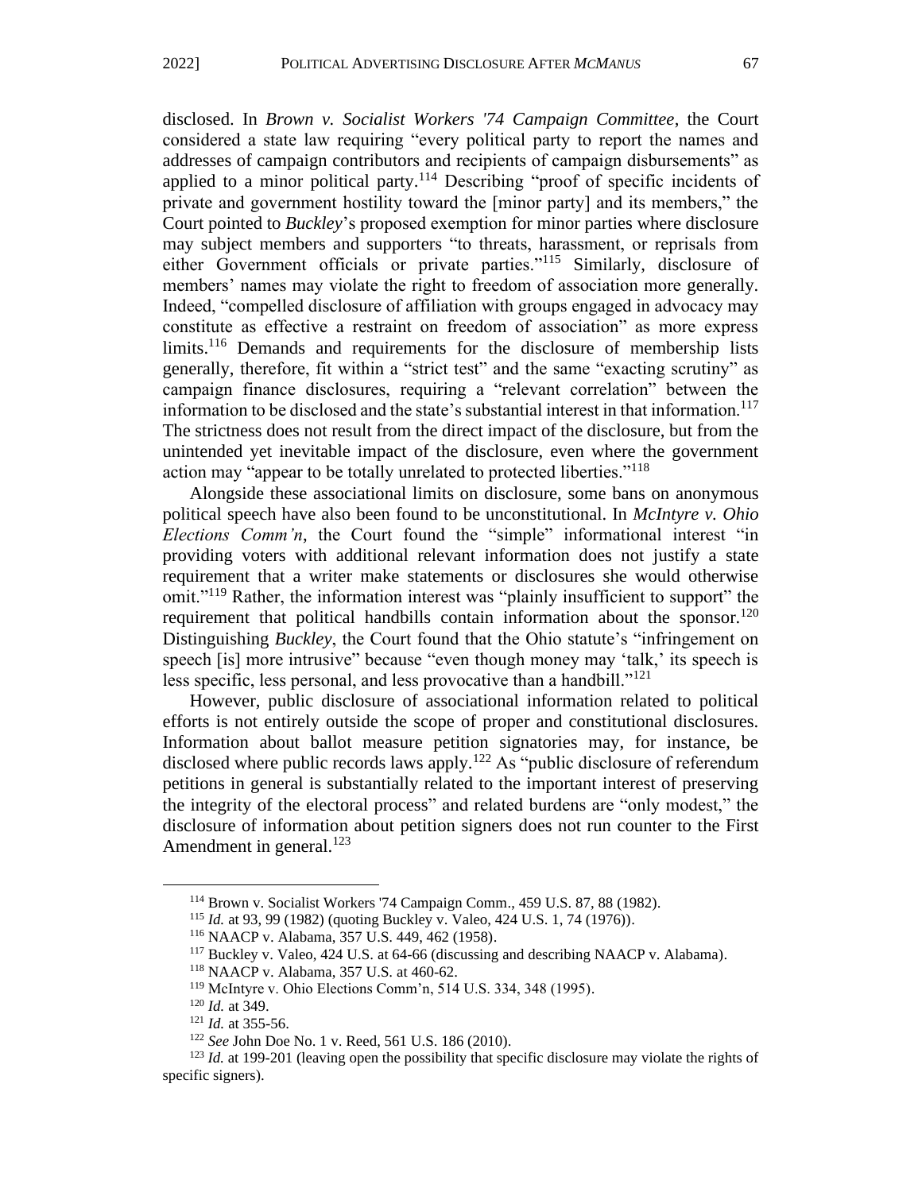disclosed. In *Brown v. Socialist Workers '74 Campaign Committee*, the Court considered a state law requiring "every political party to report the names and addresses of campaign contributors and recipients of campaign disbursements" as applied to a minor political party.[114] Describing "proof of specific incidents of private and government hostility toward the [minor party] and its members," the Court pointed to *Buckley*'s proposed exemption for minor parties where disclosure may subject members and supporters "to threats, harassment, or reprisals from either Government officials or private parties."[115] Similarly, disclosure of members' names may violate the right to freedom of association more generally. Indeed, "compelled disclosure of affiliation with groups engaged in advocacy may constitute as effective a restraint on freedom of association" as more express limits.[116] Demands and requirements for the disclosure of membership lists generally, therefore, fit within a "strict test" and the same "exacting scrutiny" as campaign finance disclosures, requiring a "relevant correlation" between the information to be disclosed and the state's substantial interest in that information.[117] The strictness does not result from the direct impact of the disclosure, but from the unintended yet inevitable impact of the disclosure, even where the government action may "appear to be totally unrelated to protected liberties."[118]

Alongside these associational limits on disclosure, some bans on anonymous political speech have also been found to be unconstitutional. In *McIntyre v. Ohio Elections Comm'n*, the Court found the "simple" informational interest "in providing voters with additional relevant information does not justify a state requirement that a writer make statements or disclosures she would otherwise omit."[119] Rather, the information interest was "plainly insufficient to support" the requirement that political handbills contain information about the sponsor.[120] Distinguishing *Buckley*, the Court found that the Ohio statute's "infringement on speech [is] more intrusive" because "even though money may 'talk,' its speech is less specific, less personal, and less provocative than a handbill."[121]

However, public disclosure of associational information related to political efforts is not entirely outside the scope of proper and constitutional disclosures. Information about ballot measure petition signatories may, for instance, be disclosed where public records laws apply.[122] As "public disclosure of referendum petitions in general is substantially related to the important interest of preserving the integrity of the electoral process" and related burdens are "only modest," the disclosure of information about petition signers does not run counter to the First Amendment in general.[123]

---

[114] Brown v. Socialist Workers '74 Campaign Comm., 459 U.S. 87, 88 (1982).

[115] *Id.* at 93, 99 (1982) (quoting Buckley v. Valeo, 424 U.S. 1, 74 (1976)).

[116] NAACP v. Alabama, 357 U.S. 449, 462 (1958).

[117] Buckley v. Valeo, 424 U.S. at 64-66 (discussing and describing NAACP v. Alabama).

[118] NAACP v. Alabama, 357 U.S. at 460-62.

[119] McIntyre v. Ohio Elections Comm'n, 514 U.S. 334, 348 (1995).

[120] *Id.* at 349.

[121] *Id.* at 355-56.

[122] *See* John Doe No. 1 v. Reed, 561 U.S. 186 (2010).

[123] *Id.* at 199-201 (leaving open the possibility that specific disclosure may violate the rights of specific signers).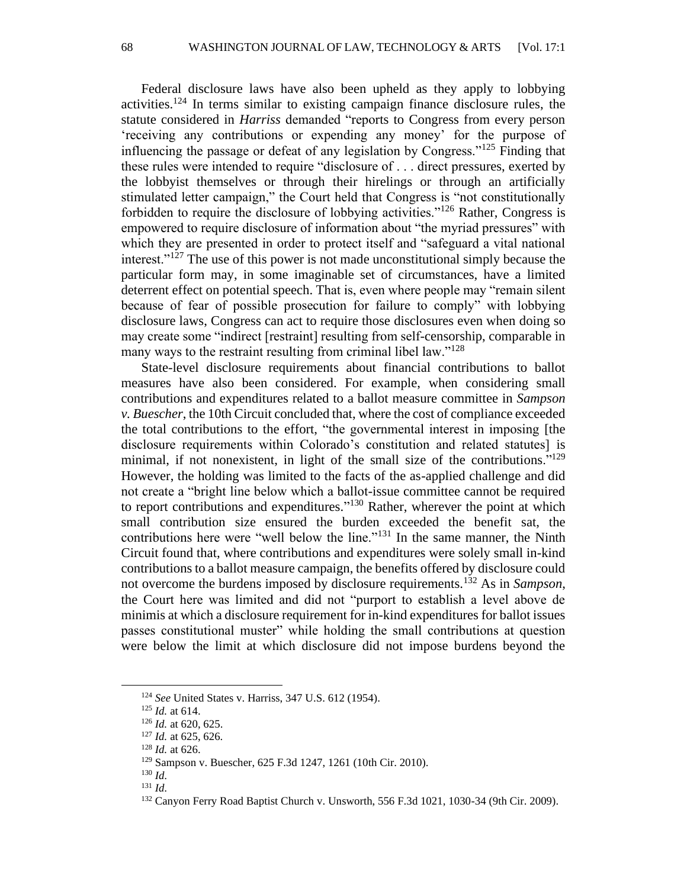Federal disclosure laws have also been upheld as they apply to lobbying activities.[124] In terms similar to existing campaign finance disclosure rules, the statute considered in *Harriss* demanded "reports to Congress from every person 'receiving any contributions or expending any money' for the purpose of influencing the passage or defeat of any legislation by Congress."[125] Finding that these rules were intended to require "disclosure of . . . direct pressures, exerted by the lobbyist themselves or through their hirelings or through an artificially stimulated letter campaign," the Court held that Congress is "not constitutionally forbidden to require the disclosure of lobbying activities."[126] Rather, Congress is empowered to require disclosure of information about "the myriad pressures" with which they are presented in order to protect itself and "safeguard a vital national interest."[127] The use of this power is not made unconstitutional simply because the particular form may, in some imaginable set of circumstances, have a limited deterrent effect on potential speech. That is, even where people may "remain silent because of fear of possible prosecution for failure to comply" with lobbying disclosure laws, Congress can act to require those disclosures even when doing so may create some "indirect [restraint] resulting from self-censorship, comparable in many ways to the restraint resulting from criminal libel law."[128]

State-level disclosure requirements about financial contributions to ballot measures have also been considered. For example, when considering small contributions and expenditures related to a ballot measure committee in *Sampson v. Buescher*, the 10th Circuit concluded that, where the cost of compliance exceeded the total contributions to the effort, "the governmental interest in imposing [the disclosure requirements within Colorado's constitution and related statutes] is minimal, if not nonexistent, in light of the small size of the contributions."[129] However, the holding was limited to the facts of the as-applied challenge and did not create a "bright line below which a ballot-issue committee cannot be required to report contributions and expenditures."[130] Rather, wherever the point at which small contribution size ensured the burden exceeded the benefit sat, the contributions here were "well below the line."[131] In the same manner, the Ninth Circuit found that, where contributions and expenditures were solely small in-kind contributions to a ballot measure campaign, the benefits offered by disclosure could not overcome the burdens imposed by disclosure requirements.[132] As in *Sampson*, the Court here was limited and did not "purport to establish a level above de minimis at which a disclosure requirement for in-kind expenditures for ballot issues passes constitutional muster" while holding the small contributions at question were below the limit at which disclosure did not impose burdens beyond the

---

[124] *See* United States v. Harriss, 347 U.S. 612 (1954).

[125] *Id.* at 614.

[126] *Id.* at 620, 625.

[127] *Id.* at 625, 626.

[128] *Id.* at 626.

[129] Sampson v. Buescher, 625 F.3d 1247, 1261 (10th Cir. 2010).

[130] *Id.*

[131] *Id.*

[132] Canyon Ferry Road Baptist Church v. Unsworth, 556 F.3d 1021, 1030-34 (9th Cir. 2009).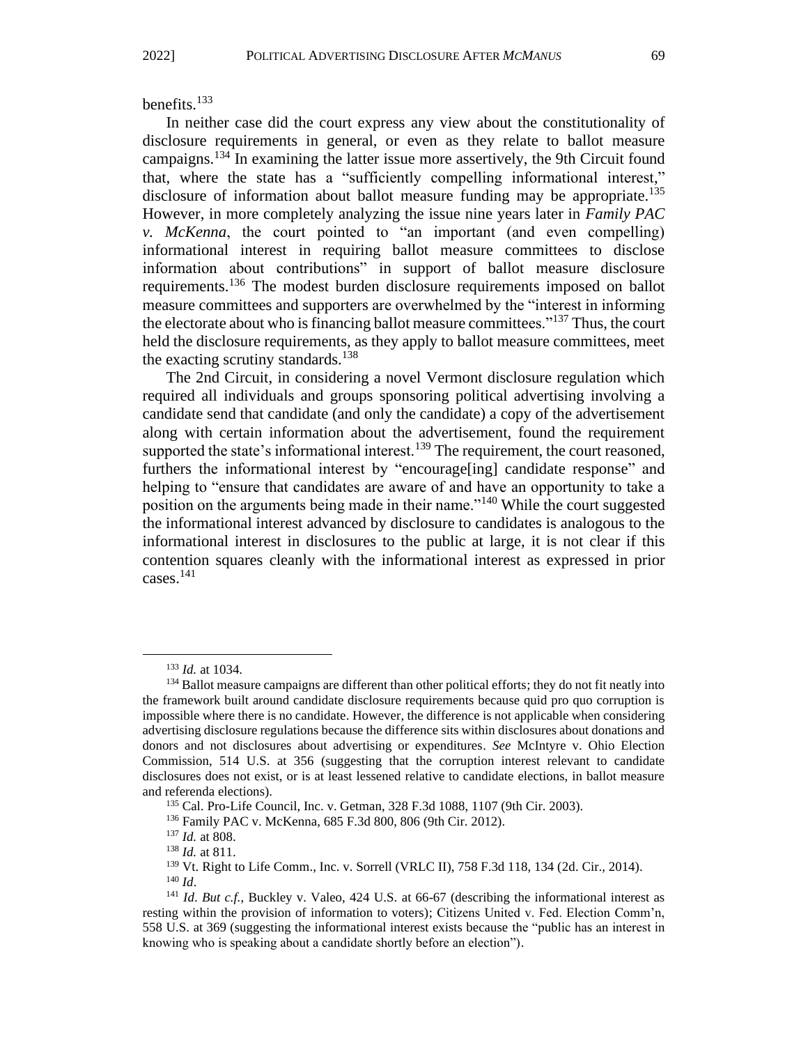benefits.[133]

In neither case did the court express any view about the constitutionality of disclosure requirements in general, or even as they relate to ballot measure campaigns.[134] In examining the latter issue more assertively, the 9th Circuit found that, where the state has a "sufficiently compelling informational interest," disclosure of information about ballot measure funding may be appropriate.[135] However, in more completely analyzing the issue nine years later in *Family PAC v. McKenna*, the court pointed to "an important (and even compelling) informational interest in requiring ballot measure committees to disclose information about contributions" in support of ballot measure disclosure requirements.[136] The modest burden disclosure requirements imposed on ballot measure committees and supporters are overwhelmed by the "interest in informing the electorate about who is financing ballot measure committees."[137] Thus, the court held the disclosure requirements, as they apply to ballot measure committees, meet the exacting scrutiny standards.[138]

The 2nd Circuit, in considering a novel Vermont disclosure regulation which required all individuals and groups sponsoring political advertising involving a candidate send that candidate (and only the candidate) a copy of the advertisement along with certain information about the advertisement, found the requirement supported the state's informational interest.[139] The requirement, the court reasoned, furthers the informational interest by "encourage[ing] candidate response" and helping to "ensure that candidates are aware of and have an opportunity to take a position on the arguments being made in their name."[140] While the court suggested the informational interest advanced by disclosure to candidates is analogous to the informational interest in disclosures to the public at large, it is not clear if this contention squares cleanly with the informational interest as expressed in prior cases.[141]

---

[133] *Id.* at 1034.

[134] Ballot measure campaigns are different than other political efforts; they do not fit neatly into the framework built around candidate disclosure requirements because quid pro quo corruption is impossible where there is no candidate. However, the difference is not applicable when considering advertising disclosure regulations because the difference sits within disclosures about donations and donors and not disclosures about advertising or expenditures. *See* McIntyre v. Ohio Election Commission, 514 U.S. at 356 (suggesting that the corruption interest relevant to candidate disclosures does not exist, or is at least lessened relative to candidate elections, in ballot measure and referenda elections).

[135] Cal. Pro-Life Council, Inc. v. Getman, 328 F.3d 1088, 1107 (9th Cir. 2003).

[136] Family PAC v. McKenna, 685 F.3d 800, 806 (9th Cir. 2012).

[137] *Id.* at 808.

[138] *Id.* at 811.

[139] Vt. Right to Life Comm., Inc. v. Sorrell (VRLC II), 758 F.3d 118, 134 (2d. Cir., 2014).

[140] *Id*.

[141] *Id*. *But c.f.*, Buckley v. Valeo, 424 U.S. at 66-67 (describing the informational interest as resting within the provision of information to voters); Citizens United v. Fed. Election Comm'n, 558 U.S. at 369 (suggesting the informational interest exists because the "public has an interest in knowing who is speaking about a candidate shortly before an election").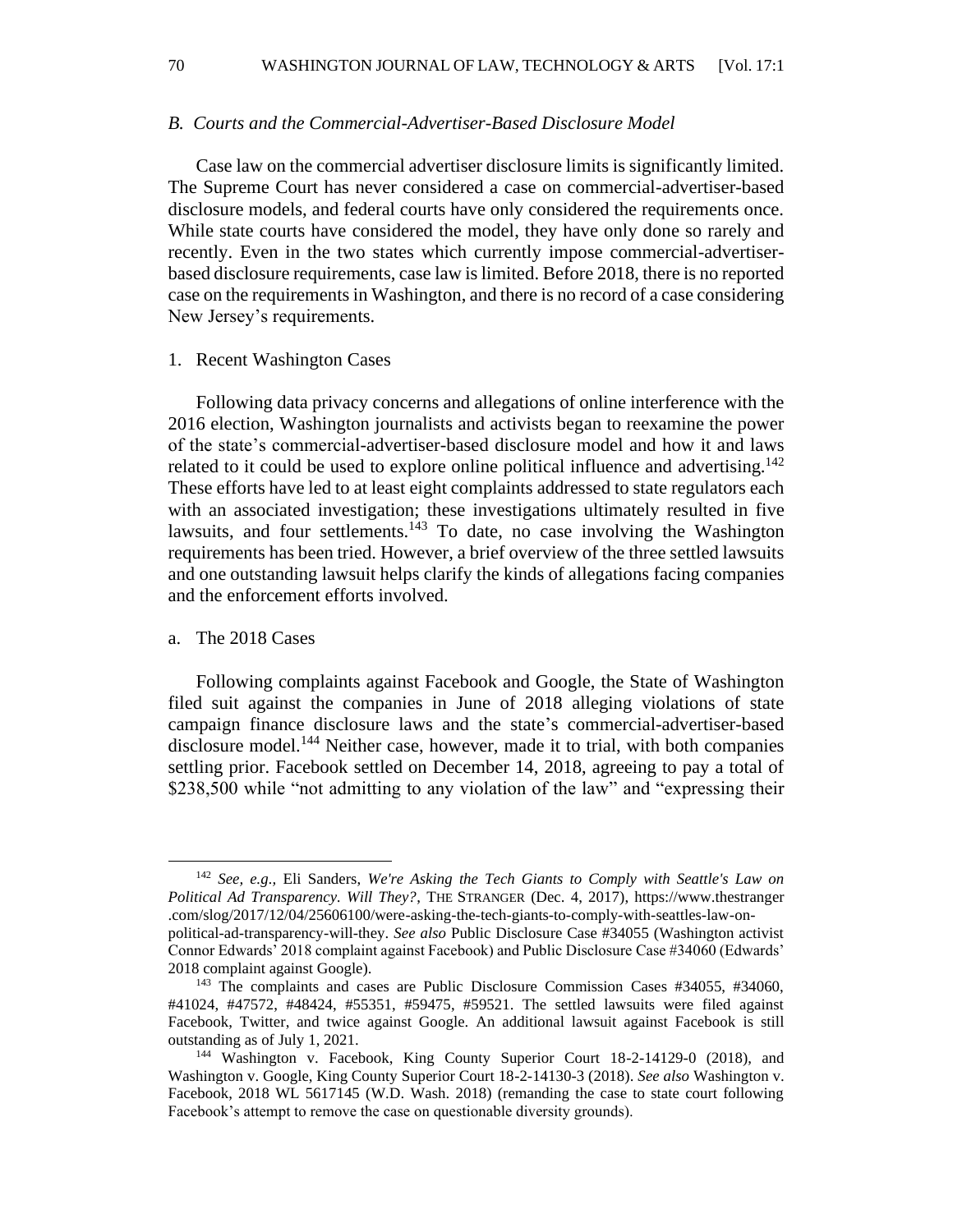### *B. Courts and the Commercial-Advertiser-Based Disclosure Model*

Case law on the commercial advertiser disclosure limits is significantly limited. The Supreme Court has never considered a case on commercial-advertiser-based disclosure models, and federal courts have only considered the requirements once. While state courts have considered the model, they have only done so rarely and recently. Even in the two states which currently impose commercial-advertiser-based disclosure requirements, case law is limited. Before 2018, there is no reported case on the requirements in Washington, and there is no record of a case considering New Jersey's requirements.

#### 1. Recent Washington Cases

Following data privacy concerns and allegations of online interference with the 2016 election, Washington journalists and activists began to reexamine the power of the state's commercial-advertiser-based disclosure model and how it and laws related to it could be used to explore online political influence and advertising.[142] These efforts have led to at least eight complaints addressed to state regulators each with an associated investigation; these investigations ultimately resulted in five lawsuits, and four settlements.[143] To date, no case involving the Washington requirements has been tried. However, a brief overview of the three settled lawsuits and one outstanding lawsuit helps clarify the kinds of allegations facing companies and the enforcement efforts involved.

##### a. The 2018 Cases

Following complaints against Facebook and Google, the State of Washington filed suit against the companies in June of 2018 alleging violations of state campaign finance disclosure laws and the state's commercial-advertiser-based disclosure model.[144] Neither case, however, made it to trial, with both companies settling prior. Facebook settled on December 14, 2018, agreeing to pay a total of $238,500 while "not admitting to any violation of the law" and "expressing their

---

[142] *See, e.g.*, Eli Sanders, *We're Asking the Tech Giants to Comply with Seattle's Law on Political Ad Transparency. Will They?*, THE STRANGER (Dec. 4, 2017), https://www.thestranger.com/slog/2017/12/04/25606100/were-asking-the-tech-giants-to-comply-with-seattles-law-on-political-ad-transparency-will-they. *See also* Public Disclosure Case #34055 (Washington activist Connor Edwards' 2018 complaint against Facebook) and Public Disclosure Case #34060 (Edwards' 2018 complaint against Google).

[143] The complaints and cases are Public Disclosure Commission Cases #34055, #34060, #41024, #47572, #48424, #55351, #59475, #59521. The settled lawsuits were filed against Facebook, Twitter, and twice against Google. An additional lawsuit against Facebook is still outstanding as of July 1, 2021.

[144] Washington v. Facebook, King County Superior Court 18-2-14129-0 (2018), and Washington v. Google, King County Superior Court 18-2-14130-3 (2018). *See also* Washington v. Facebook, 2018 WL 5617145 (W.D. Wash. 2018) (remanding the case to state court following Facebook's attempt to remove the case on questionable diversity grounds).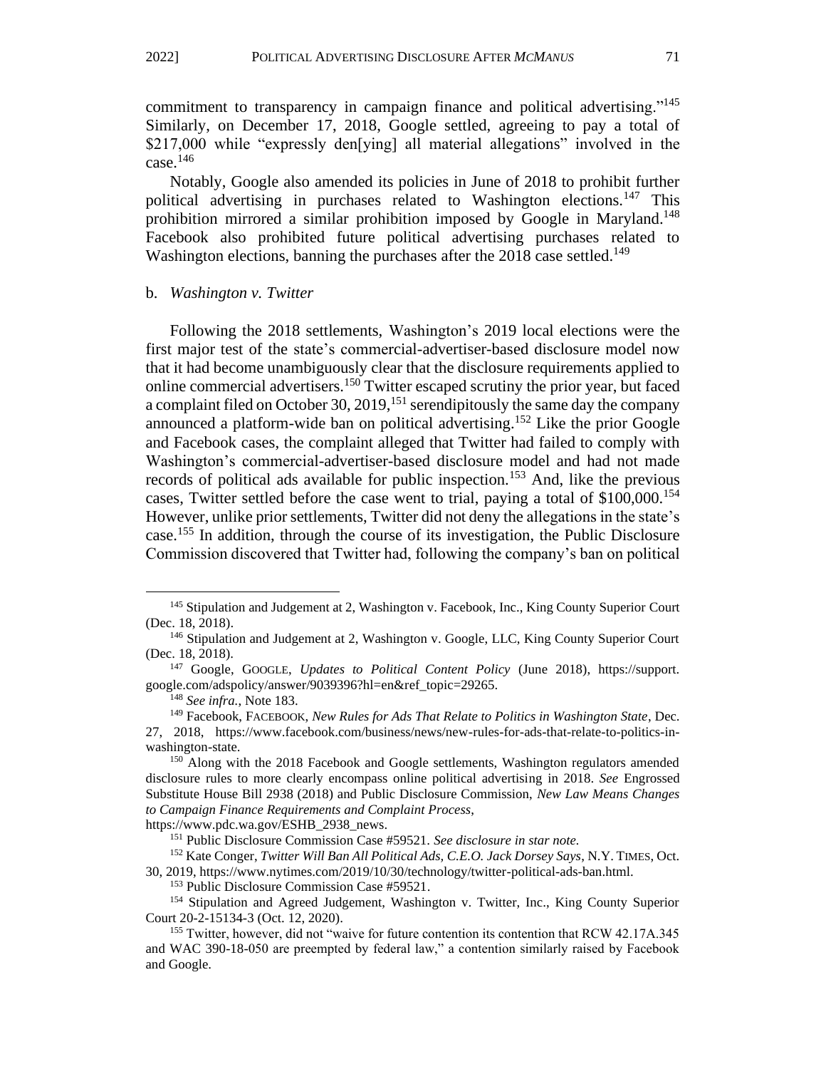commitment to transparency in campaign finance and political advertising."[145] Similarly, on December 17, 2018, Google settled, agreeing to pay a total of $217,000 while "expressly den[ying] all material allegations" involved in the case.[146]

Notably, Google also amended its policies in June of 2018 to prohibit further political advertising in purchases related to Washington elections.[147] This prohibition mirrored a similar prohibition imposed by Google in Maryland.[148] Facebook also prohibited future political advertising purchases related to Washington elections, banning the purchases after the 2018 case settled.[149]

b. *Washington v. Twitter*

Following the 2018 settlements, Washington's 2019 local elections were the first major test of the state's commercial-advertiser-based disclosure model now that it had become unambiguously clear that the disclosure requirements applied to online commercial advertisers.[150] Twitter escaped scrutiny the prior year, but faced a complaint filed on October 30, 2019,[151] serendipitously the same day the company announced a platform-wide ban on political advertising.[152] Like the prior Google and Facebook cases, the complaint alleged that Twitter had failed to comply with Washington's commercial-advertiser-based disclosure model and had not made records of political ads available for public inspection.[153] And, like the previous cases, Twitter settled before the case went to trial, paying a total of $100,000.[154] However, unlike prior settlements, Twitter did not deny the allegations in the state's case.[155] In addition, through the course of its investigation, the Public Disclosure Commission discovered that Twitter had, following the company's ban on political

---

[145] Stipulation and Judgement at 2, Washington v. Facebook, Inc., King County Superior Court (Dec. 18, 2018).

[146] Stipulation and Judgement at 2, Washington v. Google, LLC, King County Superior Court (Dec. 18, 2018).

[147] Google, GOOGLE, *Updates to Political Content Policy* (June 2018), https://support.google.com/adspolicy/answer/9039396?hl=en&ref_topic=29265.

[148] *See infra.*, Note 183.

[149] Facebook, FACEBOOK, *New Rules for Ads That Relate to Politics in Washington State*, Dec. 27, 2018, https://www.facebook.com/business/news/new-rules-for-ads-that-relate-to-politics-in-washington-state.

[150] Along with the 2018 Facebook and Google settlements, Washington regulators amended disclosure rules to more clearly encompass online political advertising in 2018. *See* Engrossed Substitute House Bill 2938 (2018) and Public Disclosure Commission, *New Law Means Changes to Campaign Finance Requirements and Complaint Process*, https://www.pdc.wa.gov/ESHB_2938_news.

[151] Public Disclosure Commission Case #59521. *See disclosure in star note.*

[152] Kate Conger, *Twitter Will Ban All Political Ads, C.E.O. Jack Dorsey Says*, N.Y. TIMES, Oct. 30, 2019, https://www.nytimes.com/2019/10/30/technology/twitter-political-ads-ban.html.

[153] Public Disclosure Commission Case #59521.

[154] Stipulation and Agreed Judgement, Washington v. Twitter, Inc., King County Superior Court 20-2-15134-3 (Oct. 12, 2020).

[155] Twitter, however, did not "waive for future contention its contention that RCW 42.17A.345 and WAC 390-18-050 are preempted by federal law," a contention similarly raised by Facebook and Google.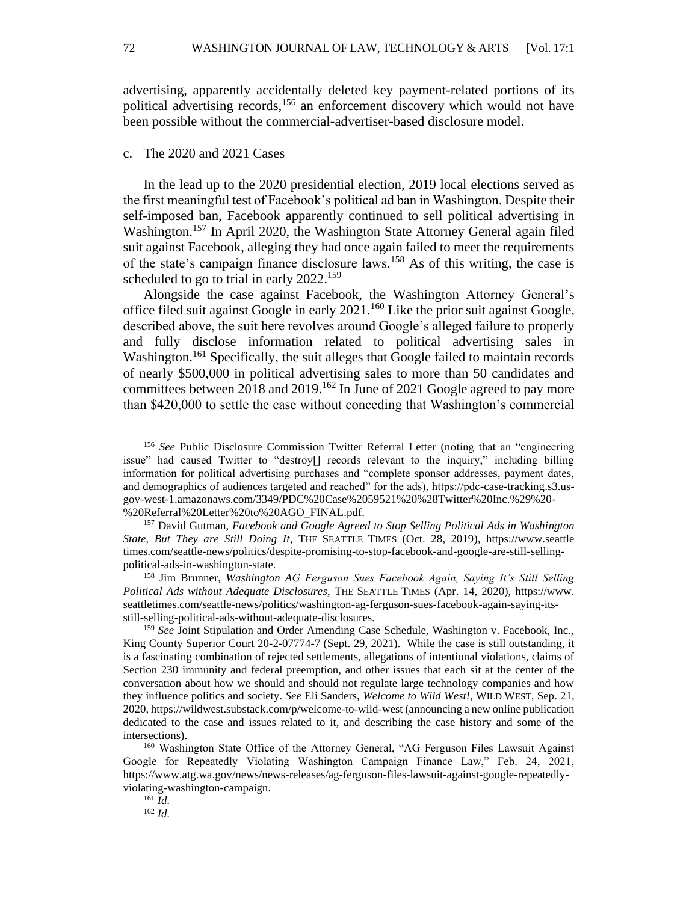advertising, apparently accidentally deleted key payment-related portions of its political advertising records,[156] an enforcement discovery which would not have been possible without the commercial-advertiser-based disclosure model.

### c. The 2020 and 2021 Cases

In the lead up to the 2020 presidential election, 2019 local elections served as the first meaningful test of Facebook's political ad ban in Washington. Despite their self-imposed ban, Facebook apparently continued to sell political advertising in Washington.[157] In April 2020, the Washington State Attorney General again filed suit against Facebook, alleging they had once again failed to meet the requirements of the state's campaign finance disclosure laws.[158] As of this writing, the case is scheduled to go to trial in early 2022.[159]

Alongside the case against Facebook, the Washington Attorney General's office filed suit against Google in early 2021.[160] Like the prior suit against Google, described above, the suit here revolves around Google's alleged failure to properly and fully disclose information related to political advertising sales in Washington.[161] Specifically, the suit alleges that Google failed to maintain records of nearly $500,000 in political advertising sales to more than 50 candidates and committees between 2018 and 2019.[162] In June of 2021 Google agreed to pay more than $420,000 to settle the case without conceding that Washington's commercial

---

[156] *See* Public Disclosure Commission Twitter Referral Letter (noting that an "engineering issue" had caused Twitter to "destroy[] records relevant to the inquiry," including billing information for political advertising purchases and "complete sponsor addresses, payment dates, and demographics of audiences targeted and reached" for the ads), https://pdc-case-tracking.s3.us-gov-west-1.amazonaws.com/3349/PDC%20Case%2059521%20%28Twitter%20Inc.%29%20-%20Referral%20Letter%20to%20AGO_FINAL.pdf.

[157] David Gutman, *Facebook and Google Agreed to Stop Selling Political Ads in Washington State, But They are Still Doing It*, THE SEATTLE TIMES (Oct. 28, 2019), https://www.seattletimes.com/seattle-news/politics/despite-promising-to-stop-facebook-and-google-are-still-selling-political-ads-in-washington-state.

[158] Jim Brunner, *Washington AG Ferguson Sues Facebook Again, Saying It's Still Selling Political Ads without Adequate Disclosures*, THE SEATTLE TIMES (Apr. 14, 2020), https://www.seattletimes.com/seattle-news/politics/washington-ag-ferguson-sues-facebook-again-saying-its-still-selling-political-ads-without-adequate-disclosures.

[159] *See* Joint Stipulation and Order Amending Case Schedule, Washington v. Facebook, Inc., King County Superior Court 20-2-07774-7 (Sept. 29, 2021). While the case is still outstanding, it is a fascinating combination of rejected settlements, allegations of intentional violations, claims of Section 230 immunity and federal preemption, and other issues that each sit at the center of the conversation about how we should and should not regulate large technology companies and how they influence politics and society. *See* Eli Sanders, *Welcome to Wild West!*, WILD WEST, Sep. 21, 2020, https://wildwest.substack.com/p/welcome-to-wild-west (announcing a new online publication dedicated to the case and issues related to it, and describing the case history and some of the intersections).

[160] Washington State Office of the Attorney General, "AG Ferguson Files Lawsuit Against Google for Repeatedly Violating Washington Campaign Finance Law," Feb. 24, 2021, https://www.atg.wa.gov/news/news-releases/ag-ferguson-files-lawsuit-against-google-repeatedly-violating-washington-campaign.

[161] *Id.*

[162] *Id.*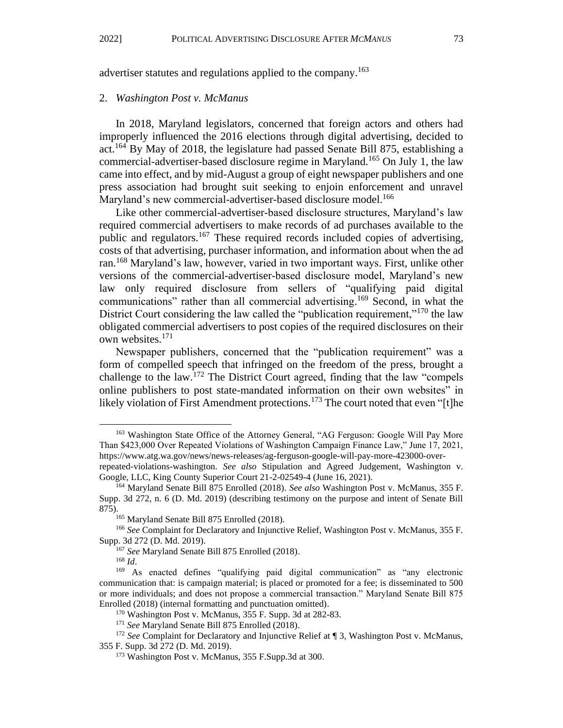advertiser statutes and regulations applied to the company.[163]

### 2. *Washington Post v. McManus*

In 2018, Maryland legislators, concerned that foreign actors and others had improperly influenced the 2016 elections through digital advertising, decided to act.[164] By May of 2018, the legislature had passed Senate Bill 875, establishing a commercial-advertiser-based disclosure regime in Maryland.[165] On July 1, the law came into effect, and by mid-August a group of eight newspaper publishers and one press association had brought suit seeking to enjoin enforcement and unravel Maryland's new commercial-advertiser-based disclosure model.[166]

Like other commercial-advertiser-based disclosure structures, Maryland's law required commercial advertisers to make records of ad purchases available to the public and regulators.[167] These required records included copies of advertising, costs of that advertising, purchaser information, and information about when the ad ran.[168] Maryland's law, however, varied in two important ways. First, unlike other versions of the commercial-advertiser-based disclosure model, Maryland's new law only required disclosure from sellers of "qualifying paid digital communications" rather than all commercial advertising.[169] Second, in what the District Court considering the law called the "publication requirement,"[170] the law obligated commercial advertisers to post copies of the required disclosures on their own websites.[171]

Newspaper publishers, concerned that the "publication requirement" was a form of compelled speech that infringed on the freedom of the press, brought a challenge to the law.[172] The District Court agreed, finding that the law "compels online publishers to post state-mandated information on their own websites" in likely violation of First Amendment protections.[173] The court noted that even "[t]he

---

[163] Washington State Office of the Attorney General, "AG Ferguson: Google Will Pay More Than $423,000 Over Repeated Violations of Washington Campaign Finance Law," June 17, 2021, https://www.atg.wa.gov/news/news-releases/ag-ferguson-google-will-pay-more-423000-over-repeated-violations-washington. *See also* Stipulation and Agreed Judgement, Washington v. Google, LLC, King County Superior Court 21-2-02549-4 (June 16, 2021).

[164] Maryland Senate Bill 875 Enrolled (2018). *See also* Washington Post v. McManus, 355 F. Supp. 3d 272, n. 6 (D. Md. 2019) (describing testimony on the purpose and intent of Senate Bill 875).

[165] Maryland Senate Bill 875 Enrolled (2018).

[166] *See* Complaint for Declaratory and Injunctive Relief, Washington Post v. McManus, 355 F. Supp. 3d 272 (D. Md. 2019).

[167] *See* Maryland Senate Bill 875 Enrolled (2018).

[168] *Id*.

[169] As enacted defines "qualifying paid digital communication" as "any electronic communication that: is campaign material; is placed or promoted for a fee; is disseminated to 500 or more individuals; and does not propose a commercial transaction." Maryland Senate Bill 875 Enrolled (2018) (internal formatting and punctuation omitted).

[170] Washington Post v. McManus, 355 F. Supp. 3d at 282-83.

[171] *See* Maryland Senate Bill 875 Enrolled (2018).

[172] *See* Complaint for Declaratory and Injunctive Relief at ¶ 3, Washington Post v. McManus, 355 F. Supp. 3d 272 (D. Md. 2019).

[173] Washington Post v. McManus, 355 F.Supp.3d at 300.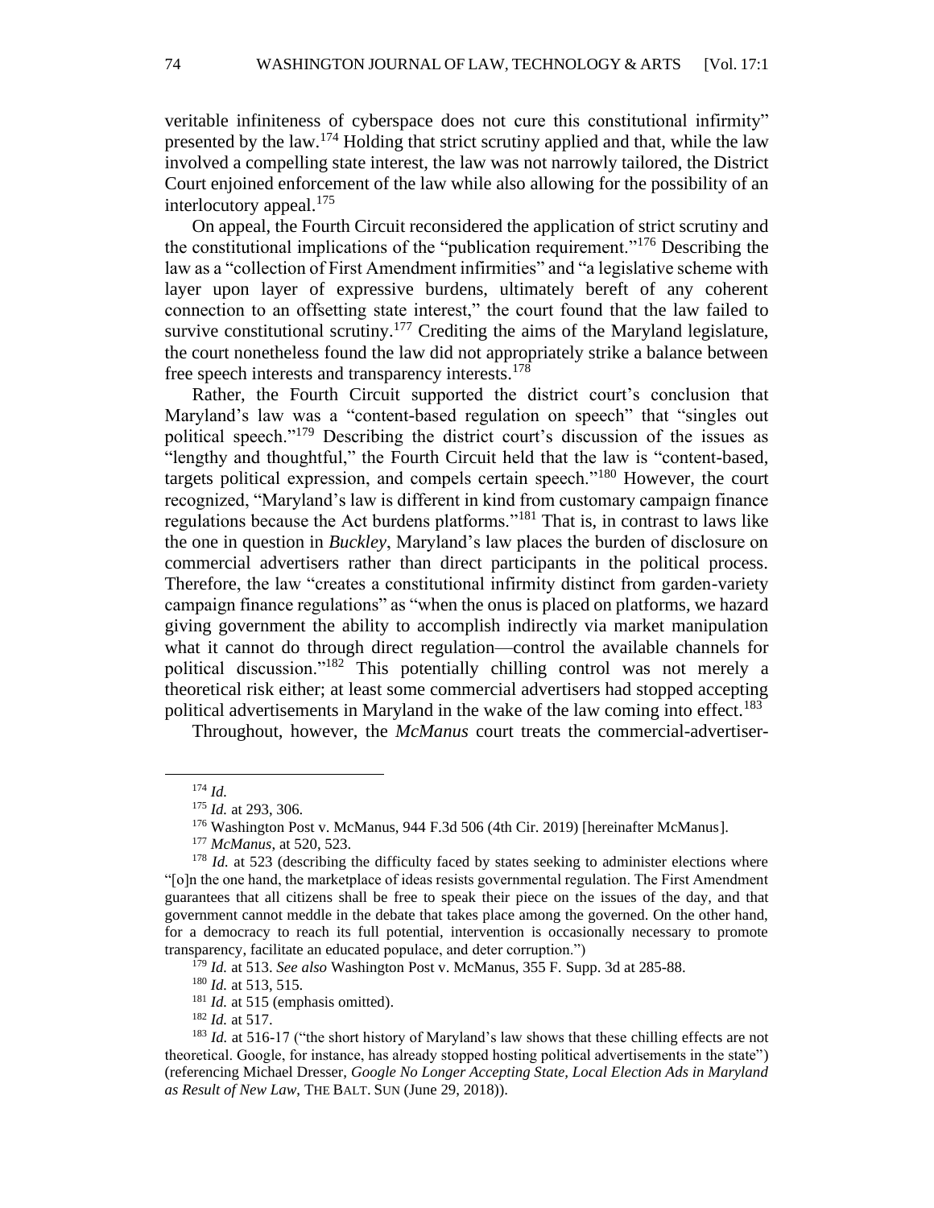veritable infiniteness of cyberspace does not cure this constitutional infirmity" presented by the law.[174] Holding that strict scrutiny applied and that, while the law involved a compelling state interest, the law was not narrowly tailored, the District Court enjoined enforcement of the law while also allowing for the possibility of an interlocutory appeal.[175]

On appeal, the Fourth Circuit reconsidered the application of strict scrutiny and the constitutional implications of the "publication requirement."[176] Describing the law as a "collection of First Amendment infirmities" and "a legislative scheme with layer upon layer of expressive burdens, ultimately bereft of any coherent connection to an offsetting state interest," the court found that the law failed to survive constitutional scrutiny.[177] Crediting the aims of the Maryland legislature, the court nonetheless found the law did not appropriately strike a balance between free speech interests and transparency interests.[178]

Rather, the Fourth Circuit supported the district court's conclusion that Maryland's law was a "content-based regulation on speech" that "singles out political speech."[179] Describing the district court's discussion of the issues as "lengthy and thoughtful," the Fourth Circuit held that the law is "content-based, targets political expression, and compels certain speech."[180] However, the court recognized, "Maryland's law is different in kind from customary campaign finance regulations because the Act burdens platforms."[181] That is, in contrast to laws like the one in question in *Buckley*, Maryland's law places the burden of disclosure on commercial advertisers rather than direct participants in the political process. Therefore, the law "creates a constitutional infirmity distinct from garden-variety campaign finance regulations" as "when the onus is placed on platforms, we hazard giving government the ability to accomplish indirectly via market manipulation what it cannot do through direct regulation—control the available channels for political discussion."[182] This potentially chilling control was not merely a theoretical risk either; at least some commercial advertisers had stopped accepting political advertisements in Maryland in the wake of the law coming into effect.[183]

Throughout, however, the *McManus* court treats the commercial-advertiser-

---

[174] *Id.*

[175] *Id.* at 293, 306.

[176] Washington Post v. McManus, 944 F.3d 506 (4th Cir. 2019) [hereinafter McManus].

[177] *McManus*, at 520, 523.

[178] *Id.* at 523 (describing the difficulty faced by states seeking to administer elections where "[o]n the one hand, the marketplace of ideas resists governmental regulation. The First Amendment guarantees that all citizens shall be free to speak their piece on the issues of the day, and that government cannot meddle in the debate that takes place among the governed. On the other hand, for a democracy to reach its full potential, intervention is occasionally necessary to promote transparency, facilitate an educated populace, and deter corruption.")

[179] *Id.* at 513. *See also* Washington Post v. McManus, 355 F. Supp. 3d at 285-88.

[180] *Id.* at 513, 515.

[181] *Id.* at 515 (emphasis omitted).

[182] *Id.* at 517.

[183] *Id.* at 516-17 ("the short history of Maryland's law shows that these chilling effects are not theoretical. Google, for instance, has already stopped hosting political advertisements in the state") (referencing Michael Dresser, *Google No Longer Accepting State, Local Election Ads in Maryland as Result of New Law*, THE BALT. SUN (June 29, 2018)).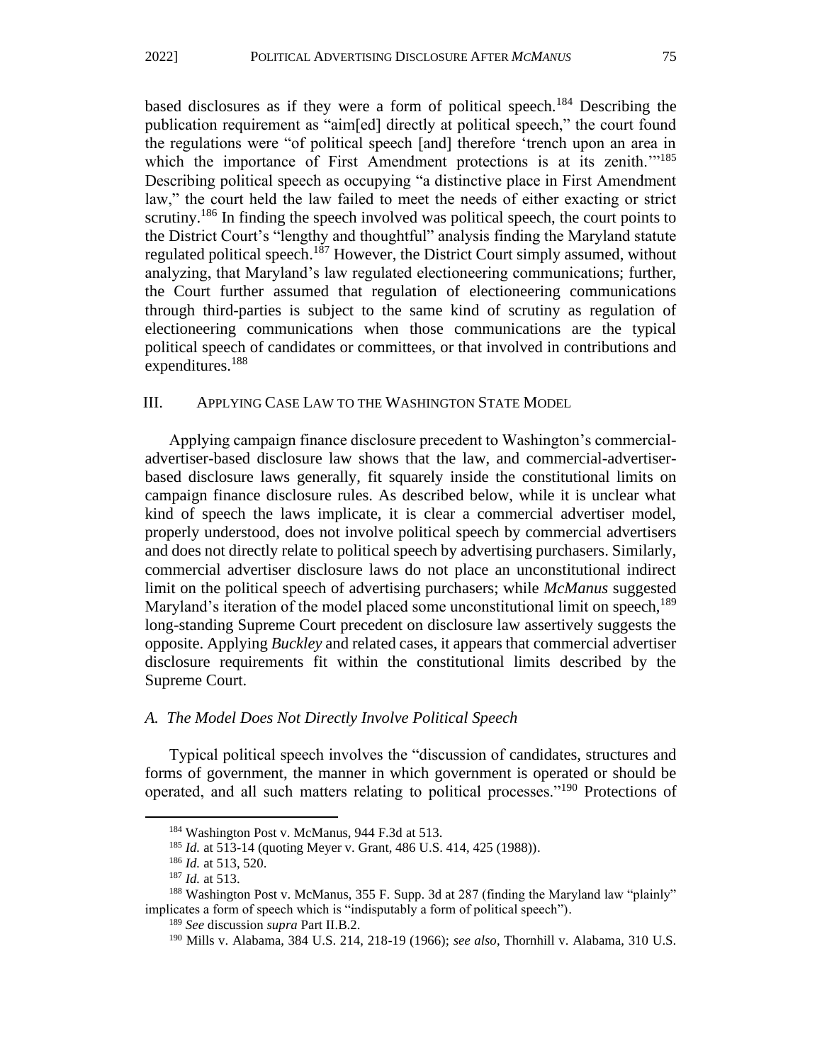based disclosures as if they were a form of political speech.[184] Describing the publication requirement as "aim[ed] directly at political speech," the court found the regulations were "of political speech [and] therefore 'trench upon an area in which the importance of First Amendment protections is at its zenith.'"[185] Describing political speech as occupying "a distinctive place in First Amendment law," the court held the law failed to meet the needs of either exacting or strict scrutiny.[186] In finding the speech involved was political speech, the court points to the District Court's "lengthy and thoughtful" analysis finding the Maryland statute regulated political speech.[187] However, the District Court simply assumed, without analyzing, that Maryland's law regulated electioneering communications; further, the Court further assumed that regulation of electioneering communications through third-parties is subject to the same kind of scrutiny as regulation of electioneering communications when those communications are the typical political speech of candidates or committees, or that involved in contributions and expenditures.[188]

## III. APPLYING CASE LAW TO THE WASHINGTON STATE MODEL

Applying campaign finance disclosure precedent to Washington's commercial-advertiser-based disclosure law shows that the law, and commercial-advertiser-based disclosure laws generally, fit squarely inside the constitutional limits on campaign finance disclosure rules. As described below, while it is unclear what kind of speech the laws implicate, it is clear a commercial advertiser model, properly understood, does not involve political speech by commercial advertisers and does not directly relate to political speech by advertising purchasers. Similarly, commercial advertiser disclosure laws do not place an unconstitutional indirect limit on the political speech of advertising purchasers; while *McManus* suggested Maryland's iteration of the model placed some unconstitutional limit on speech,[189] long-standing Supreme Court precedent on disclosure law assertively suggests the opposite. Applying *Buckley* and related cases, it appears that commercial advertiser disclosure requirements fit within the constitutional limits described by the Supreme Court.

### *A. The Model Does Not Directly Involve Political Speech*

Typical political speech involves the "discussion of candidates, structures and forms of government, the manner in which government is operated or should be operated, and all such matters relating to political processes."[190] Protections of

---

[184] Washington Post v. McManus, 944 F.3d at 513.

[185] *Id.* at 513-14 (quoting Meyer v. Grant, 486 U.S. 414, 425 (1988)).

[186] *Id.* at 513, 520.

[187] *Id.* at 513.

[188] Washington Post v. McManus, 355 F. Supp. 3d at 287 (finding the Maryland law "plainly" implicates a form of speech which is "indisputably a form of political speech").

[189] *See* discussion *supra* Part II.B.2.

[190] Mills v. Alabama, 384 U.S. 214, 218-19 (1966); *see also*, Thornhill v. Alabama, 310 U.S.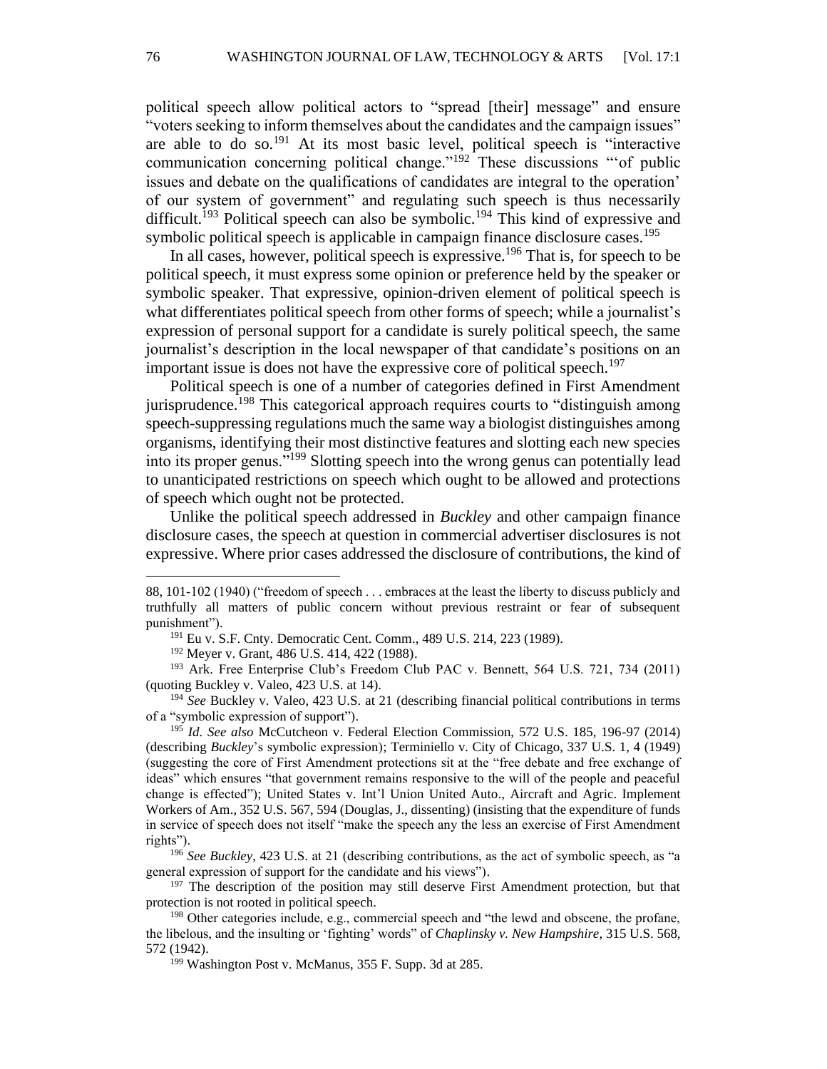political speech allow political actors to "spread [their] message" and ensure "voters seeking to inform themselves about the candidates and the campaign issues" are able to do so.[191] At its most basic level, political speech is "interactive communication concerning political change."[192] These discussions "'of public issues and debate on the qualifications of candidates are integral to the operation' of our system of government" and regulating such speech is thus necessarily difficult.[193] Political speech can also be symbolic.[194] This kind of expressive and symbolic political speech is applicable in campaign finance disclosure cases.[195]

In all cases, however, political speech is expressive.[196] That is, for speech to be political speech, it must express some opinion or preference held by the speaker or symbolic speaker. That expressive, opinion-driven element of political speech is what differentiates political speech from other forms of speech; while a journalist's expression of personal support for a candidate is surely political speech, the same journalist's description in the local newspaper of that candidate's positions on an important issue is does not have the expressive core of political speech.[197]

Political speech is one of a number of categories defined in First Amendment jurisprudence.[198] This categorical approach requires courts to "distinguish among speech-suppressing regulations much the same way a biologist distinguishes among organisms, identifying their most distinctive features and slotting each new species into its proper genus."[199] Slotting speech into the wrong genus can potentially lead to unanticipated restrictions on speech which ought to be allowed and protections of speech which ought not be protected.

Unlike the political speech addressed in *Buckley* and other campaign finance disclosure cases, the speech at question in commercial advertiser disclosures is not expressive. Where prior cases addressed the disclosure of contributions, the kind of

---

88, 101-102 (1940) ("freedom of speech . . . embraces at the least the liberty to discuss publicly and truthfully all matters of public concern without previous restraint or fear of subsequent punishment").

[191] Eu v. S.F. Cnty. Democratic Cent. Comm., 489 U.S. 214, 223 (1989).

[192] Meyer v. Grant, 486 U.S. 414, 422 (1988).

[193] Ark. Free Enterprise Club's Freedom Club PAC v. Bennett, 564 U.S. 721, 734 (2011) (quoting Buckley v. Valeo, 423 U.S. at 14).

[194] *See* Buckley v. Valeo, 423 U.S. at 21 (describing financial political contributions in terms of a "symbolic expression of support").

[195] *Id. See also* McCutcheon v. Federal Election Commission, 572 U.S. 185, 196-97 (2014) (describing *Buckley*'s symbolic expression); Terminiello v. City of Chicago, 337 U.S. 1, 4 (1949) (suggesting the core of First Amendment protections sit at the "free debate and free exchange of ideas" which ensures "that government remains responsive to the will of the people and peaceful change is effected"); United States v. Int'l Union United Auto., Aircraft and Agric. Implement Workers of Am., 352 U.S. 567, 594 (Douglas, J., dissenting) (insisting that the expenditure of funds in service of speech does not itself "make the speech any the less an exercise of First Amendment rights").

[196] *See Buckley*, 423 U.S. at 21 (describing contributions, as the act of symbolic speech, as "a general expression of support for the candidate and his views").

[197] The description of the position may still deserve First Amendment protection, but that protection is not rooted in political speech.

[198] Other categories include, e.g., commercial speech and "the lewd and obscene, the profane, the libelous, and the insulting or 'fighting' words" of *Chaplinsky v. New Hampshire*, 315 U.S. 568, 572 (1942).

[199] Washington Post v. McManus, 355 F. Supp. 3d at 285.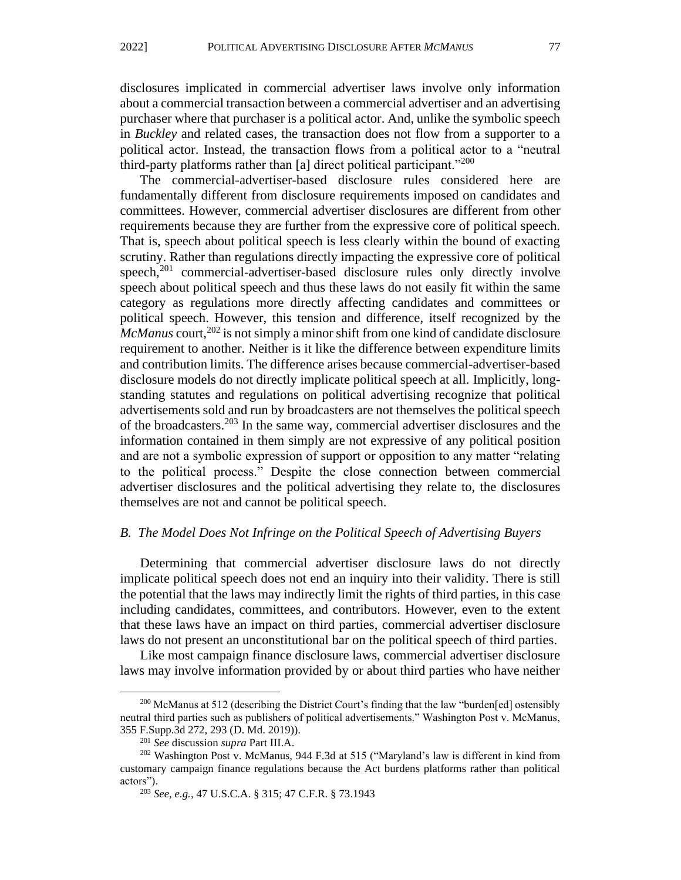disclosures implicated in commercial advertiser laws involve only information about a commercial transaction between a commercial advertiser and an advertising purchaser where that purchaser is a political actor. And, unlike the symbolic speech in *Buckley* and related cases, the transaction does not flow from a supporter to a political actor. Instead, the transaction flows from a political actor to a "neutral third-party platforms rather than [a] direct political participant."[200]

The commercial-advertiser-based disclosure rules considered here are fundamentally different from disclosure requirements imposed on candidates and committees. However, commercial advertiser disclosures are different from other requirements because they are further from the expressive core of political speech. That is, speech about political speech is less clearly within the bound of exacting scrutiny. Rather than regulations directly impacting the expressive core of political speech,[201] commercial-advertiser-based disclosure rules only directly involve speech about political speech and thus these laws do not easily fit within the same category as regulations more directly affecting candidates and committees or political speech. However, this tension and difference, itself recognized by the *McManus* court,[202] is not simply a minor shift from one kind of candidate disclosure requirement to another. Neither is it like the difference between expenditure limits and contribution limits. The difference arises because commercial-advertiser-based disclosure models do not directly implicate political speech at all. Implicitly, long-standing statutes and regulations on political advertising recognize that political advertisements sold and run by broadcasters are not themselves the political speech of the broadcasters.[203] In the same way, commercial advertiser disclosures and the information contained in them simply are not expressive of any political position and are not a symbolic expression of support or opposition to any matter "relating to the political process." Despite the close connection between commercial advertiser disclosures and the political advertising they relate to, the disclosures themselves are not and cannot be political speech.

### *B. The Model Does Not Infringe on the Political Speech of Advertising Buyers*

Determining that commercial advertiser disclosure laws do not directly implicate political speech does not end an inquiry into their validity. There is still the potential that the laws may indirectly limit the rights of third parties, in this case including candidates, committees, and contributors. However, even to the extent that these laws have an impact on third parties, commercial advertiser disclosure laws do not present an unconstitutional bar on the political speech of third parties.

Like most campaign finance disclosure laws, commercial advertiser disclosure laws may involve information provided by or about third parties who have neither

---

[200] McManus at 512 (describing the District Court's finding that the law "burden[ed] ostensibly neutral third parties such as publishers of political advertisements." Washington Post v. McManus, 355 F.Supp.3d 272, 293 (D. Md. 2019)).

[201] *See* discussion *supra* Part III.A.

[202] Washington Post v. McManus, 944 F.3d at 515 ("Maryland's law is different in kind from customary campaign finance regulations because the Act burdens platforms rather than political actors").

[203] *See, e.g.*, 47 U.S.C.A. § 315; 47 C.F.R. § 73.1943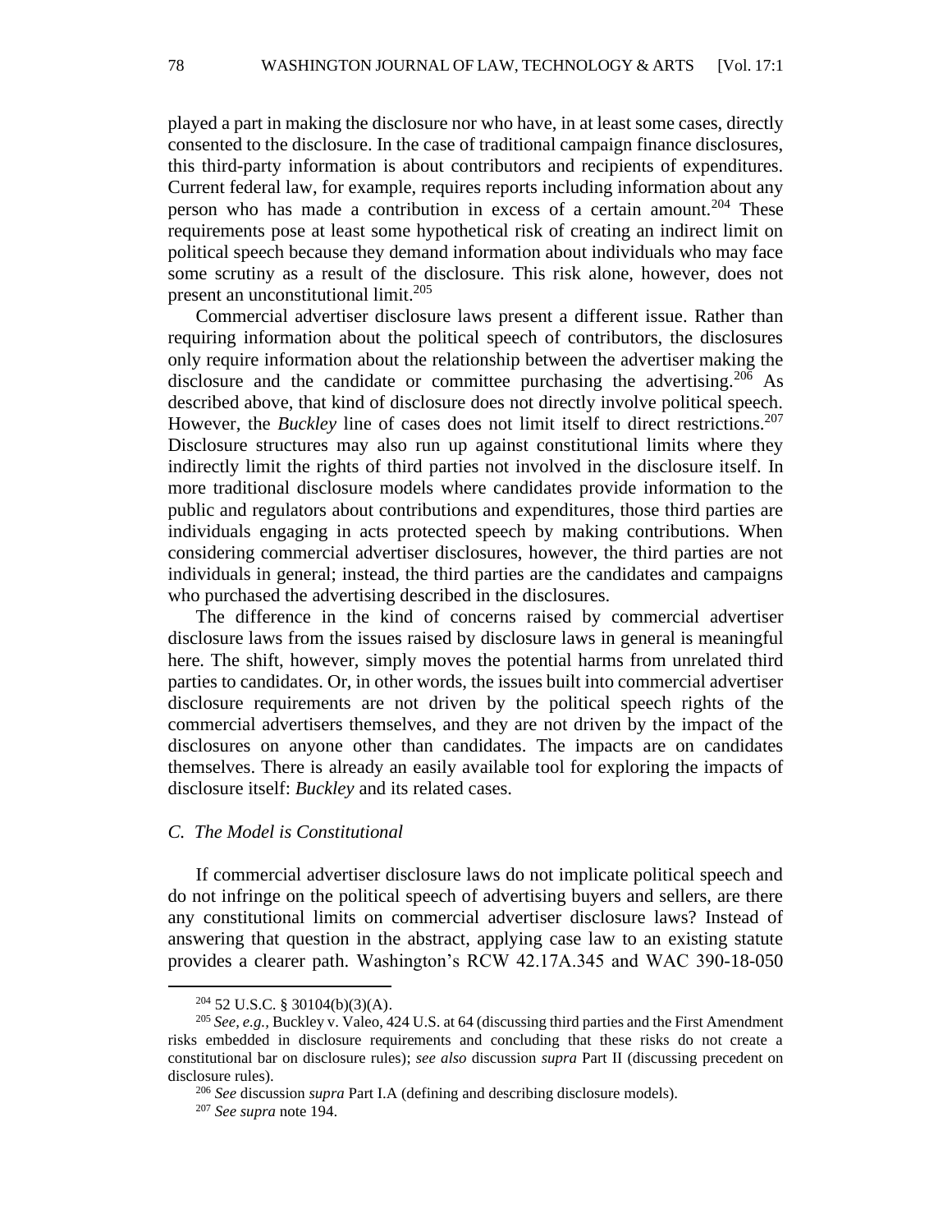played a part in making the disclosure nor who have, in at least some cases, directly consented to the disclosure. In the case of traditional campaign finance disclosures, this third-party information is about contributors and recipients of expenditures. Current federal law, for example, requires reports including information about any person who has made a contribution in excess of a certain amount.[204] These requirements pose at least some hypothetical risk of creating an indirect limit on political speech because they demand information about individuals who may face some scrutiny as a result of the disclosure. This risk alone, however, does not present an unconstitutional limit.[205]

Commercial advertiser disclosure laws present a different issue. Rather than requiring information about the political speech of contributors, the disclosures only require information about the relationship between the advertiser making the disclosure and the candidate or committee purchasing the advertising.[206] As described above, that kind of disclosure does not directly involve political speech. However, the *Buckley* line of cases does not limit itself to direct restrictions.[207] Disclosure structures may also run up against constitutional limits where they indirectly limit the rights of third parties not involved in the disclosure itself. In more traditional disclosure models where candidates provide information to the public and regulators about contributions and expenditures, those third parties are individuals engaging in acts protected speech by making contributions. When considering commercial advertiser disclosures, however, the third parties are not individuals in general; instead, the third parties are the candidates and campaigns who purchased the advertising described in the disclosures.

The difference in the kind of concerns raised by commercial advertiser disclosure laws from the issues raised by disclosure laws in general is meaningful here. The shift, however, simply moves the potential harms from unrelated third parties to candidates. Or, in other words, the issues built into commercial advertiser disclosure requirements are not driven by the political speech rights of the commercial advertisers themselves, and they are not driven by the impact of the disclosures on anyone other than candidates. The impacts are on candidates themselves. There is already an easily available tool for exploring the impacts of disclosure itself: *Buckley* and its related cases.

### C. *The Model is Constitutional*

If commercial advertiser disclosure laws do not implicate political speech and do not infringe on the political speech of advertising buyers and sellers, are there any constitutional limits on commercial advertiser disclosure laws? Instead of answering that question in the abstract, applying case law to an existing statute provides a clearer path. Washington's RCW 42.17A.345 and WAC 390-18-050

---

[204] 52 U.S.C. § 30104(b)(3)(A).

[205] *See, e.g.*, Buckley v. Valeo, 424 U.S. at 64 (discussing third parties and the First Amendment risks embedded in disclosure requirements and concluding that these risks do not create a constitutional bar on disclosure rules); *see also* discussion *supra* Part II (discussing precedent on disclosure rules).

[206] *See* discussion *supra* Part I.A (defining and describing disclosure models).

[207] *See supra* note 194.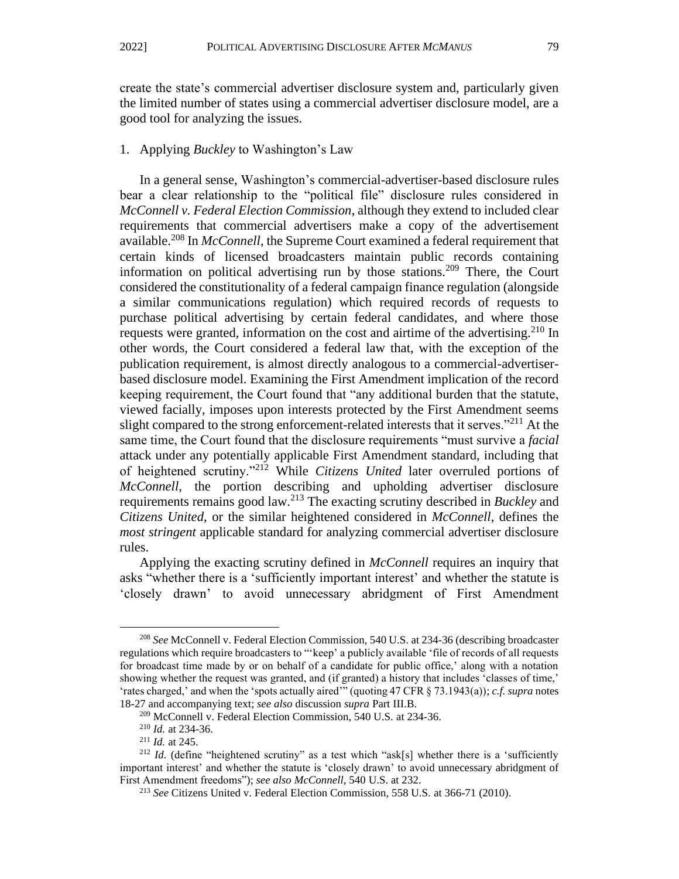create the state's commercial advertiser disclosure system and, particularly given the limited number of states using a commercial advertiser disclosure model, are a good tool for analyzing the issues.

### 1. Applying *Buckley* to Washington's Law

In a general sense, Washington's commercial-advertiser-based disclosure rules bear a clear relationship to the "political file" disclosure rules considered in *McConnell v. Federal Election Commission*, although they extend to included clear requirements that commercial advertisers make a copy of the advertisement available.[208] In *McConnell*, the Supreme Court examined a federal requirement that certain kinds of licensed broadcasters maintain public records containing information on political advertising run by those stations.[209] There, the Court considered the constitutionality of a federal campaign finance regulation (alongside a similar communications regulation) which required records of requests to purchase political advertising by certain federal candidates, and where those requests were granted, information on the cost and airtime of the advertising.[210] In other words, the Court considered a federal law that, with the exception of the publication requirement, is almost directly analogous to a commercial-advertiser-based disclosure model. Examining the First Amendment implication of the record keeping requirement, the Court found that "any additional burden that the statute, viewed facially, imposes upon interests protected by the First Amendment seems slight compared to the strong enforcement-related interests that it serves."[211] At the same time, the Court found that the disclosure requirements "must survive a *facial* attack under any potentially applicable First Amendment standard, including that of heightened scrutiny."[212] While *Citizens United* later overruled portions of *McConnell*, the portion describing and upholding advertiser disclosure requirements remains good law.[213] The exacting scrutiny described in *Buckley* and *Citizens United*, or the similar heightened considered in *McConnell*, defines the *most stringent* applicable standard for analyzing commercial advertiser disclosure rules.

Applying the exacting scrutiny defined in *McConnell* requires an inquiry that asks "whether there is a 'sufficiently important interest' and whether the statute is 'closely drawn' to avoid unnecessary abridgment of First Amendment

---

[208] *See* McConnell v. Federal Election Commission, 540 U.S. at 234-36 (describing broadcaster regulations which require broadcasters to "'keep' a publicly available 'file of records of all requests for broadcast time made by or on behalf of a candidate for public office,' along with a notation showing whether the request was granted, and (if granted) a history that includes 'classes of time,' 'rates charged,' and when the 'spots actually aired'" (quoting 47 CFR § 73.1943(a)); *c.f. supra* notes 18-27 and accompanying text; *see also* discussion *supra* Part III.B.

[209] McConnell v. Federal Election Commission, 540 U.S. at 234-36.

[210] *Id.* at 234-36.

[211] *Id.* at 245.

[212] *Id.* (define "heightened scrutiny" as a test which "ask[s] whether there is a 'sufficiently important interest' and whether the statute is 'closely drawn' to avoid unnecessary abridgment of First Amendment freedoms"); *see also McConnell*, 540 U.S. at 232.

[213] *See* Citizens United v. Federal Election Commission, 558 U.S. at 366-71 (2010).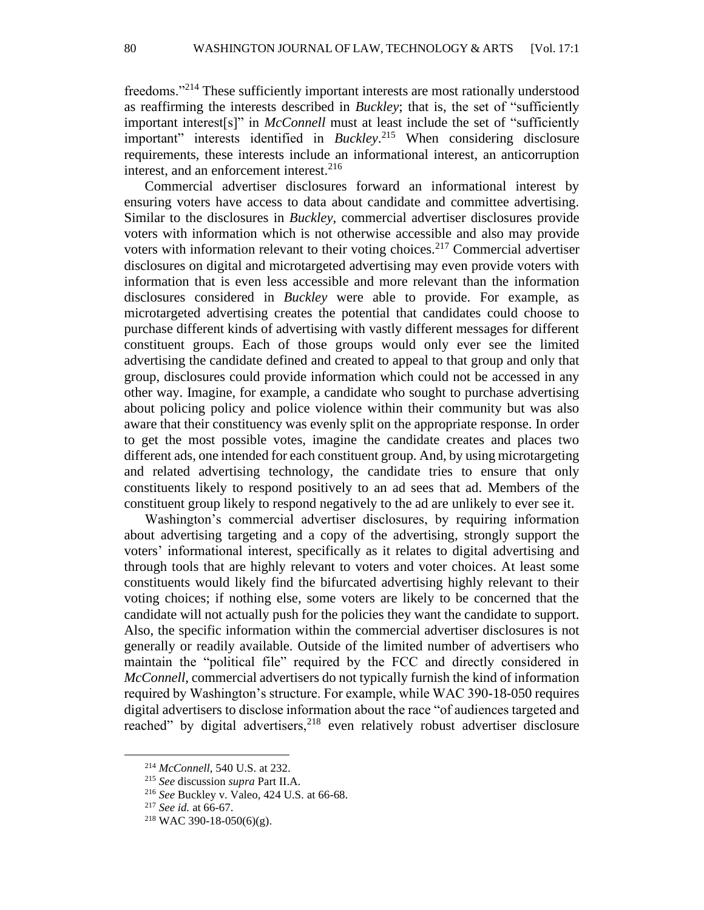freedoms."[214] These sufficiently important interests are most rationally understood as reaffirming the interests described in *Buckley*; that is, the set of "sufficiently important interest[s]" in *McConnell* must at least include the set of "sufficiently important" interests identified in *Buckley*.[215] When considering disclosure requirements, these interests include an informational interest, an anticorruption interest, and an enforcement interest.[216]

Commercial advertiser disclosures forward an informational interest by ensuring voters have access to data about candidate and committee advertising. Similar to the disclosures in *Buckley*, commercial advertiser disclosures provide voters with information which is not otherwise accessible and also may provide voters with information relevant to their voting choices.[217] Commercial advertiser disclosures on digital and microtargeted advertising may even provide voters with information that is even less accessible and more relevant than the information disclosures considered in *Buckley* were able to provide. For example, as microtargeted advertising creates the potential that candidates could choose to purchase different kinds of advertising with vastly different messages for different constituent groups. Each of those groups would only ever see the limited advertising the candidate defined and created to appeal to that group and only that group, disclosures could provide information which could not be accessed in any other way. Imagine, for example, a candidate who sought to purchase advertising about policing policy and police violence within their community but was also aware that their constituency was evenly split on the appropriate response. In order to get the most possible votes, imagine the candidate creates and places two different ads, one intended for each constituent group. And, by using microtargeting and related advertising technology, the candidate tries to ensure that only constituents likely to respond positively to an ad sees that ad. Members of the constituent group likely to respond negatively to the ad are unlikely to ever see it.

Washington's commercial advertiser disclosures, by requiring information about advertising targeting and a copy of the advertising, strongly support the voters' informational interest, specifically as it relates to digital advertising and through tools that are highly relevant to voters and voter choices. At least some constituents would likely find the bifurcated advertising highly relevant to their voting choices; if nothing else, some voters are likely to be concerned that the candidate will not actually push for the policies they want the candidate to support. Also, the specific information within the commercial advertiser disclosures is not generally or readily available. Outside of the limited number of advertisers who maintain the "political file" required by the FCC and directly considered in *McConnell*, commercial advertisers do not typically furnish the kind of information required by Washington's structure. For example, while WAC 390-18-050 requires digital advertisers to disclose information about the race "of audiences targeted and reached" by digital advertisers,[218] even relatively robust advertiser disclosure

---

[214] *McConnell*, 540 U.S. at 232.

[215] *See* discussion *supra* Part II.A.

[216] *See* Buckley v. Valeo, 424 U.S. at 66-68.

[217] *See id.* at 66-67.

[218] WAC 390-18-050(6)(g).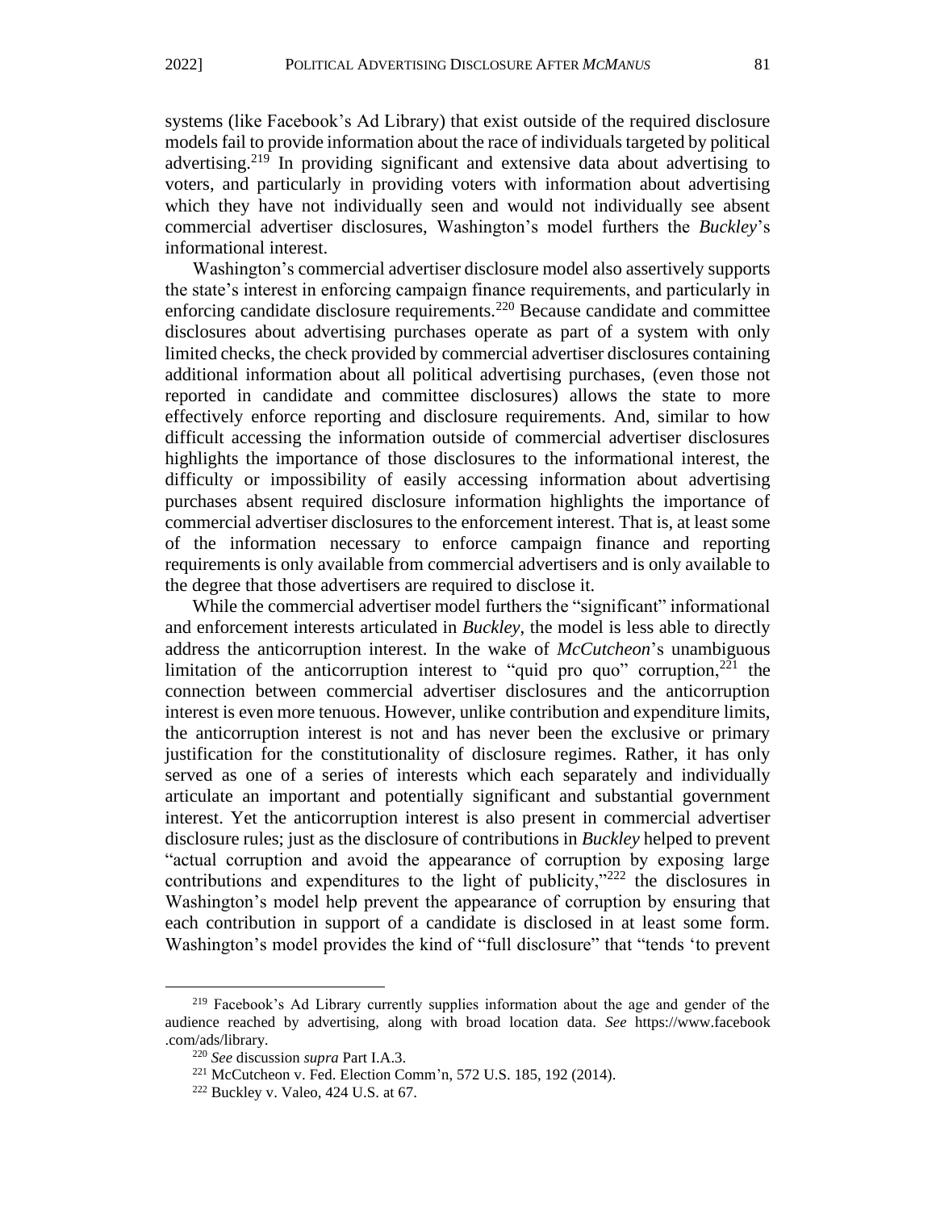systems (like Facebook's Ad Library) that exist outside of the required disclosure models fail to provide information about the race of individuals targeted by political advertising.[219] In providing significant and extensive data about advertising to voters, and particularly in providing voters with information about advertising which they have not individually seen and would not individually see absent commercial advertiser disclosures, Washington's model furthers the *Buckley*'s informational interest.

Washington's commercial advertiser disclosure model also assertively supports the state's interest in enforcing campaign finance requirements, and particularly in enforcing candidate disclosure requirements.[220] Because candidate and committee disclosures about advertising purchases operate as part of a system with only limited checks, the check provided by commercial advertiser disclosures containing additional information about all political advertising purchases, (even those not reported in candidate and committee disclosures) allows the state to more effectively enforce reporting and disclosure requirements. And, similar to how difficult accessing the information outside of commercial advertiser disclosures highlights the importance of those disclosures to the informational interest, the difficulty or impossibility of easily accessing information about advertising purchases absent required disclosure information highlights the importance of commercial advertiser disclosures to the enforcement interest. That is, at least some of the information necessary to enforce campaign finance and reporting requirements is only available from commercial advertisers and is only available to the degree that those advertisers are required to disclose it.

While the commercial advertiser model furthers the "significant" informational and enforcement interests articulated in *Buckley*, the model is less able to directly address the anticorruption interest. In the wake of *McCutcheon*'s unambiguous limitation of the anticorruption interest to "quid pro quo" corruption,[221] the connection between commercial advertiser disclosures and the anticorruption interest is even more tenuous. However, unlike contribution and expenditure limits, the anticorruption interest is not and has never been the exclusive or primary justification for the constitutionality of disclosure regimes. Rather, it has only served as one of a series of interests which each separately and individually articulate an important and potentially significant and substantial government interest. Yet the anticorruption interest is also present in commercial advertiser disclosure rules; just as the disclosure of contributions in *Buckley* helped to prevent "actual corruption and avoid the appearance of corruption by exposing large contributions and expenditures to the light of publicity,"[222] the disclosures in Washington's model help prevent the appearance of corruption by ensuring that each contribution in support of a candidate is disclosed in at least some form. Washington's model provides the kind of "full disclosure" that "tends 'to prevent

---

[219] Facebook's Ad Library currently supplies information about the age and gender of the audience reached by advertising, along with broad location data. *See* https://www.facebook.com/ads/library.

[220] *See* discussion *supra* Part I.A.3.

[221] McCutcheon v. Fed. Election Comm'n, 572 U.S. 185, 192 (2014).

[222] Buckley v. Valeo, 424 U.S. at 67.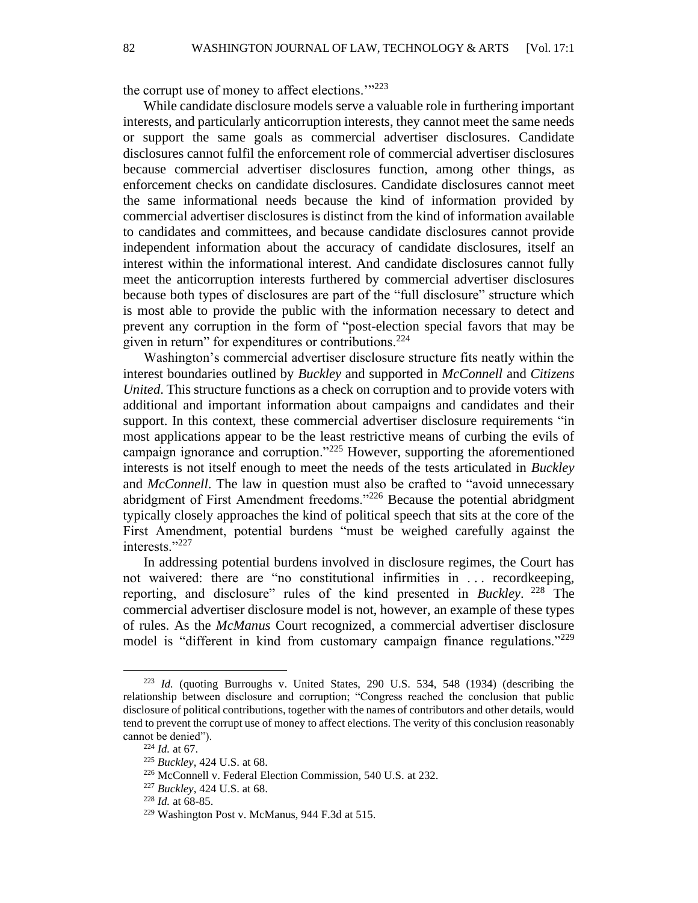the corrupt use of money to affect elections.'"[223]

While candidate disclosure models serve a valuable role in furthering important interests, and particularly anticorruption interests, they cannot meet the same needs or support the same goals as commercial advertiser disclosures. Candidate disclosures cannot fulfil the enforcement role of commercial advertiser disclosures because commercial advertiser disclosures function, among other things, as enforcement checks on candidate disclosures. Candidate disclosures cannot meet the same informational needs because the kind of information provided by commercial advertiser disclosures is distinct from the kind of information available to candidates and committees, and because candidate disclosures cannot provide independent information about the accuracy of candidate disclosures, itself an interest within the informational interest. And candidate disclosures cannot fully meet the anticorruption interests furthered by commercial advertiser disclosures because both types of disclosures are part of the "full disclosure" structure which is most able to provide the public with the information necessary to detect and prevent any corruption in the form of "post-election special favors that may be given in return" for expenditures or contributions.[224]

Washington's commercial advertiser disclosure structure fits neatly within the interest boundaries outlined by *Buckley* and supported in *McConnell* and *Citizens United*. This structure functions as a check on corruption and to provide voters with additional and important information about campaigns and candidates and their support. In this context, these commercial advertiser disclosure requirements "in most applications appear to be the least restrictive means of curbing the evils of campaign ignorance and corruption."[225] However, supporting the aforementioned interests is not itself enough to meet the needs of the tests articulated in *Buckley* and *McConnell*. The law in question must also be crafted to "avoid unnecessary abridgment of First Amendment freedoms."[226] Because the potential abridgment typically closely approaches the kind of political speech that sits at the core of the First Amendment, potential burdens "must be weighed carefully against the interests."[227]

In addressing potential burdens involved in disclosure regimes, the Court has not waivered: there are "no constitutional infirmities in . . . recordkeeping, reporting, and disclosure" rules of the kind presented in *Buckley*.[228] The commercial advertiser disclosure model is not, however, an example of these types of rules. As the *McManus* Court recognized, a commercial advertiser disclosure model is "different in kind from customary campaign finance regulations."[229]

---

[223] *Id.* (quoting Burroughs v. United States, 290 U.S. 534, 548 (1934) (describing the relationship between disclosure and corruption; "Congress reached the conclusion that public disclosure of political contributions, together with the names of contributors and other details, would tend to prevent the corrupt use of money to affect elections. The verity of this conclusion reasonably cannot be denied").

[224] *Id.* at 67.

[225] *Buckley*, 424 U.S. at 68.

[226] McConnell v. Federal Election Commission, 540 U.S. at 232.

[227] *Buckley*, 424 U.S. at 68.

[228] *Id.* at 68-85.

[229] Washington Post v. McManus, 944 F.3d at 515.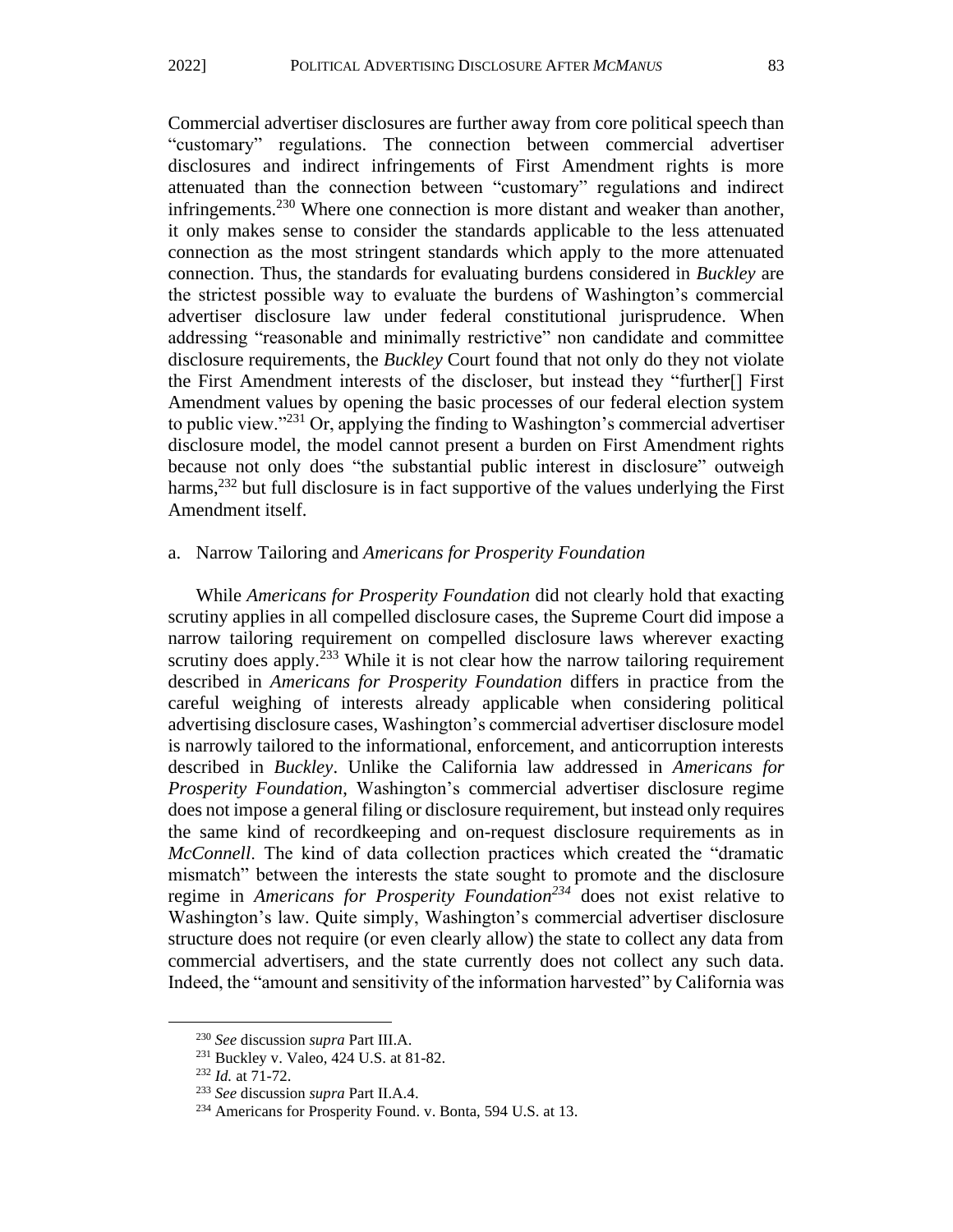Commercial advertiser disclosures are further away from core political speech than "customary" regulations. The connection between commercial advertiser disclosures and indirect infringements of First Amendment rights is more attenuated than the connection between "customary" regulations and indirect infringements.[230] Where one connection is more distant and weaker than another, it only makes sense to consider the standards applicable to the less attenuated connection as the most stringent standards which apply to the more attenuated connection. Thus, the standards for evaluating burdens considered in *Buckley* are the strictest possible way to evaluate the burdens of Washington's commercial advertiser disclosure law under federal constitutional jurisprudence. When addressing "reasonable and minimally restrictive" non candidate and committee disclosure requirements, the *Buckley* Court found that not only do they not violate the First Amendment interests of the discloser, but instead they "further[] First Amendment values by opening the basic processes of our federal election system to public view."[231] Or, applying the finding to Washington's commercial advertiser disclosure model, the model cannot present a burden on First Amendment rights because not only does "the substantial public interest in disclosure" outweigh harms,[232] but full disclosure is in fact supportive of the values underlying the First Amendment itself.

a. Narrow Tailoring and *Americans for Prosperity Foundation*

While *Americans for Prosperity Foundation* did not clearly hold that exacting scrutiny applies in all compelled disclosure cases, the Supreme Court did impose a narrow tailoring requirement on compelled disclosure laws wherever exacting scrutiny does apply.[233] While it is not clear how the narrow tailoring requirement described in *Americans for Prosperity Foundation* differs in practice from the careful weighing of interests already applicable when considering political advertising disclosure cases, Washington's commercial advertiser disclosure model is narrowly tailored to the informational, enforcement, and anticorruption interests described in *Buckley*. Unlike the California law addressed in *Americans for Prosperity Foundation*, Washington's commercial advertiser disclosure regime does not impose a general filing or disclosure requirement, but instead only requires the same kind of recordkeeping and on-request disclosure requirements as in *McConnell*. The kind of data collection practices which created the "dramatic mismatch" between the interests the state sought to promote and the disclosure regime in *Americans for Prosperity Foundation*[234] does not exist relative to Washington's law. Quite simply, Washington's commercial advertiser disclosure structure does not require (or even clearly allow) the state to collect any data from commercial advertisers, and the state currently does not collect any such data. Indeed, the "amount and sensitivity of the information harvested" by California was

---

[230] *See* discussion *supra* Part III.A.

[231] Buckley v. Valeo, 424 U.S. at 81-82.

[232] *Id.* at 71-72.

[233] *See* discussion *supra* Part II.A.4.

[234] Americans for Prosperity Found. v. Bonta, 594 U.S. at 13.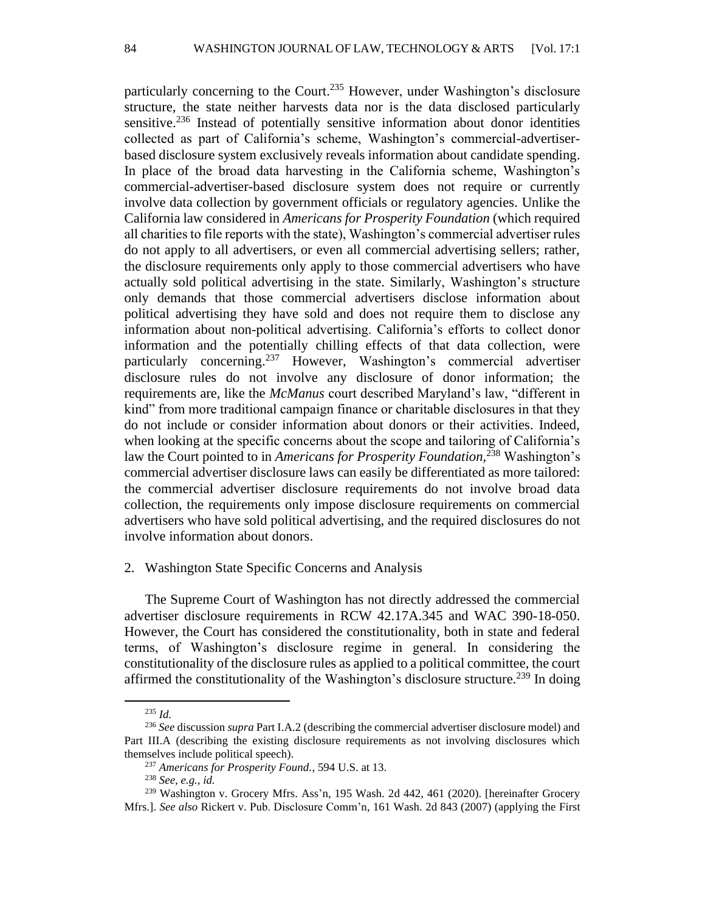particularly concerning to the Court.[235] However, under Washington's disclosure structure, the state neither harvests data nor is the data disclosed particularly sensitive.[236] Instead of potentially sensitive information about donor identities collected as part of California's scheme, Washington's commercial-advertiser-based disclosure system exclusively reveals information about candidate spending. In place of the broad data harvesting in the California scheme, Washington's commercial-advertiser-based disclosure system does not require or currently involve data collection by government officials or regulatory agencies. Unlike the California law considered in *Americans for Prosperity Foundation* (which required all charities to file reports with the state), Washington's commercial advertiser rules do not apply to all advertisers, or even all commercial advertising sellers; rather, the disclosure requirements only apply to those commercial advertisers who have actually sold political advertising in the state. Similarly, Washington's structure only demands that those commercial advertisers disclose information about political advertising they have sold and does not require them to disclose any information about non-political advertising. California's efforts to collect donor information and the potentially chilling effects of that data collection, were particularly concerning.[237] However, Washington's commercial advertiser disclosure rules do not involve any disclosure of donor information; the requirements are, like the *McManus* court described Maryland's law, "different in kind" from more traditional campaign finance or charitable disclosures in that they do not include or consider information about donors or their activities. Indeed, when looking at the specific concerns about the scope and tailoring of California's law the Court pointed to in *Americans for Prosperity Foundation*,[238] Washington's commercial advertiser disclosure laws can easily be differentiated as more tailored: the commercial advertiser disclosure requirements do not involve broad data collection, the requirements only impose disclosure requirements on commercial advertisers who have sold political advertising, and the required disclosures do not involve information about donors.

2. Washington State Specific Concerns and Analysis

The Supreme Court of Washington has not directly addressed the commercial advertiser disclosure requirements in RCW 42.17A.345 and WAC 390-18-050. However, the Court has considered the constitutionality, both in state and federal terms, of Washington's disclosure regime in general. In considering the constitutionality of the disclosure rules as applied to a political committee, the court affirmed the constitutionality of the Washington's disclosure structure.[239] In doing

---

[235] *Id.*

[236] *See* discussion *supra* Part I.A.2 (describing the commercial advertiser disclosure model) and Part III.A (describing the existing disclosure requirements as not involving disclosures which themselves include political speech).

[237] *Americans for Prosperity Found.*, 594 U.S. at 13.

[238] *See, e.g.*, *id.*

[239] Washington v. Grocery Mfrs. Ass'n, 195 Wash. 2d 442, 461 (2020). [hereinafter Grocery Mfrs.]. *See also* Rickert v. Pub. Disclosure Comm'n, 161 Wash. 2d 843 (2007) (applying the First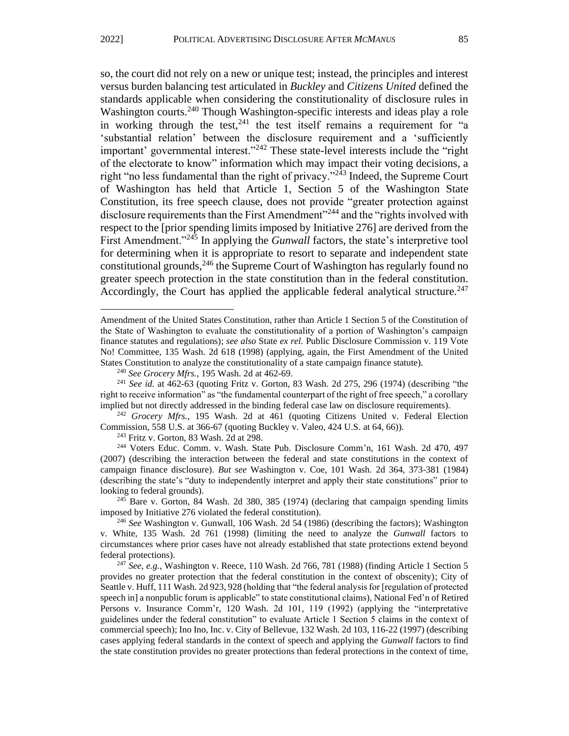so, the court did not rely on a new or unique test; instead, the principles and interest versus burden balancing test articulated in *Buckley* and *Citizens United* defined the standards applicable when considering the constitutionality of disclosure rules in Washington courts.[240] Though Washington-specific interests and ideas play a role in working through the test,[241] the test itself remains a requirement for "a 'substantial relation' between the disclosure requirement and a 'sufficiently important' governmental interest."[242] These state-level interests include the "right of the electorate to know" information which may impact their voting decisions, a right "no less fundamental than the right of privacy."[243] Indeed, the Supreme Court of Washington has held that Article 1, Section 5 of the Washington State Constitution, its free speech clause, does not provide "greater protection against disclosure requirements than the First Amendment"[244] and the "rights involved with respect to the [prior spending limits imposed by Initiative 276] are derived from the First Amendment."[245] In applying the *Gunwall* factors, the state's interpretive tool for determining when it is appropriate to resort to separate and independent state constitutional grounds,[246] the Supreme Court of Washington has regularly found no greater speech protection in the state constitution than in the federal constitution. Accordingly, the Court has applied the applicable federal analytical structure.[247]

---

Amendment of the United States Constitution, rather than Article 1 Section 5 of the Constitution of the State of Washington to evaluate the constitutionality of a portion of Washington's campaign finance statutes and regulations); *see also* State *ex rel.* Public Disclosure Commission v. 119 Vote No! Committee, 135 Wash. 2d 618 (1998) (applying, again, the First Amendment of the United States Constitution to analyze the constitutionality of a state campaign finance statute).

[240] *See Grocery Mfrs.*, 195 Wash. 2d at 462-69.

[241] *See id.* at 462-63 (quoting Fritz v. Gorton, 83 Wash. 2d 275, 296 (1974) (describing "the right to receive information" as "the fundamental counterpart of the right of free speech," a corollary implied but not directly addressed in the binding federal case law on disclosure requirements).

[242] *Grocery Mfrs.*, 195 Wash. 2d at 461 (quoting Citizens United v. Federal Election Commission, 558 U.S. at 366-67 (quoting Buckley v. Valeo, 424 U.S. at 64, 66)).

[243] Fritz v. Gorton, 83 Wash. 2d at 298.

[244] Voters Educ. Comm. v. Wash. State Pub. Disclosure Comm'n, 161 Wash. 2d 470, 497 (2007) (describing the interaction between the federal and state constitutions in the context of campaign finance disclosure). *But see* Washington v. Coe, 101 Wash. 2d 364, 373-381 (1984) (describing the state's "duty to independently interpret and apply their state constitutions" prior to looking to federal grounds).

[245] Bare v. Gorton, 84 Wash. 2d 380, 385 (1974) (declaring that campaign spending limits imposed by Initiative 276 violated the federal constitution).

[246] *See* Washington v. Gunwall, 106 Wash. 2d 54 (1986) (describing the factors); Washington v. White, 135 Wash. 2d 761 (1998) (limiting the need to analyze the *Gunwall* factors to circumstances where prior cases have not already established that state protections extend beyond federal protections).

[247] *See, e.g.*, Washington v. Reece, 110 Wash. 2d 766, 781 (1988) (finding Article 1 Section 5 provides no greater protection that the federal constitution in the context of obscenity); City of Seattle v. Huff, 111 Wash. 2d 923, 928 (holding that "the federal analysis for [regulation of protected speech in] a nonpublic forum is applicable" to state constitutional claims), National Fed'n of Retired Persons v. Insurance Comm'r, 120 Wash. 2d 101, 119 (1992) (applying the "interpretative guidelines under the federal constitution" to evaluate Article 1 Section 5 claims in the context of commercial speech); Ino Ino, Inc. v. City of Bellevue, 132 Wash. 2d 103, 116-22 (1997) (describing cases applying federal standards in the context of speech and applying the *Gunwall* factors to find the state constitution provides no greater protections than federal protections in the context of time,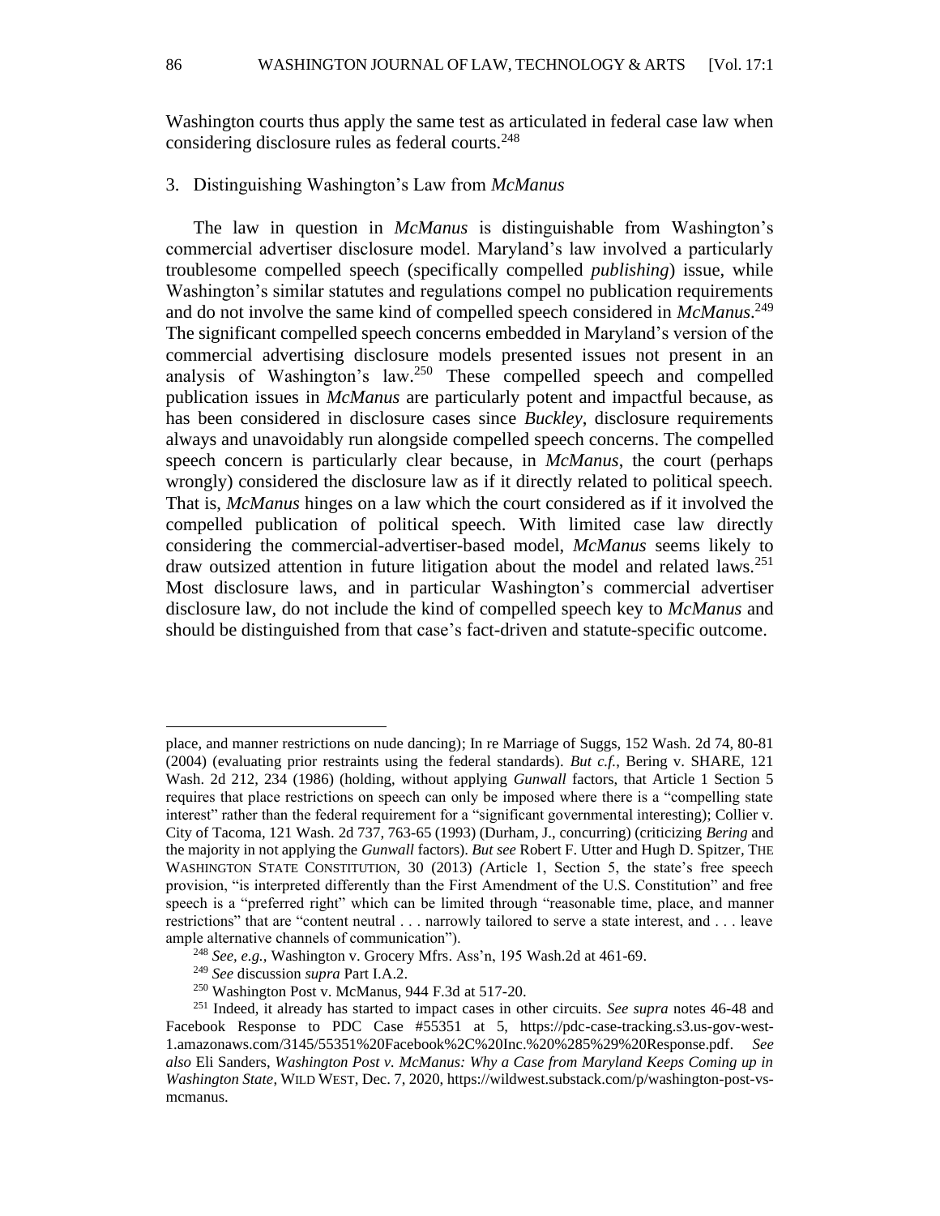Washington courts thus apply the same test as articulated in federal case law when considering disclosure rules as federal courts.[248]

### 3. Distinguishing Washington's Law from *McManus*

The law in question in *McManus* is distinguishable from Washington's commercial advertiser disclosure model. Maryland's law involved a particularly troublesome compelled speech (specifically compelled *publishing*) issue, while Washington's similar statutes and regulations compel no publication requirements and do not involve the same kind of compelled speech considered in *McManus*.[249] The significant compelled speech concerns embedded in Maryland's version of the commercial advertising disclosure models presented issues not present in an analysis of Washington's law.[250] These compelled speech and compelled publication issues in *McManus* are particularly potent and impactful because, as has been considered in disclosure cases since *Buckley*, disclosure requirements always and unavoidably run alongside compelled speech concerns. The compelled speech concern is particularly clear because, in *McManus*, the court (perhaps wrongly) considered the disclosure law as if it directly related to political speech. That is, *McManus* hinges on a law which the court considered as if it involved the compelled publication of political speech. With limited case law directly considering the commercial-advertiser-based model, *McManus* seems likely to draw outsized attention in future litigation about the model and related laws.[251] Most disclosure laws, and in particular Washington's commercial advertiser disclosure law, do not include the kind of compelled speech key to *McManus* and should be distinguished from that case's fact-driven and statute-specific outcome.

---

place, and manner restrictions on nude dancing); In re Marriage of Suggs, 152 Wash. 2d 74, 80-81 (2004) (evaluating prior restraints using the federal standards). *But c.f.*, Bering v. SHARE, 121 Wash. 2d 212, 234 (1986) (holding, without applying *Gunwall* factors, that Article 1 Section 5 requires that place restrictions on speech can only be imposed where there is a "compelling state interest" rather than the federal requirement for a "significant governmental interesting); Collier v. City of Tacoma, 121 Wash. 2d 737, 763-65 (1993) (Durham, J., concurring) (criticizing *Bering* and the majority in not applying the *Gunwall* factors). *But see* Robert F. Utter and Hugh D. Spitzer, THE WASHINGTON STATE CONSTITUTION, 30 (2013) (Article 1, Section 5, the state's free speech provision, "is interpreted differently than the First Amendment of the U.S. Constitution" and free speech is a "preferred right" which can be limited through "reasonable time, place, and manner restrictions" that are "content neutral . . . narrowly tailored to serve a state interest, and . . . leave ample alternative channels of communication").

[248] *See, e.g.,* Washington v. Grocery Mfrs. Ass'n, 195 Wash.2d at 461-69.

[249] *See* discussion *supra* Part I.A.2.

[250] Washington Post v. McManus, 944 F.3d at 517-20.

[251] Indeed, it already has started to impact cases in other circuits. *See supra* notes 46-48 and Facebook Response to PDC Case #55351 at 5, https://pdc-case-tracking.s3.us-gov-west-1.amazonaws.com/3145/55351%20Facebook%2C%20Inc.%20%285%29%20Response.pdf. *See also* Eli Sanders, *Washington Post v. McManus: Why a Case from Maryland Keeps Coming up in Washington State*, WILD WEST, Dec. 7, 2020, https://wildwest.substack.com/p/washington-post-vs-mcmanus.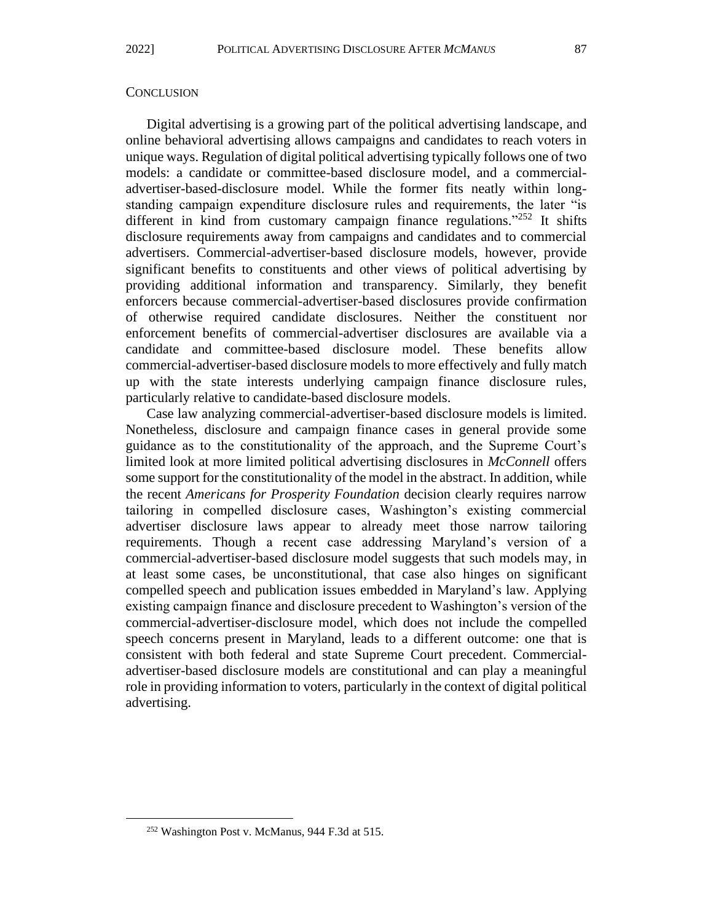## CONCLUSION

Digital advertising is a growing part of the political advertising landscape, and online behavioral advertising allows campaigns and candidates to reach voters in unique ways. Regulation of digital political advertising typically follows one of two models: a candidate or committee-based disclosure model, and a commercial-advertiser-based-disclosure model. While the former fits neatly within long-standing campaign expenditure disclosure rules and requirements, the later "is different in kind from customary campaign finance regulations."[252] It shifts disclosure requirements away from campaigns and candidates and to commercial advertisers. Commercial-advertiser-based disclosure models, however, provide significant benefits to constituents and other views of political advertising by providing additional information and transparency. Similarly, they benefit enforcers because commercial-advertiser-based disclosures provide confirmation of otherwise required candidate disclosures. Neither the constituent nor enforcement benefits of commercial-advertiser disclosures are available via a candidate and committee-based disclosure model. These benefits allow commercial-advertiser-based disclosure models to more effectively and fully match up with the state interests underlying campaign finance disclosure rules, particularly relative to candidate-based disclosure models.

Case law analyzing commercial-advertiser-based disclosure models is limited. Nonetheless, disclosure and campaign finance cases in general provide some guidance as to the constitutionality of the approach, and the Supreme Court's limited look at more limited political advertising disclosures in *McConnell* offers some support for the constitutionality of the model in the abstract. In addition, while the recent *Americans for Prosperity Foundation* decision clearly requires narrow tailoring in compelled disclosure cases, Washington's existing commercial advertiser disclosure laws appear to already meet those narrow tailoring requirements. Though a recent case addressing Maryland's version of a commercial-advertiser-based disclosure model suggests that such models may, in at least some cases, be unconstitutional, that case also hinges on significant compelled speech and publication issues embedded in Maryland's law. Applying existing campaign finance and disclosure precedent to Washington's version of the commercial-advertiser-disclosure model, which does not include the compelled speech concerns present in Maryland, leads to a different outcome: one that is consistent with both federal and state Supreme Court precedent. Commercial-advertiser-based disclosure models are constitutional and can play a meaningful role in providing information to voters, particularly in the context of digital political advertising.

---

[252] Washington Post v. McManus, 944 F.3d at 515.